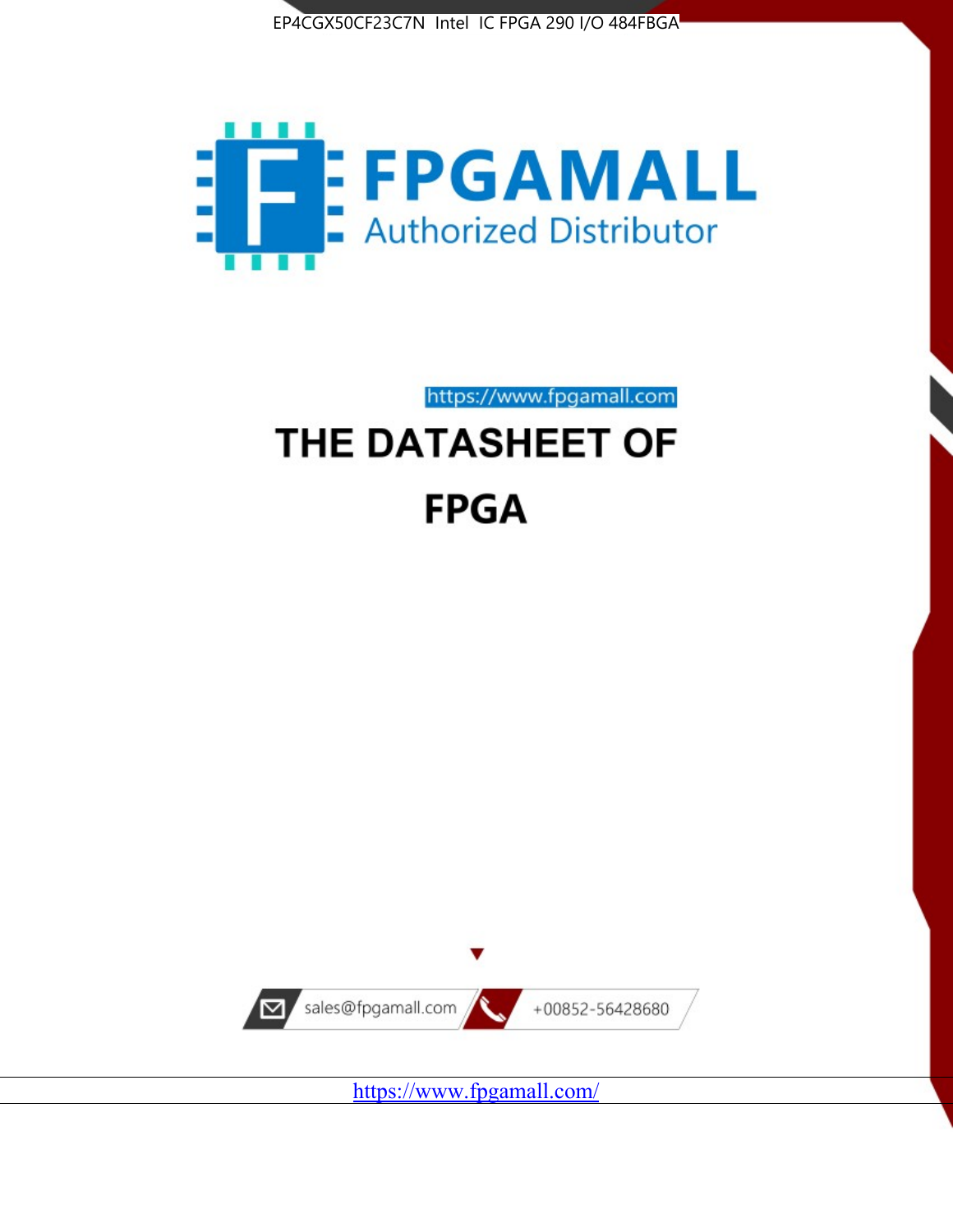EP4CGX50CF23C7N Intel IC FPGA 290 I/O 484FBGA

FPGAMALL

Authorized Distributor

https://www.fpgamall.com

# THE DATASHEET OF

# FPGA

sales@fpgamall.com

+00852-56428680

https://www.fpgamall.com/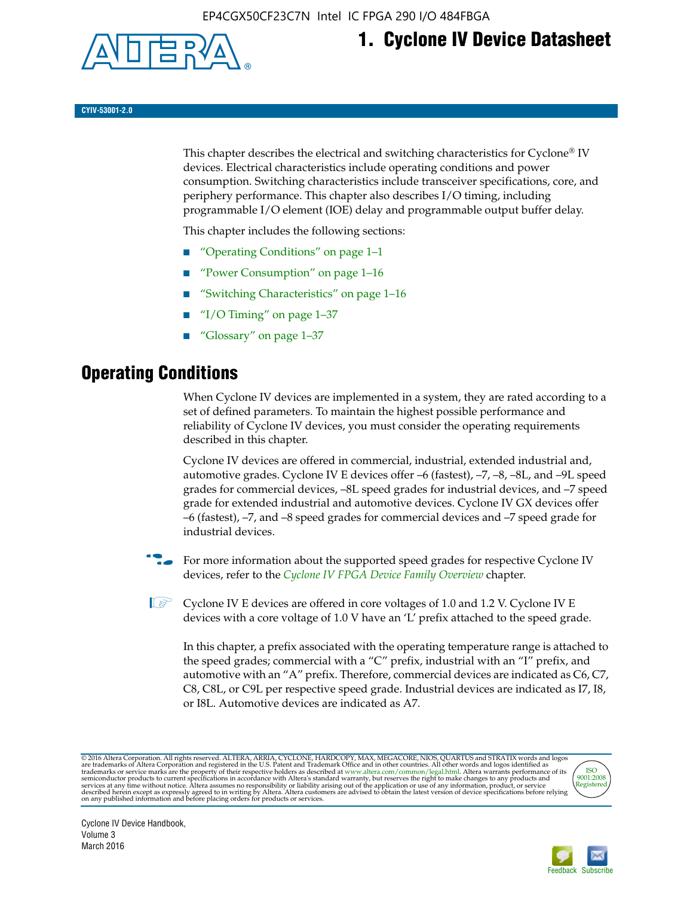# 1. Cyclone IV Device Datasheet

CYIV-53001-2.0

This chapter describes the electrical and switching characteristics for Cyclone® IV devices. Electrical characteristics include operating conditions and power consumption. Switching characteristics include transceiver specifications, core, and periphery performance. This chapter also describes I/O timing, including programmable I/O element (IOE) delay and programmable output buffer delay.

This chapter includes the following sections:

- "Operating Conditions" on page 1–1
- "Power Consumption" on page 1–16
- "Switching Characteristics" on page 1–16
- "I/O Timing" on page 1–37
- "Glossary" on page 1–37

## Operating Conditions

When Cyclone IV devices are implemented in a system, they are rated according to a set of defined parameters. To maintain the highest possible performance and reliability of Cyclone IV devices, you must consider the operating requirements described in this chapter.

Cyclone IV devices are offered in commercial, industrial, extended industrial and, automotive grades. Cyclone IV E devices offer –6 (fastest), –7, –8, –8L, and –9L speed grades for commercial devices, –8L speed grades for industrial devices, and –7 speed grade for extended industrial and automotive devices. Cyclone IV GX devices offer –6 (fastest), –7, and –8 speed grades for commercial devices and –7 speed grade for industrial devices.

For more information about the supported speed grades for respective Cyclone IV devices, refer to the *Cyclone IV FPGA Device Family Overview* chapter.

Cyclone IV E devices are offered in core voltages of 1.0 and 1.2 V. Cyclone IV E devices with a core voltage of 1.0 V have an 'L' prefix attached to the speed grade.

In this chapter, a prefix associated with the operating temperature range is attached to the speed grades; commercial with a "C" prefix, industrial with an "I" prefix, and automotive with an "A" prefix. Therefore, commercial devices are indicated as C6, C7, C8, C8L, or C9L per respective speed grade. Industrial devices are indicated as I7, I8, or I8L. Automotive devices are indicated as A7.

© 2016 Altera Corporation. All rights reserved. ALTERA, ARRIA, CYCLONE, HARDCOPY, MAX, MEGACORE, NIOS, QUARTUS and STRATIX words and logos are trademarks of Altera Corporation and registered in the U.S. Patent and Trademark Office and in other countries. All other words and logos identified as trademarks or service marks are the property of their respective holders as described at www.altera.com/common/legal.html. Altera warrants performance of its semiconductor products to current specifications in accordance with Altera's standard warranty, but reserves the right to make changes to any products and services at any time without notice. Altera assumes no responsibility or liability arising out of the application or use of any information, product, or service described herein except as expressly agreed to in writing by Altera. Altera customers are advised to obtain the latest version of device specifications before relying on any published information and before placing orders for products or services.

Cyclone IV Device Handbook,
Volume 3
March 2016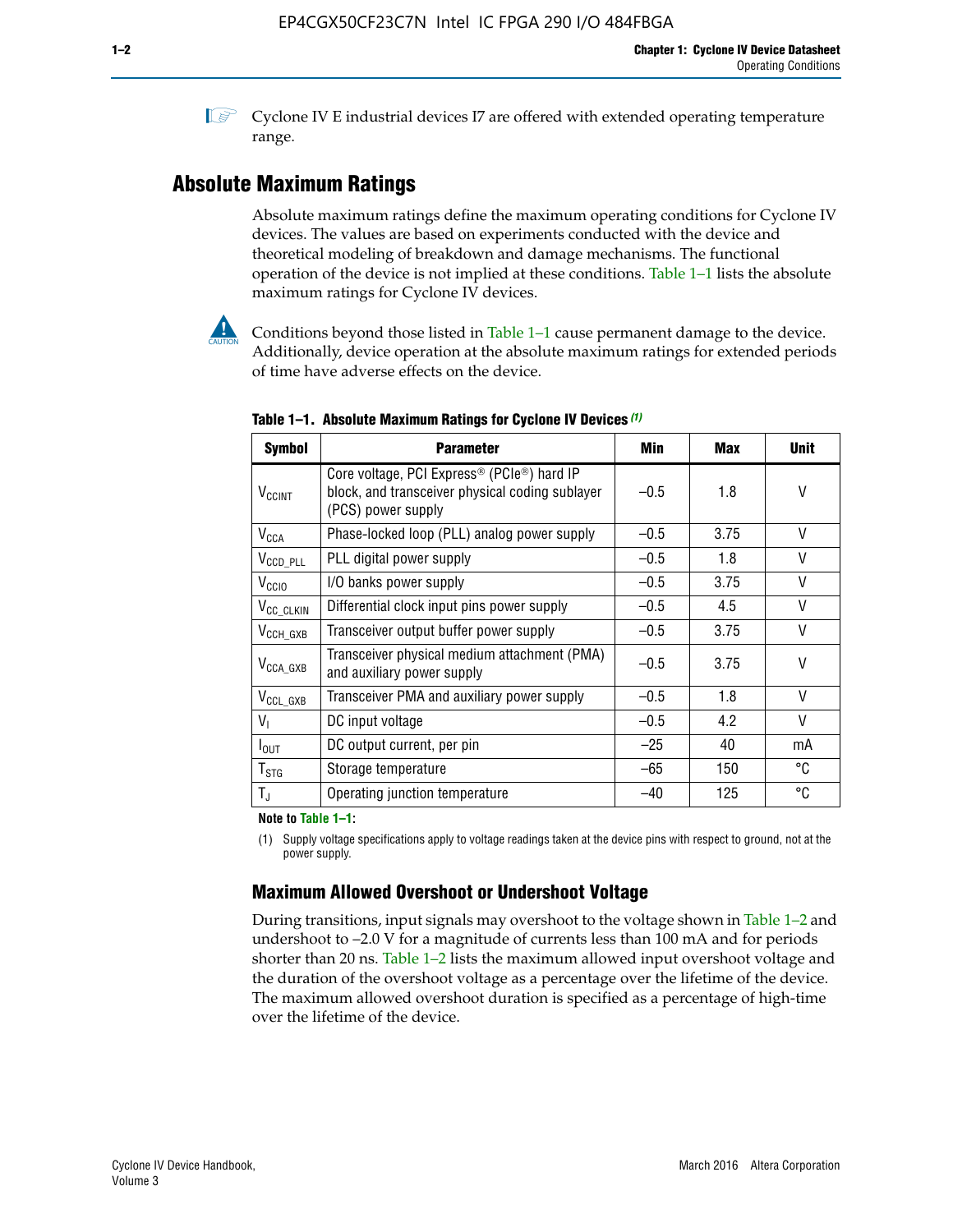Cyclone IV E industrial devices I7 are offered with extended operating temperature range.

## Absolute Maximum Ratings

Absolute maximum ratings define the maximum operating conditions for Cyclone IV devices. The values are based on experiments conducted with the device and theoretical modeling of breakdown and damage mechanisms. The functional operation of the device is not implied at these conditions. Table 1–1 lists the absolute maximum ratings for Cyclone IV devices.

Conditions beyond those listed in Table 1–1 cause permanent damage to the device. Additionally, device operation at the absolute maximum ratings for extended periods of time have adverse effects on the device.

**Table 1–1. Absolute Maximum Ratings for Cyclone IV Devices** *(1)*

| Symbol | Parameter | Min | Max | Unit |
|---|---|---|---|---|
| $V_{CCINT}$ | Core voltage, PCI Express® (PCIe®) hard IP block, and transceiver physical coding sublayer (PCS) power supply | –0.5 | 1.8 | V |
| $V_{CCA}$ | Phase-locked loop (PLL) analog power supply | –0.5 | 3.75 | V |
| $V_{CCD\_PLL}$ | PLL digital power supply | –0.5 | 1.8 | V |
| $V_{CCIO}$ | I/O banks power supply | –0.5 | 3.75 | V |
| $V_{CC\_CLKIN}$ | Differential clock input pins power supply | –0.5 | 4.5 | V |
| $V_{CCH\_GXB}$ | Transceiver output buffer power supply | –0.5 | 3.75 | V |
| $V_{CCA\_GXB}$ | Transceiver physical medium attachment (PMA) and auxiliary power supply | –0.5 | 3.75 | V |
| $V_{CCL\_GXB}$ | Transceiver PMA and auxiliary power supply | –0.5 | 1.8 | V |
| $V_I$ | DC input voltage | –0.5 | 4.2 | V |
| $I_{OUT}$ | DC output current, per pin | –25 | 40 | mA |
| $T_{STG}$ | Storage temperature | –65 | 150 | °C |
| $T_J$ | Operating junction temperature | –40 | 125 | °C |

**Note to Table 1–1:**

(1) Supply voltage specifications apply to voltage readings taken at the device pins with respect to ground, not at the power supply.

### Maximum Allowed Overshoot or Undershoot Voltage

During transitions, input signals may overshoot to the voltage shown in Table 1–2 and undershoot to –2.0 V for a magnitude of currents less than 100 mA and for periods shorter than 20 ns. Table 1–2 lists the maximum allowed input overshoot voltage and the duration of the overshoot voltage as a percentage over the lifetime of the device. The maximum allowed overshoot duration is specified as a percentage of high-time over the lifetime of the device.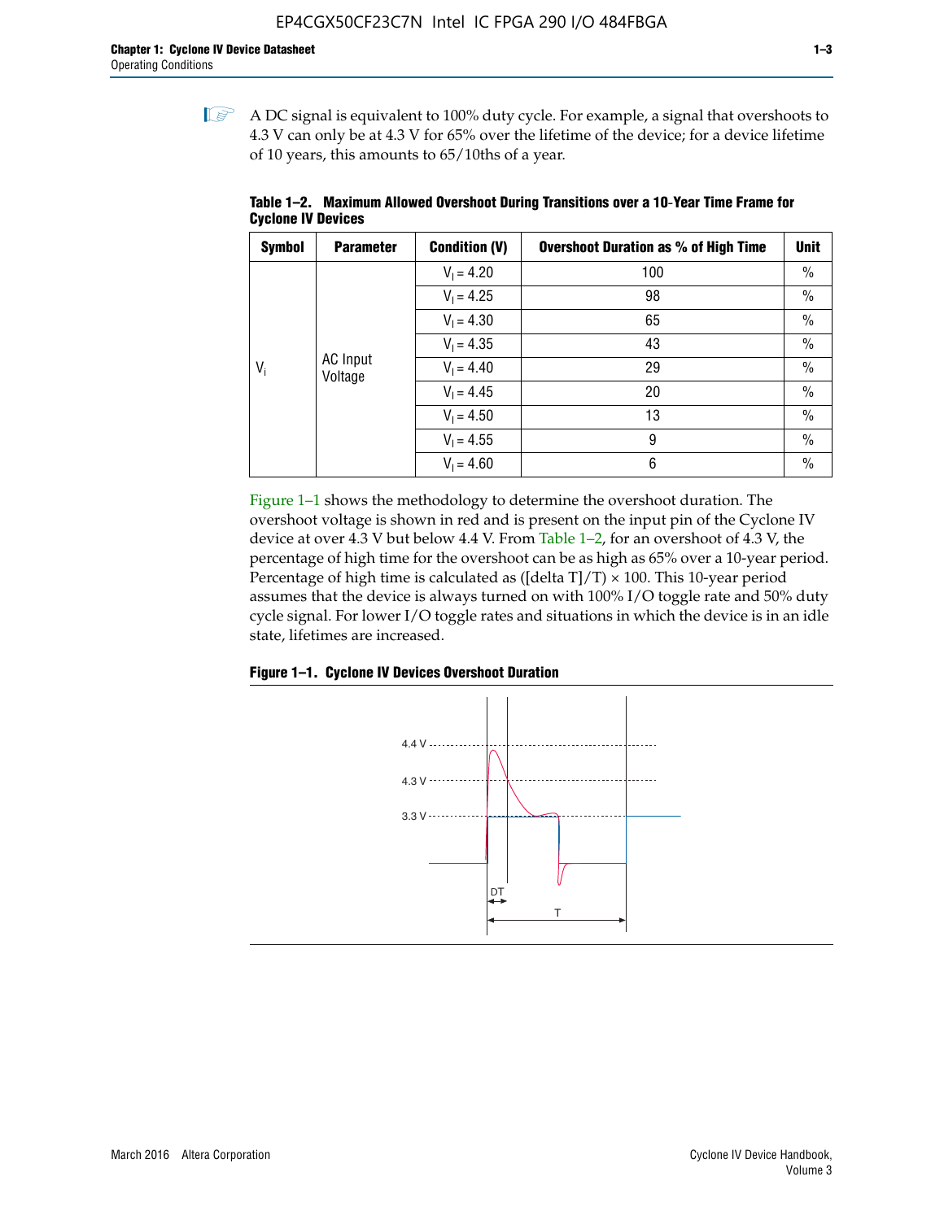A DC signal is equivalent to 100% duty cycle. For example, a signal that overshoots to 4.3 V can only be at 4.3 V for 65% over the lifetime of the device; for a device lifetime of 10 years, this amounts to 65/10ths of a year.

**Table 1–2. Maximum Allowed Overshoot During Transitions over a 10-Year Time Frame for Cyclone IV Devices**

| Symbol | Parameter | Condition (V) | Overshoot Duration as % of High Time | Unit |
|---|---|---|---|---|
| $V_i$ | AC Input Voltage | $V_I = 4.20$ | 100 | % |
| | | $V_I = 4.25$ | 98 | % |
| | | $V_I = 4.30$ | 65 | % |
| | | $V_I = 4.35$ | 43 | % |
| | | $V_I = 4.40$ | 29 | % |
| | | $V_I = 4.45$ | 20 | % |
| | | $V_I = 4.50$ | 13 | % |
| | | $V_I = 4.55$ | 9 | % |
| | | $V_I = 4.60$ | 6 | % |

Figure 1–1 shows the methodology to determine the overshoot duration. The overshoot voltage is shown in red and is present on the input pin of the Cyclone IV device at over 4.3 V but below 4.4 V. From Table 1–2, for an overshoot of 4.3 V, the percentage of high time for the overshoot can be as high as 65% over a 10-year period. Percentage of high time is calculated as ([delta T]/T) × 100. This 10-year period assumes that the device is always turned on with 100% I/O toggle rate and 50% duty cycle signal. For lower I/O toggle rates and situations in which the device is in an idle state, lifetimes are increased.

**Figure 1–1. Cyclone IV Devices Overshoot Duration**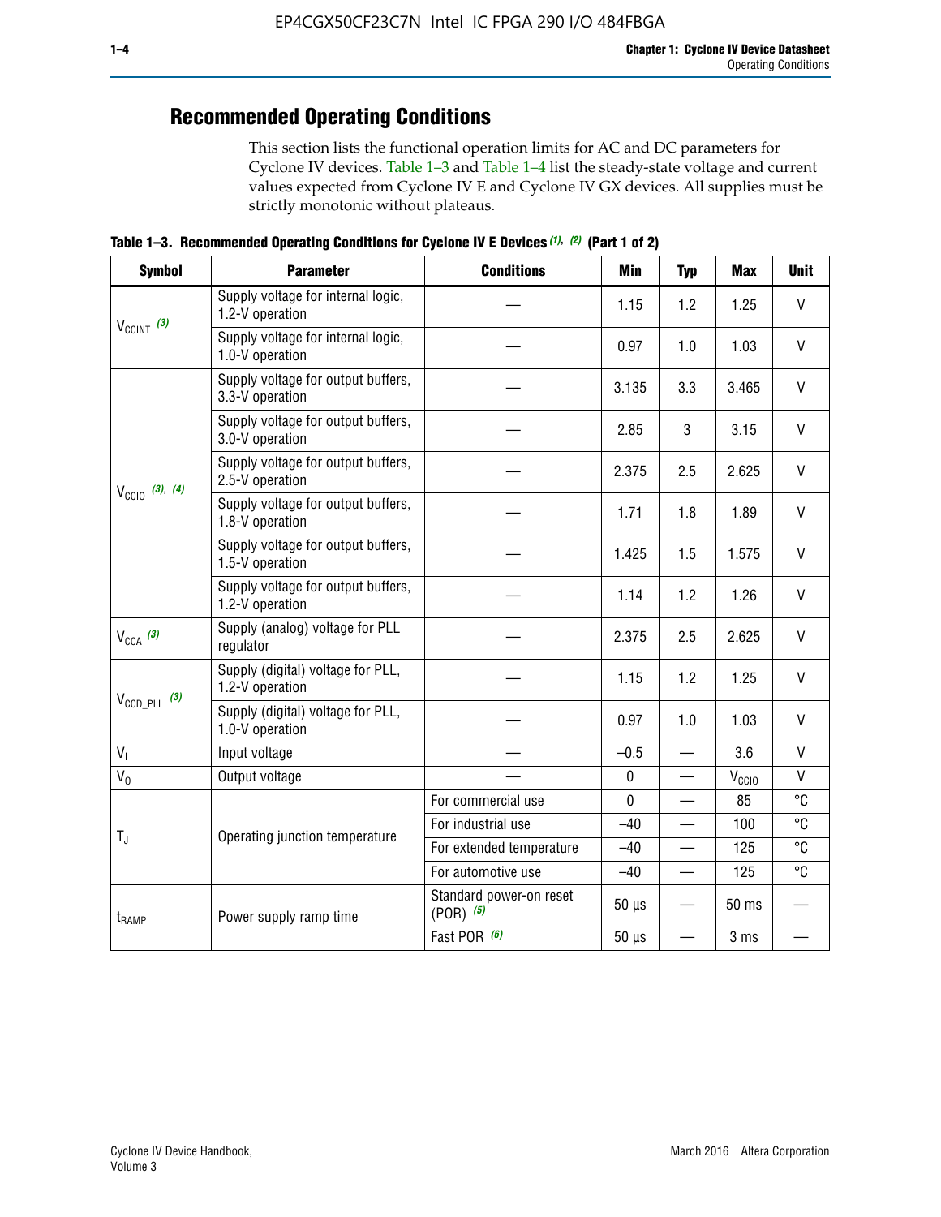## Recommended Operating Conditions

This section lists the functional operation limits for AC and DC parameters for Cyclone IV devices. Table 1–3 and Table 1–4 list the steady-state voltage and current values expected from Cyclone IV E and Cyclone IV GX devices. All supplies must be strictly monotonic without plateaus.

**Table 1–3. Recommended Operating Conditions for Cyclone IV E Devices (1), (2) (Part 1 of 2)**

| Symbol | Parameter | Conditions | Min | Typ | Max | Unit |
|---|---|---|---|---|---|---|
| $V_{CCINT}$ (3) | Supply voltage for internal logic, 1.2-V operation | — | 1.15 | 1.2 | 1.25 | V |
| | Supply voltage for internal logic, 1.0-V operation | — | 0.97 | 1.0 | 1.03 | V |
| $V_{CCIO}$ (3), (4) | Supply voltage for output buffers, 3.3-V operation | — | 3.135 | 3.3 | 3.465 | V |
| | Supply voltage for output buffers, 3.0-V operation | — | 2.85 | 3 | 3.15 | V |
| | Supply voltage for output buffers, 2.5-V operation | — | 2.375 | 2.5 | 2.625 | V |
| | Supply voltage for output buffers, 1.8-V operation | — | 1.71 | 1.8 | 1.89 | V |
| | Supply voltage for output buffers, 1.5-V operation | — | 1.425 | 1.5 | 1.575 | V |
| | Supply voltage for output buffers, 1.2-V operation | — | 1.14 | 1.2 | 1.26 | V |
| $V_{CCA}$ (3) | Supply (analog) voltage for PLL regulator | — | 2.375 | 2.5 | 2.625 | V |
| $V_{CCD\_PLL}$ (3) | Supply (digital) voltage for PLL, 1.2-V operation | — | 1.15 | 1.2 | 1.25 | V |
| | Supply (digital) voltage for PLL, 1.0-V operation | — | 0.97 | 1.0 | 1.03 | V |
| $V_I$ | Input voltage | — | –0.5 | — | 3.6 | V |
| $V_O$ | Output voltage | — | 0 | — | $V_{CCIO}$ | V |
| $T_J$ | Operating junction temperature | For commercial use | 0 | — | 85 | °C |
| | | For industrial use | –40 | — | 100 | °C |
| | | For extended temperature | –40 | — | 125 | °C |
| | | For automotive use | –40 | — | 125 | °C |
| $t_{RAMP}$ | Power supply ramp time | Standard power-on reset (POR) (5) | 50 µs | — | 50 ms | — |
| | | Fast POR (6) | 50 µs | — | 3 ms | — |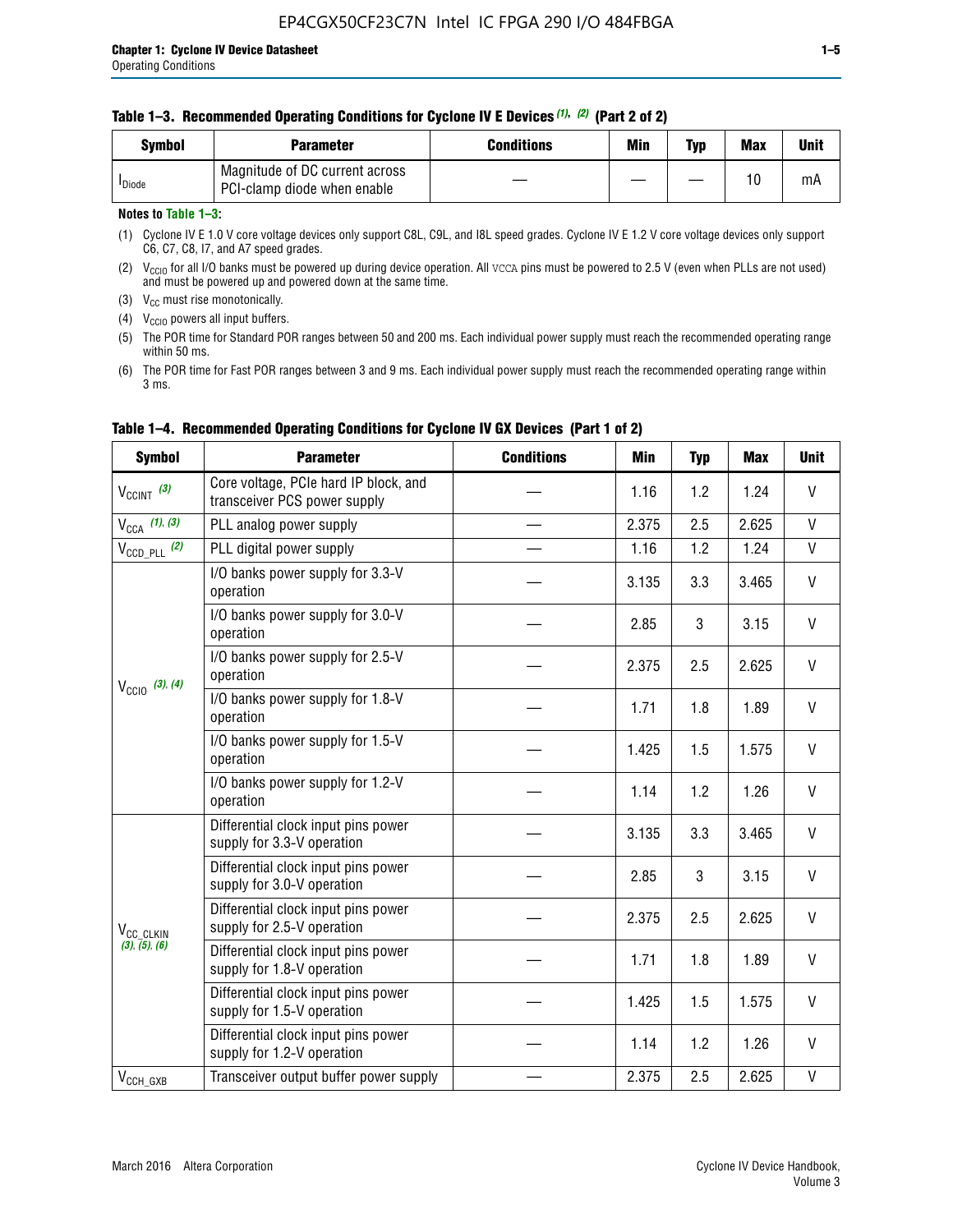**Table 1–3. Recommended Operating Conditions for Cyclone IV E Devices (1), (2) (Part 2 of 2)**

| Symbol | Parameter | Conditions | Min | Typ | Max | Unit |
|---|---|---|---|---|---|---|
| $I_{Diode}$ | Magnitude of DC current across PCI-clamp diode when enable | — | — | — | 10 | mA |

**Notes to Table 1–3:**

(1) Cyclone IV E 1.0 V core voltage devices only support C8L, C9L, and I8L speed grades. Cyclone IV E 1.2 V core voltage devices only support C6, C7, C8, I7, and A7 speed grades.

(2) $V_{CCIO}$ for all I/O banks must be powered up during device operation. All VCCA pins must be powered to 2.5 V (even when PLLs are not used) and must be powered up and powered down at the same time.

(3) $V_{CC}$ must rise monotonically.

(4) $V_{CCIO}$ powers all input buffers.

(5) The POR time for Standard POR ranges between 50 and 200 ms. Each individual power supply must reach the recommended operating range within 50 ms.

(6) The POR time for Fast POR ranges between 3 and 9 ms. Each individual power supply must reach the recommended operating range within 3 ms.

**Table 1–4. Recommended Operating Conditions for Cyclone IV GX Devices (Part 1 of 2)**

| Symbol | Parameter | Conditions | Min | Typ | Max | Unit |
|---|---|---|---|---|---|---|
| $V_{CCINT}$ (3) | Core voltage, PCIe hard IP block, and transceiver PCS power supply | — | 1.16 | 1.2 | 1.24 | V |
| $V_{CCA}$ (1), (3) | PLL analog power supply | — | 2.375 | 2.5 | 2.625 | V |
| $V_{CCD\_PLL}$ (2) | PLL digital power supply | — | 1.16 | 1.2 | 1.24 | V |
| $V_{CCIO}$ (3), (4) | I/O banks power supply for 3.3-V operation | — | 3.135 | 3.3 | 3.465 | V |
| | I/O banks power supply for 3.0-V operation | — | 2.85 | 3 | 3.15 | V |
| | I/O banks power supply for 2.5-V operation | — | 2.375 | 2.5 | 2.625 | V |
| | I/O banks power supply for 1.8-V operation | — | 1.71 | 1.8 | 1.89 | V |
| | I/O banks power supply for 1.5-V operation | — | 1.425 | 1.5 | 1.575 | V |
| | I/O banks power supply for 1.2-V operation | — | 1.14 | 1.2 | 1.26 | V |
| $V_{CC\_CLKIN}$ (3), (5), (6) | Differential clock input pins power supply for 3.3-V operation | — | 3.135 | 3.3 | 3.465 | V |
| | Differential clock input pins power supply for 3.0-V operation | — | 2.85 | 3 | 3.15 | V |
| | Differential clock input pins power supply for 2.5-V operation | — | 2.375 | 2.5 | 2.625 | V |
| | Differential clock input pins power supply for 1.8-V operation | — | 1.71 | 1.8 | 1.89 | V |
| | Differential clock input pins power supply for 1.5-V operation | — | 1.425 | 1.5 | 1.575 | V |
| | Differential clock input pins power supply for 1.2-V operation | — | 1.14 | 1.2 | 1.26 | V |
| $V_{CCH\_GXB}$ | Transceiver output buffer power supply | — | 2.375 | 2.5 | 2.625 | V |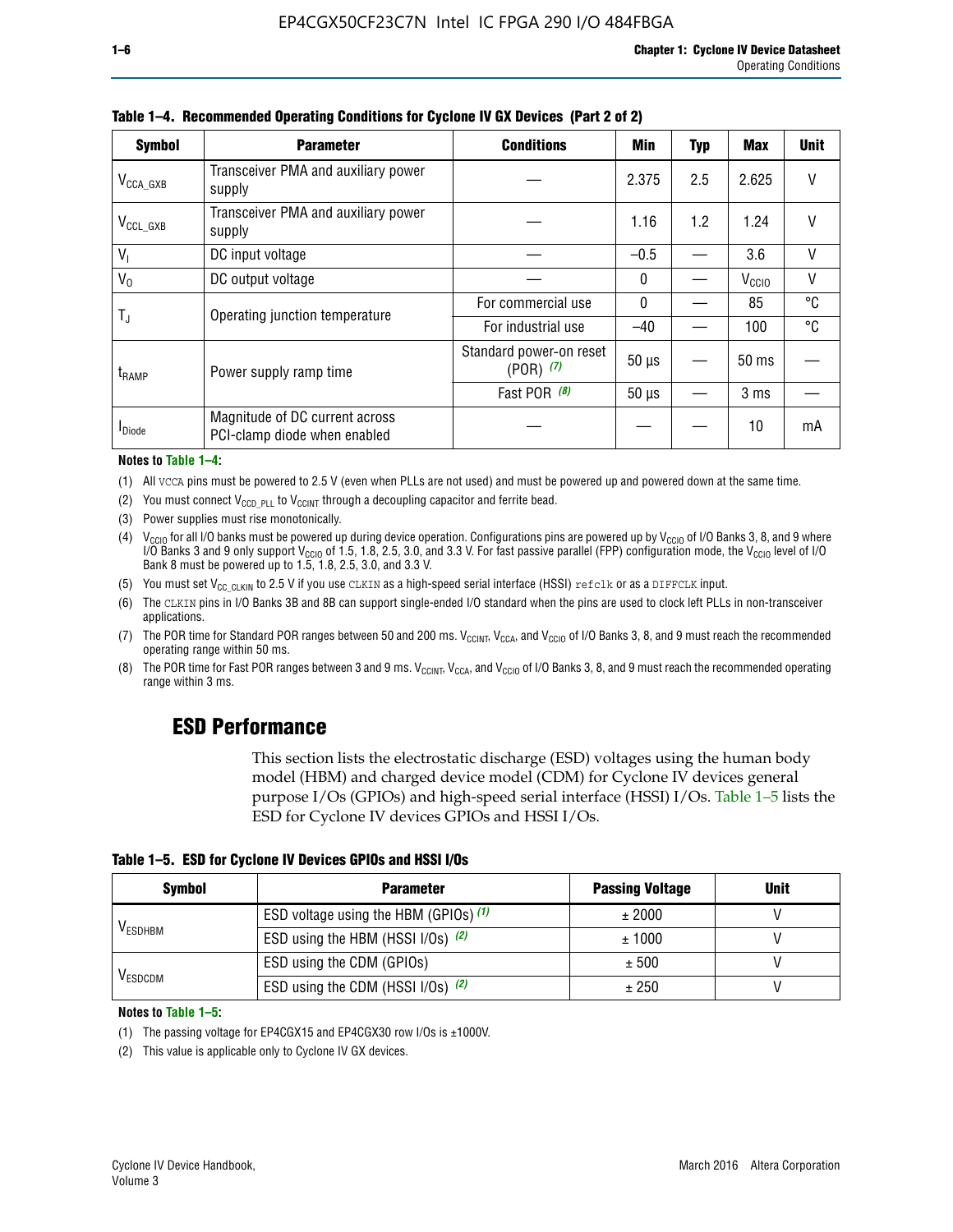**Table 1–4. Recommended Operating Conditions for Cyclone IV GX Devices (Part 2 of 2)**

| Symbol | Parameter | Conditions | Min | Typ | Max | Unit |
|---|---|---|---|---|---|---|
| $V_{CCA\_GXB}$ | Transceiver PMA and auxiliary power supply | — | 2.375 | 2.5 | 2.625 | V |
| $V_{CCL\_GXB}$ | Transceiver PMA and auxiliary power supply | — | 1.16 | 1.2 | 1.24 | V |
| $V_I$ | DC input voltage | — | –0.5 | — | 3.6 | V |
| $V_O$ | DC output voltage | — | 0 | — | $V_{CCIO}$ | V |
| $T_J$ | Operating junction temperature | For commercial use | 0 | — | 85 | °C |
| | | For industrial use | –40 | — | 100 | °C |
| $t_{RAMP}$ | Power supply ramp time | Standard power-on reset (POR) *(7)* | 50 µs | — | 50 ms | — |
| | | Fast POR *(8)* | 50 µs | — | 3 ms | — |
| $I_{Diode}$ | Magnitude of DC current across PCI-clamp diode when enabled | — | — | — | 10 | mA |

**Notes to Table 1–4:**

(1) All VCCA pins must be powered to 2.5 V (even when PLLs are not used) and must be powered up and powered down at the same time.

(2) You must connect $V_{CCD\_PLL}$ to $V_{CCINT}$ through a decoupling capacitor and ferrite bead.

(3) Power supplies must rise monotonically.

(4) $V_{CCIO}$ for all I/O banks must be powered up during device operation. Configurations pins are powered up by $V_{CCIO}$ of I/O Banks 3, 8, and 9 where I/O Banks 3 and 9 only support $V_{CCIO}$ of 1.5, 1.8, 2.5, 3.0, and 3.3 V. For fast passive parallel (FPP) configuration mode, the $V_{CCIO}$ level of I/O Bank 8 must be powered up to 1.5, 1.8, 2.5, 3.0, and 3.3 V.

(5) You must set $V_{CC\_CLKIN}$ to 2.5 V if you use CLKIN as a high-speed serial interface (HSSI) refclk or as a DIFFCLK input.

(6) The CLKIN pins in I/O Banks 3B and 8B can support single-ended I/O standard when the pins are used to clock left PLLs in non-transceiver applications.

(7) The POR time for Standard POR ranges between 50 and 200 ms. $V_{CCINT}$, $V_{CCA}$, and $V_{CCIO}$ of I/O Banks 3, 8, and 9 must reach the recommended operating range within 50 ms.

(8) The POR time for Fast POR ranges between 3 and 9 ms. $V_{CCINT}$, $V_{CCA}$, and $V_{CCIO}$ of I/O Banks 3, 8, and 9 must reach the recommended operating range within 3 ms.

## ESD Performance

This section lists the electrostatic discharge (ESD) voltages using the human body model (HBM) and charged device model (CDM) for Cyclone IV devices general purpose I/Os (GPIOs) and high-speed serial interface (HSSI) I/Os. Table 1–5 lists the ESD for Cyclone IV devices GPIOs and HSSI I/Os.

**Table 1–5. ESD for Cyclone IV Devices GPIOs and HSSI I/Os**

| Symbol | Parameter | Passing Voltage | Unit |
|---|---|---|---|
| $V_{ESDHBM}$ | ESD voltage using the HBM (GPIOs) *(1)* | ± 2000 | V |
| | ESD using the HBM (HSSI I/Os) *(2)* | ± 1000 | V |
| $V_{ESDCDM}$ | ESD using the CDM (GPIOs) | ± 500 | V |
| | ESD using the CDM (HSSI I/Os) *(2)* | ± 250 | V |

**Notes to Table 1–5:**

(1) The passing voltage for EP4CGX15 and EP4CGX30 row I/Os is ±1000V.

(2) This value is applicable only to Cyclone IV GX devices.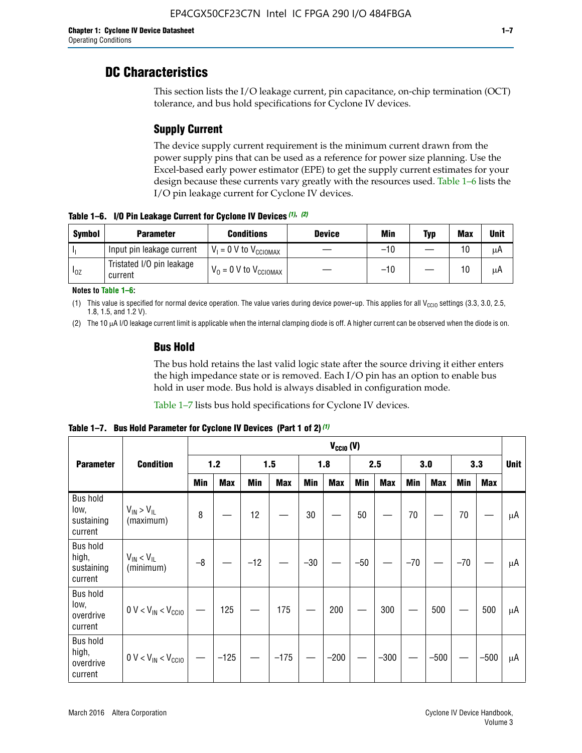# DC Characteristics

This section lists the I/O leakage current, pin capacitance, on-chip termination (OCT) tolerance, and bus hold specifications for Cyclone IV devices.

## Supply Current

The device supply current requirement is the minimum current drawn from the power supply pins that can be used as a reference for power size planning. Use the Excel-based early power estimator (EPE) to get the supply current estimates for your design because these currents vary greatly with the resources used. Table 1–6 lists the I/O pin leakage current for Cyclone IV devices.

**Table 1–6. I/O Pin Leakage Current for Cyclone IV Devices (1), (2)**

| Symbol | Parameter | Conditions | Device | Min | Typ | Max | Unit |
|---|---|---|---|---|---|---|---|
| $I_I$ | Input pin leakage current | $V_I$ = 0 V to $V_{CCIOMAX}$ | — | –10 | — | 10 | µA |
| $I_{OZ}$ | Tristated I/O pin leakage current | $V_O$ = 0 V to $V_{CCIOMAX}$ | — | –10 | — | 10 | µA |

**Notes to Table 1–6:**

(1) This value is specified for normal device operation. The value varies during device power-up. This applies for all $V_{CCIO}$ settings (3.3, 3.0, 2.5, 1.8, 1.5, and 1.2 V).

(2) The 10 µA I/O leakage current limit is applicable when the internal clamping diode is off. A higher current can be observed when the diode is on.

## Bus Hold

The bus hold retains the last valid logic state after the source driving it either enters the high impedance state or is removed. Each I/O pin has an option to enable bus hold in user mode. Bus hold is always disabled in configuration mode.

Table 1–7 lists bus hold specifications for Cyclone IV devices.

**Table 1–7. Bus Hold Parameter for Cyclone IV Devices (Part 1 of 2) (1)**

| Parameter | Condition | $V_{CCIO}$ (V) | | | | | | | | | | | | Unit |
|---|---|---|---|---|---|---|---|---|---|---|---|---|---|---|
| | | 1.2 | | 1.5 | | 1.8 | | 2.5 | | 3.0 | | 3.3 | | |
| | | Min | Max | Min | Max | Min | Max | Min | Max | Min | Max | Min | Max | |
| Bus hold low, sustaining current | $V_{IN} > V_{IL}$ (maximum) | 8 | — | 12 | — | 30 | — | 50 | — | 70 | — | 70 | — | µA |
| Bus hold high, sustaining current | $V_{IN} < V_{IL}$ (minimum) | –8 | — | –12 | — | –30 | — | –50 | — | –70 | — | –70 | — | µA |
| Bus hold low, overdrive current | 0 V < $V_{IN}$ < $V_{CCIO}$ | — | 125 | — | 175 | — | 200 | — | 300 | — | 500 | — | 500 | µA |
| Bus hold high, overdrive current | 0 V < $V_{IN}$ < $V_{CCIO}$ | — | –125 | — | –175 | — | –200 | — | –300 | — | –500 | — | –500 | µA |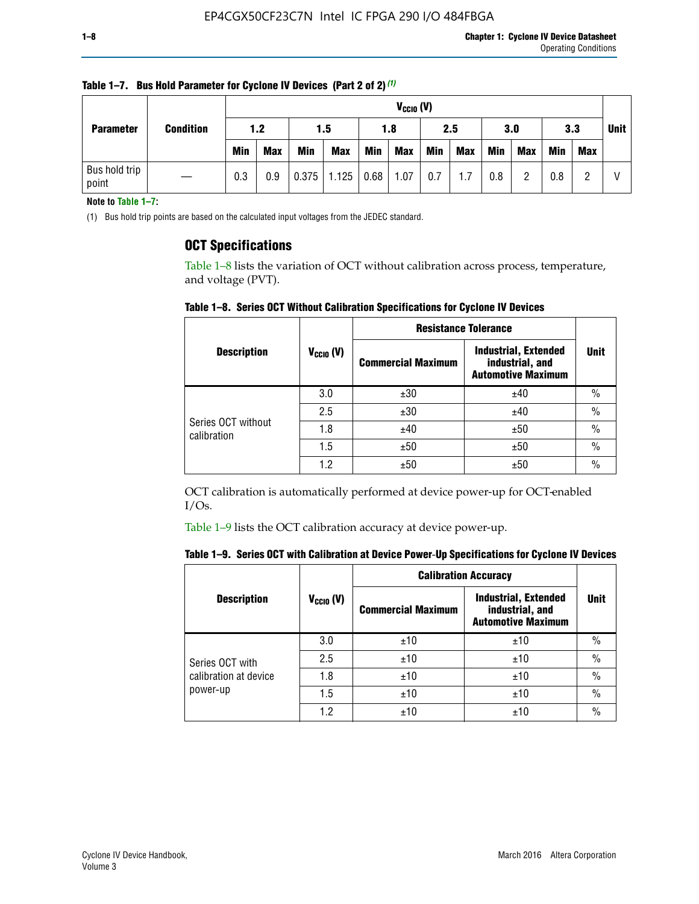**Table 1–7. Bus Hold Parameter for Cyclone IV Devices (Part 2 of 2)** (1)

| Parameter | Condition | $V_{CCIO}$ (V) | | | | | | | | | | | | Unit |
|---|---|---|---|---|---|---|---|---|---|---|---|---|---|---|
| | | 1.2 | | 1.5 | | 1.8 | | 2.5 | | 3.0 | | 3.3 | | |
| | | Min | Max | Min | Max | Min | Max | Min | Max | Min | Max | Min | Max | |
| Bus hold trip point | — | 0.3 | 0.9 | 0.375 | 1.125 | 0.68 | 1.07 | 0.7 | 1.7 | 0.8 | 2 | 0.8 | 2 | V |

**Note to Table 1–7:**

(1) Bus hold trip points are based on the calculated input voltages from the JEDEC standard.

## OCT Specifications

Table 1–8 lists the variation of OCT without calibration across process, temperature, and voltage (PVT).

**Table 1–8. Series OCT Without Calibration Specifications for Cyclone IV Devices**

| Description | $V_{CCIO}$ (V) | Resistance Tolerance | | Unit |
|---|---|---|---|---|
| | | Commercial Maximum | Industrial, Extended industrial, and Automotive Maximum | |
| Series OCT without calibration | 3.0 | ±30 | ±40 | % |
| | 2.5 | ±30 | ±40 | % |
| | 1.8 | ±40 | ±50 | % |
| | 1.5 | ±50 | ±50 | % |
| | 1.2 | ±50 | ±50 | % |

OCT calibration is automatically performed at device power-up for OCT-enabled I/Os.

Table 1–9 lists the OCT calibration accuracy at device power-up.

**Table 1–9. Series OCT with Calibration at Device Power-Up Specifications for Cyclone IV Devices**

| Description | $V_{CCIO}$ (V) | Calibration Accuracy | | Unit |
|---|---|---|---|---|
| | | Commercial Maximum | Industrial, Extended industrial, and Automotive Maximum | |
| Series OCT with calibration at device power-up | 3.0 | ±10 | ±10 | % |
| | 2.5 | ±10 | ±10 | % |
| | 1.8 | ±10 | ±10 | % |
| | 1.5 | ±10 | ±10 | % |
| | 1.2 | ±10 | ±10 | % |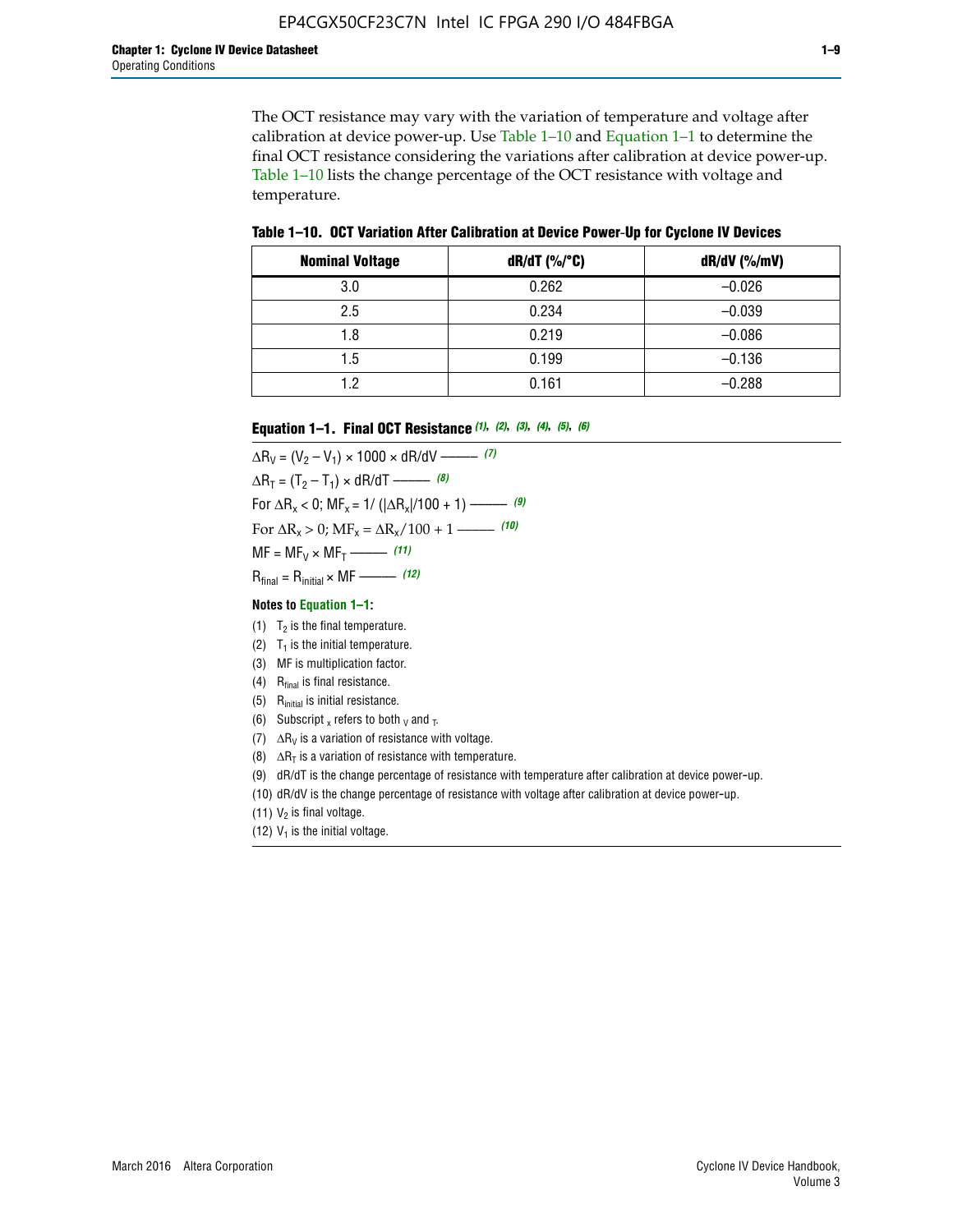The OCT resistance may vary with the variation of temperature and voltage after calibration at device power-up. Use Table 1–10 and Equation 1–1 to determine the final OCT resistance considering the variations after calibration at device power-up. Table 1–10 lists the change percentage of the OCT resistance with voltage and temperature.

**Table 1–10. OCT Variation After Calibration at Device Power-Up for Cyclone IV Devices**

| Nominal Voltage | dR/dT (%/°C) | dR/dV (%/mV) |
|---|---|---|
| 3.0 | 0.262 | –0.026 |
| 2.5 | 0.234 | –0.039 |
| 1.8 | 0.219 | –0.086 |
| 1.5 | 0.199 | –0.136 |
| 1.2 | 0.161 | –0.288 |

**Equation 1–1. Final OCT Resistance** *(1), (2), (3), (4), (5), (6)*

$$\Delta R_V = (V_2 - V_1) \times 1000 \times dR/dV \text{ ——— } (7)$$

$$\Delta R_T = (T_2 - T_1) \times dR/dT \text{ ——— } (8)$$

$$\text{For } \Delta R_x < 0;\ MF_x = 1/\left(|\Delta R_x|/100 + 1\right) \text{ ——— } (9)$$

$$\text{For } \Delta R_x > 0;\ MF_x = \Delta R_x/100 + 1 \text{ ——— } (10)$$

$$MF = MF_V \times MF_T \text{ ——— } (11)$$

$$R_{final} = R_{initial} \times MF \text{ ——— } (12)$$

**Notes to Equation 1–1:**

(1) $T_2$ is the final temperature.

(2) $T_1$ is the initial temperature.

(3) MF is multiplication factor.

(4) $R_{final}$ is final resistance.

(5) $R_{initial}$ is initial resistance.

(6) Subscript $_x$ refers to both $_V$ and $_T$.

(7) $\Delta R_V$ is a variation of resistance with voltage.

(8) $\Delta R_T$ is a variation of resistance with temperature.

(9) dR/dT is the change percentage of resistance with temperature after calibration at device power-up.

(10) dR/dV is the change percentage of resistance with voltage after calibration at device power-up.

(11) $V_2$ is final voltage.

(12) $V_1$ is the initial voltage.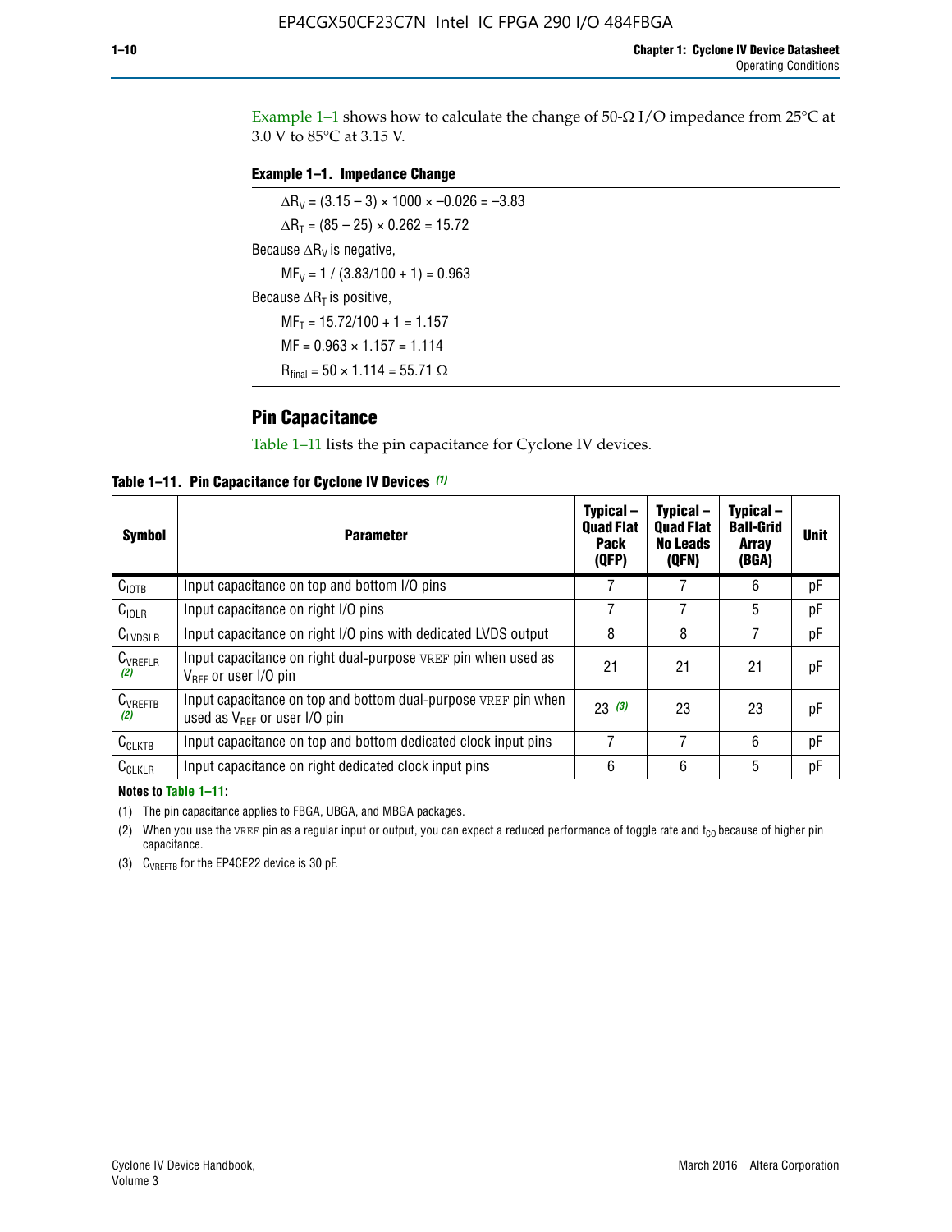Example 1–1 shows how to calculate the change of 50-Ω I/O impedance from 25°C at 3.0 V to 85°C at 3.15 V.

**Example 1–1. Impedance Change**

$\Delta R_V = (3.15 - 3) \times 1000 \times -0.026 = -3.83$

$\Delta R_T = (85 - 25) \times 0.262 = 15.72$

Because $\Delta R_V$ is negative,

$MF_V = 1 / (3.83/100 + 1) = 0.963$

Because $\Delta R_T$ is positive,

$MF_T = 15.72/100 + 1 = 1.157$

$MF = 0.963 \times 1.157 = 1.114$

$R_{final} = 50 \times 1.114 = 55.71\ \Omega$

## Pin Capacitance

Table 1–11 lists the pin capacitance for Cyclone IV devices.

**Table 1–11. Pin Capacitance for Cyclone IV Devices (1)**

| Symbol | Parameter | Typical – Quad Flat Pack (QFP) | Typical – Quad Flat No Leads (QFN) | Typical – Ball-Grid Array (BGA) | Unit |
|---|---|---|---|---|---|
| $C_{IOTB}$ | Input capacitance on top and bottom I/O pins | 7 | 7 | 6 | pF |
| $C_{IOLR}$ | Input capacitance on right I/O pins | 7 | 7 | 5 | pF |
| $C_{LVDSLR}$ | Input capacitance on right I/O pins with dedicated LVDS output | 8 | 8 | 7 | pF |
| $C_{VREFLR}$ (2) | Input capacitance on right dual-purpose VREF pin when used as $V_{REF}$ or user I/O pin | 21 | 21 | 21 | pF |
| $C_{VREFTB}$ (2) | Input capacitance on top and bottom dual-purpose VREF pin when used as $V_{REF}$ or user I/O pin | 23 (3) | 23 | 23 | pF |
| $C_{CLKTB}$ | Input capacitance on top and bottom dedicated clock input pins | 7 | 7 | 6 | pF |
| $C_{CLKLR}$ | Input capacitance on right dedicated clock input pins | 6 | 6 | 5 | pF |

**Notes to Table 1–11:**

(1) The pin capacitance applies to FBGA, UBGA, and MBGA packages.

(2) When you use the VREF pin as a regular input or output, you can expect a reduced performance of toggle rate and $t_{CO}$ because of higher pin capacitance.

(3) $C_{VREFTB}$ for the EP4CE22 device is 30 pF.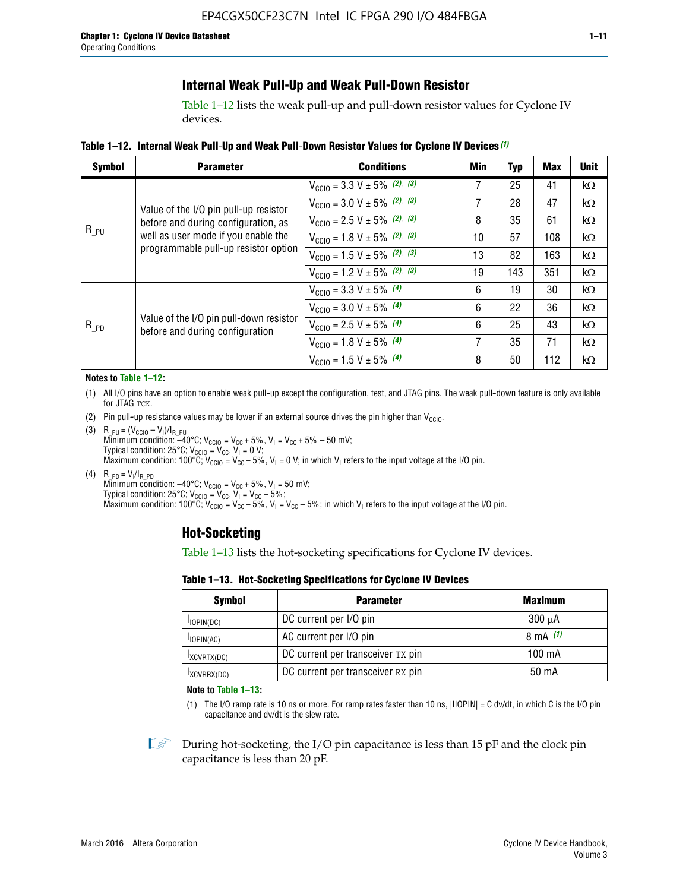## Internal Weak Pull-Up and Weak Pull-Down Resistor

Table 1–12 lists the weak pull-up and pull-down resistor values for Cyclone IV devices.

**Table 1–12. Internal Weak Pull-Up and Weak Pull-Down Resistor Values for Cyclone IV Devices** *(1)*

| Symbol | Parameter | Conditions | Min | Typ | Max | Unit |
|---|---|---|---|---|---|---|
| $R_{\_PU}$ | Value of the I/O pin pull-up resistor before and during configuration, as well as user mode if you enable the programmable pull-up resistor option | $V_{CCIO}$ = 3.3 V ± 5% *(2), (3)* | 7 | 25 | 41 | kΩ |
| | | $V_{CCIO}$ = 3.0 V ± 5% *(2), (3)* | 7 | 28 | 47 | kΩ |
| | | $V_{CCIO}$ = 2.5 V ± 5% *(2), (3)* | 8 | 35 | 61 | kΩ |
| | | $V_{CCIO}$ = 1.8 V ± 5% *(2), (3)* | 10 | 57 | 108 | kΩ |
| | | $V_{CCIO}$ = 1.5 V ± 5% *(2), (3)* | 13 | 82 | 163 | kΩ |
| | | $V_{CCIO}$ = 1.2 V ± 5% *(2), (3)* | 19 | 143 | 351 | kΩ |
| $R_{\_PD}$ | Value of the I/O pin pull-down resistor before and during configuration | $V_{CCIO}$ = 3.3 V ± 5% *(4)* | 6 | 19 | 30 | kΩ |
| | | $V_{CCIO}$ = 3.0 V ± 5% *(4)* | 6 | 22 | 36 | kΩ |
| | | $V_{CCIO}$ = 2.5 V ± 5% *(4)* | 6 | 25 | 43 | kΩ |
| | | $V_{CCIO}$ = 1.8 V ± 5% *(4)* | 7 | 35 | 71 | kΩ |
| | | $V_{CCIO}$ = 1.5 V ± 5% *(4)* | 8 | 50 | 112 | kΩ |

**Notes to Table 1–12:**

(1) All I/O pins have an option to enable weak pull-up except the configuration, test, and JTAG pins. The weak pull-down feature is only available for JTAG TCK.

(2) Pin pull-up resistance values may be lower if an external source drives the pin higher than $V_{CCIO}$.

(3) $R_{\_PU} = (V_{CCIO} - V_I)/I_{R\_PU}$
Minimum condition: –40°C; $V_{CCIO} = V_{CC} + 5\%$, $V_I = V_{CC} + 5\% - 50$ mV;
Typical condition: 25°C; $V_{CCIO} = V_{CC}$, $V_I = 0$ V;
Maximum condition: 100°C; $V_{CCIO} = V_{CC} - 5\%$, $V_I = 0$ V; in which $V_I$ refers to the input voltage at the I/O pin.

(4) $R_{\_PD} = V_I/I_{R\_PD}$
Minimum condition: –40°C; $V_{CCIO} = V_{CC} + 5\%$, $V_I = 50$ mV;
Typical condition: 25°C; $V_{CCIO} = V_{CC}$, $V_I = V_{CC} - 5\%$;
Maximum condition: 100°C; $V_{CCIO} = V_{CC} - 5\%$, $V_I = V_{CC} - 5\%$; in which $V_I$ refers to the input voltage at the I/O pin.

## Hot-Socketing

Table 1–13 lists the hot-socketing specifications for Cyclone IV devices.

**Table 1–13. Hot-Socketing Specifications for Cyclone IV Devices**

| Symbol | Parameter | Maximum |
|---|---|---|
| $I_{IOPIN(DC)}$ | DC current per I/O pin | 300 μA |
| $I_{IOPIN(AC)}$ | AC current per I/O pin | 8 mA *(1)* |
| $I_{XCVRTX(DC)}$ | DC current per transceiver TX pin | 100 mA |
| $I_{XCVRRX(DC)}$ | DC current per transceiver RX pin | 50 mA |

**Note to Table 1–13:**

(1) The I/O ramp rate is 10 ns or more. For ramp rates faster than 10 ns, |IIOPIN| = C dv/dt, in which C is the I/O pin capacitance and dv/dt is the slew rate.

During hot-socketing, the I/O pin capacitance is less than 15 pF and the clock pin capacitance is less than 20 pF.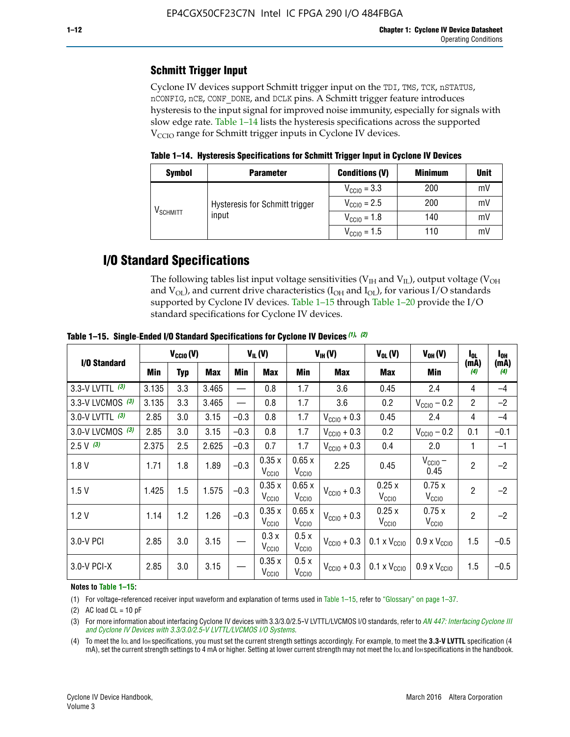## Schmitt Trigger Input

Cyclone IV devices support Schmitt trigger input on the TDI, TMS, TCK, nSTATUS, nCONFIG, nCE, CONF_DONE, and DCLK pins. A Schmitt trigger feature introduces hysteresis to the input signal for improved noise immunity, especially for signals with slow edge rate. Table 1–14 lists the hysteresis specifications across the supported $V_{CCIO}$ range for Schmitt trigger inputs in Cyclone IV devices.

**Table 1–14. Hysteresis Specifications for Schmitt Trigger Input in Cyclone IV Devices**

| Symbol | Parameter | Conditions (V) | Minimum | Unit |
|---|---|---|---|---|
| $V_{SCHMITT}$ | Hysteresis for Schmitt trigger input | $V_{CCIO}$ = 3.3 | 200 | mV |
| | | $V_{CCIO}$ = 2.5 | 200 | mV |
| | | $V_{CCIO}$ = 1.8 | 140 | mV |
| | | $V_{CCIO}$ = 1.5 | 110 | mV |

# I/O Standard Specifications

The following tables list input voltage sensitivities ($V_{IH}$ and $V_{IL}$), output voltage ($V_{OH}$ and $V_{OL}$), and current drive characteristics ($I_{OH}$ and $I_{OL}$), for various I/O standards supported by Cyclone IV devices. Table 1–15 through Table 1–20 provide the I/O standard specifications for Cyclone IV devices.

**Table 1–15. Single-Ended I/O Standard Specifications for Cyclone IV Devices (1), (2)**

| I/O Standard | $V_{CCIO}$ (V) | | | $V_{IL}$ (V) | | $V_{IH}$ (V) | | $V_{OL}$ (V) | $V_{OH}$ (V) | $I_{OL}$ (mA) (4) | $I_{OH}$ (mA) (4) |
|---|---|---|---|---|---|---|---|---|---|---|---|
| | Min | Typ | Max | Min | Max | Min | Max | Max | Min | | |
| 3.3-V LVTTL (3) | 3.135 | 3.3 | 3.465 | — | 0.8 | 1.7 | 3.6 | 0.45 | 2.4 | 4 | –4 |
| 3.3-V LVCMOS (3) | 3.135 | 3.3 | 3.465 | — | 0.8 | 1.7 | 3.6 | 0.2 | $V_{CCIO}$ – 0.2 | 2 | –2 |
| 3.0-V LVTTL (3) | 2.85 | 3.0 | 3.15 | –0.3 | 0.8 | 1.7 | $V_{CCIO}$ + 0.3 | 0.45 | 2.4 | 4 | –4 |
| 3.0-V LVCMOS (3) | 2.85 | 3.0 | 3.15 | –0.3 | 0.8 | 1.7 | $V_{CCIO}$ + 0.3 | 0.2 | $V_{CCIO}$ – 0.2 | 0.1 | –0.1 |
| 2.5 V (3) | 2.375 | 2.5 | 2.625 | –0.3 | 0.7 | 1.7 | $V_{CCIO}$ + 0.3 | 0.4 | 2.0 | 1 | –1 |
| 1.8 V | 1.71 | 1.8 | 1.89 | –0.3 | 0.35 x $V_{CCIO}$ | 0.65 x $V_{CCIO}$ | 2.25 | 0.45 | $V_{CCIO}$ – 0.45 | 2 | –2 |
| 1.5 V | 1.425 | 1.5 | 1.575 | –0.3 | 0.35 x $V_{CCIO}$ | 0.65 x $V_{CCIO}$ | $V_{CCIO}$ + 0.3 | 0.25 x $V_{CCIO}$ | 0.75 x $V_{CCIO}$ | 2 | –2 |
| 1.2 V | 1.14 | 1.2 | 1.26 | –0.3 | 0.35 x $V_{CCIO}$ | 0.65 x $V_{CCIO}$ | $V_{CCIO}$ + 0.3 | 0.25 x $V_{CCIO}$ | 0.75 x $V_{CCIO}$ | 2 | –2 |
| 3.0-V PCI | 2.85 | 3.0 | 3.15 | — | 0.3 x $V_{CCIO}$ | 0.5 x $V_{CCIO}$ | $V_{CCIO}$ + 0.3 | 0.1 x $V_{CCIO}$ | 0.9 x $V_{CCIO}$ | 1.5 | –0.5 |
| 3.0-V PCI-X | 2.85 | 3.0 | 3.15 | — | 0.35 x $V_{CCIO}$ | 0.5 x $V_{CCIO}$ | $V_{CCIO}$ + 0.3 | 0.1 x $V_{CCIO}$ | 0.9 x $V_{CCIO}$ | 1.5 | –0.5 |

**Notes to Table 1–15:**

(1) For voltage-referenced receiver input waveform and explanation of terms used in Table 1–15, refer to "Glossary" on page 1–37.

(2) AC load CL = 10 pF

(3) For more information about interfacing Cyclone IV devices with 3.3/3.0/2.5-V LVTTL/LVCMOS I/O standards, refer to *AN 447: Interfacing Cyclone III and Cyclone IV Devices with 3.3/3.0/2.5-V LVTTL/LVCMOS I/O Systems*.

(4) To meet the IOL and IOH specifications, you must set the current strength settings accordingly. For example, to meet the **3.3-V LVTTL** specification (4 mA), set the current strength settings to 4 mA or higher. Setting at lower current strength may not meet the IOL and IOH specifications in the handbook.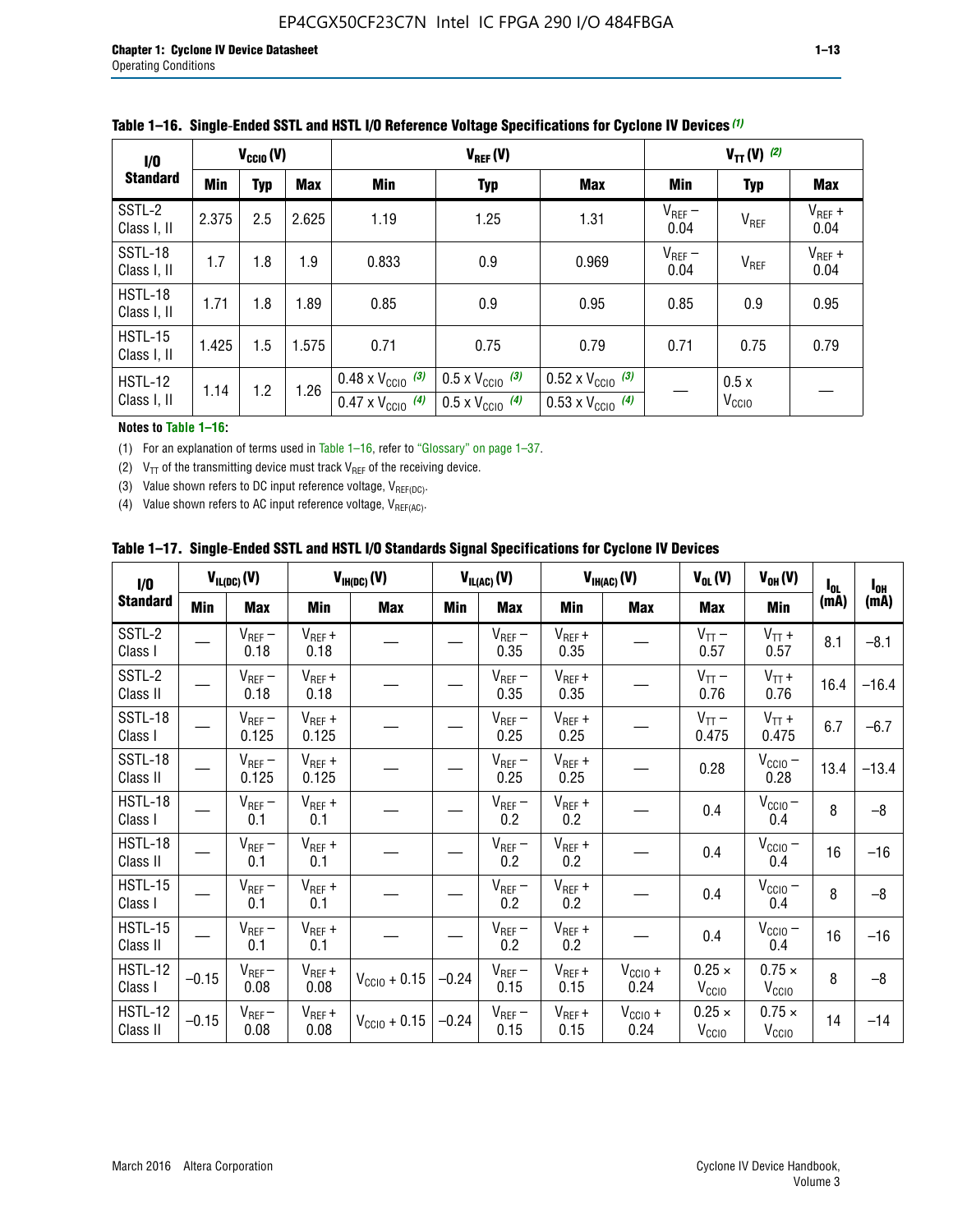**Table 1–16. Single-Ended SSTL and HSTL I/O Reference Voltage Specifications for Cyclone IV Devices (1)**

| I/O Standard | $V_{CCIO}$ (V) | | | $V_{REF}$ (V) | | | $V_{TT}$ (V) (2) | | |
|---|---|---|---|---|---|---|---|---|---|
| | Min | Typ | Max | Min | Typ | Max | Min | Typ | Max |
| SSTL-2 Class I, II | 2.375 | 2.5 | 2.625 | 1.19 | 1.25 | 1.31 | $V_{REF}$ – 0.04 | $V_{REF}$ | $V_{REF}$ + 0.04 |
| SSTL-18 Class I, II | 1.7 | 1.8 | 1.9 | 0.833 | 0.9 | 0.969 | $V_{REF}$ – 0.04 | $V_{REF}$ | $V_{REF}$ + 0.04 |
| HSTL-18 Class I, II | 1.71 | 1.8 | 1.89 | 0.85 | 0.9 | 0.95 | 0.85 | 0.9 | 0.95 |
| HSTL-15 Class I, II | 1.425 | 1.5 | 1.575 | 0.71 | 0.75 | 0.79 | 0.71 | 0.75 | 0.79 |
| HSTL-12 Class I, II | 1.14 | 1.2 | 1.26 | 0.48 x $V_{CCIO}$ (3)<br>0.47 x $V_{CCIO}$ (4) | 0.5 x $V_{CCIO}$ (3)<br>0.5 x $V_{CCIO}$ (4) | 0.52 x $V_{CCIO}$ (3)<br>0.53 x $V_{CCIO}$ (4) | — | 0.5 x $V_{CCIO}$ | — |

**Notes to Table 1–16:**

(1) For an explanation of terms used in Table 1–16, refer to "Glossary" on page 1–37.

(2) $V_{TT}$ of the transmitting device must track $V_{REF}$ of the receiving device.

(3) Value shown refers to DC input reference voltage, $V_{REF(DC)}$.

(4) Value shown refers to AC input reference voltage, $V_{REF(AC)}$.

**Table 1–17. Single-Ended SSTL and HSTL I/O Standards Signal Specifications for Cyclone IV Devices**

| I/O Standard | $V_{IL(DC)}$ (V) | | $V_{IH(DC)}$ (V) | | $V_{IL(AC)}$ (V) | | $V_{IH(AC)}$ (V) | | $V_{OL}$ (V) | $V_{OH}$ (V) | $I_{OL}$ (mA) | $I_{OH}$ (mA) |
|---|---|---|---|---|---|---|---|---|---|---|---|---|
| | Min | Max | Min | Max | Min | Max | Min | Max | Max | Min | | |
| SSTL-2 Class I | — | $V_{REF}$ – 0.18 | $V_{REF}$ + 0.18 | — | — | $V_{REF}$ – 0.35 | $V_{REF}$ + 0.35 | — | $V_{TT}$ – 0.57 | $V_{TT}$ + 0.57 | 8.1 | –8.1 |
| SSTL-2 Class II | — | $V_{REF}$ – 0.18 | $V_{REF}$ + 0.18 | — | — | $V_{REF}$ – 0.35 | $V_{REF}$ + 0.35 | — | $V_{TT}$ – 0.76 | $V_{TT}$ + 0.76 | 16.4 | –16.4 |
| SSTL-18 Class I | — | $V_{REF}$ – 0.125 | $V_{REF}$ + 0.125 | — | — | $V_{REF}$ – 0.25 | $V_{REF}$ + 0.25 | — | $V_{TT}$ – 0.475 | $V_{TT}$ + 0.475 | 6.7 | –6.7 |
| SSTL-18 Class II | — | $V_{REF}$ – 0.125 | $V_{REF}$ + 0.125 | — | — | $V_{REF}$ – 0.25 | $V_{REF}$ + 0.25 | — | 0.28 | $V_{CCIO}$ – 0.28 | 13.4 | –13.4 |
| HSTL-18 Class I | — | $V_{REF}$ – 0.1 | $V_{REF}$ + 0.1 | — | — | $V_{REF}$ – 0.2 | $V_{REF}$ + 0.2 | — | 0.4 | $V_{CCIO}$ – 0.4 | 8 | –8 |
| HSTL-18 Class II | — | $V_{REF}$ – 0.1 | $V_{REF}$ + 0.1 | — | — | $V_{REF}$ – 0.2 | $V_{REF}$ + 0.2 | — | 0.4 | $V_{CCIO}$ – 0.4 | 16 | –16 |
| HSTL-15 Class I | — | $V_{REF}$ – 0.1 | $V_{REF}$ + 0.1 | — | — | $V_{REF}$ – 0.2 | $V_{REF}$ + 0.2 | — | 0.4 | $V_{CCIO}$ – 0.4 | 8 | –8 |
| HSTL-15 Class II | — | $V_{REF}$ – 0.1 | $V_{REF}$ + 0.1 | — | — | $V_{REF}$ – 0.2 | $V_{REF}$ + 0.2 | — | 0.4 | $V_{CCIO}$ – 0.4 | 16 | –16 |
| HSTL-12 Class I | –0.15 | $V_{REF}$ – 0.08 | $V_{REF}$ + 0.08 | $V_{CCIO}$ + 0.15 | –0.24 | $V_{REF}$ – 0.15 | $V_{REF}$ + 0.15 | $V_{CCIO}$ + 0.24 | 0.25 × $V_{CCIO}$ | 0.75 × $V_{CCIO}$ | 8 | –8 |
| HSTL-12 Class II | –0.15 | $V_{REF}$ – 0.08 | $V_{REF}$ + 0.08 | $V_{CCIO}$ + 0.15 | –0.24 | $V_{REF}$ – 0.15 | $V_{REF}$ + 0.15 | $V_{CCIO}$ + 0.24 | 0.25 × $V_{CCIO}$ | 0.75 × $V_{CCIO}$ | 14 | –14 |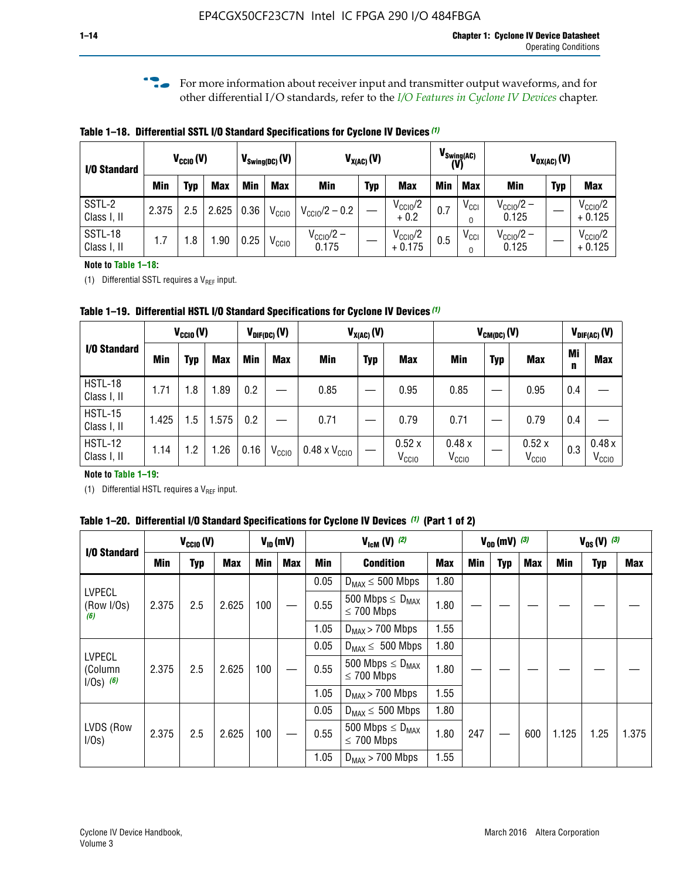For more information about receiver input and transmitter output waveforms, and for other differential I/O standards, refer to the *I/O Features in Cyclone IV Devices* chapter.

**Table 1–18. Differential SSTL I/O Standard Specifications for Cyclone IV Devices** *(1)*

| I/O Standard | $V_{CCIO}$ (V) | | | $V_{Swing(DC)}$ (V) | | $V_{X(AC)}$ (V) | | | $V_{Swing(AC)}$ (V) | | $V_{OX(AC)}$ (V) | | |
|---|---|---|---|---|---|---|---|---|---|---|---|---|---|
| | Min | Typ | Max | Min | Max | Min | Typ | Max | Min | Max | Min | Typ | Max |
| SSTL-2 Class I, II | 2.375 | 2.5 | 2.625 | 0.36 | $V_{CCIO}$ | $V_{CCIO}/2 - 0.2$ | — | $V_{CCIO}/2 + 0.2$ | 0.7 | $V_{CCIO}$ | $V_{CCIO}/2 - 0.125$ | — | $V_{CCIO}/2 + 0.125$ |
| SSTL-18 Class I, II | 1.7 | 1.8 | 1.90 | 0.25 | $V_{CCIO}$ | $V_{CCIO}/2 - 0.175$ | — | $V_{CCIO}/2 + 0.175$ | 0.5 | $V_{CCIO}$ | $V_{CCIO}/2 - 0.125$ | — | $V_{CCIO}/2 + 0.125$ |

**Note to Table 1–18:**

(1) Differential SSTL requires a $V_{REF}$ input.

**Table 1–19. Differential HSTL I/O Standard Specifications for Cyclone IV Devices** *(1)*

| I/O Standard | $V_{CCIO}$ (V) | | | $V_{DIF(DC)}$ (V) | | $V_{X(AC)}$ (V) | | | $V_{CM(DC)}$ (V) | | | $V_{DIF(AC)}$ (V) | |
|---|---|---|---|---|---|---|---|---|---|---|---|---|---|
| | Min | Typ | Max | Min | Max | Min | Typ | Max | Min | Typ | Max | Min | Max |
| HSTL-18 Class I, II | 1.71 | 1.8 | 1.89 | 0.2 | — | 0.85 | — | 0.95 | 0.85 | — | 0.95 | 0.4 | — |
| HSTL-15 Class I, II | 1.425 | 1.5 | 1.575 | 0.2 | — | 0.71 | — | 0.79 | 0.71 | — | 0.79 | 0.4 | — |
| HSTL-12 Class I, II | 1.14 | 1.2 | 1.26 | 0.16 | $V_{CCIO}$ | 0.48 x $V_{CCIO}$ | — | 0.52 x $V_{CCIO}$ | 0.48 x $V_{CCIO}$ | — | 0.52 x $V_{CCIO}$ | 0.3 | 0.48 x $V_{CCIO}$ |

**Note to Table 1–19:**

(1) Differential HSTL requires a $V_{REF}$ input.

**Table 1–20. Differential I/O Standard Specifications for Cyclone IV Devices** *(1)* **(Part 1 of 2)**

| I/O Standard | $V_{CCIO}$ (V) | | | $V_{ID}$ (mV) | | $V_{IcM}$ (V) *(2)* | | | $V_{OD}$ (mV) *(3)* | | | $V_{OS}$ (V) *(3)* | | |
|---|---|---|---|---|---|---|---|---|---|---|---|---|---|---|
| | Min | Typ | Max | Min | Max | Min | Condition | Max | Min | Typ | Max | Min | Typ | Max |
| LVPECL (Row I/Os) *(6)* | 2.375 | 2.5 | 2.625 | 100 | — | 0.05 | $D_{MAX} \leq 500$ Mbps | 1.80 | — | — | — | — | — | — |
| | | | | | | 0.55 | 500 Mbps $\leq D_{MAX} \leq$ 700 Mbps | 1.80 | | | | | | |
| | | | | | | 1.05 | $D_{MAX} >$ 700 Mbps | 1.55 | | | | | | |
| LVPECL (Column I/Os) *(6)* | 2.375 | 2.5 | 2.625 | 100 | — | 0.05 | $D_{MAX} \leq 500$ Mbps | 1.80 | — | — | — | — | — | — |
| | | | | | | 0.55 | 500 Mbps $\leq D_{MAX} \leq$ 700 Mbps | 1.80 | | | | | | |
| | | | | | | 1.05 | $D_{MAX} >$ 700 Mbps | 1.55 | | | | | | |
| LVDS (Row I/Os) | 2.375 | 2.5 | 2.625 | 100 | — | 0.05 | $D_{MAX} \leq 500$ Mbps | 1.80 | 247 | — | 600 | 1.125 | 1.25 | 1.375 |
| | | | | | | 0.55 | 500 Mbps $\leq D_{MAX} \leq$ 700 Mbps | 1.80 | | | | | | |
| | | | | | | 1.05 | $D_{MAX} >$ 700 Mbps | 1.55 | | | | | | |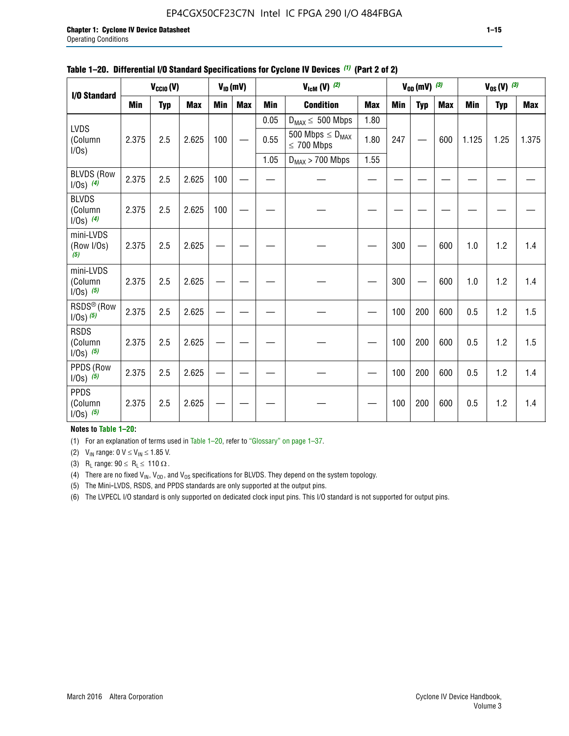**Table 1–20. Differential I/O Standard Specifications for Cyclone IV Devices (1) (Part 2 of 2)**

| I/O Standard | $V_{CCIO}$ (V) | | | $V_{ID}$ (mV) | | $V_{IcM}$ (V) (2) | | | $V_{OD}$ (mV) (3) | | | $V_{OS}$ (V) (3) | | |
|---|---|---|---|---|---|---|---|---|---|---|---|---|---|---|
| | Min | Typ | Max | Min | Max | Min | Condition | Max | Min | Typ | Max | Min | Typ | Max |
| LVDS (Column I/Os) | 2.375 | 2.5 | 2.625 | 100 | — | 0.05 | $D_{MAX} \leq$ 500 Mbps | 1.80 | 247 | — | 600 | 1.125 | 1.25 | 1.375 |
| | | | | | | 0.55 | 500 Mbps $\leq D_{MAX} \leq$ 700 Mbps | 1.80 | | | | | | |
| | | | | | | 1.05 | $D_{MAX}$ > 700 Mbps | 1.55 | | | | | | |
| BLVDS (Row I/Os) (4) | 2.375 | 2.5 | 2.625 | 100 | — | — | — | — | — | — | — | — | — | — |
| BLVDS (Column I/Os) (4) | 2.375 | 2.5 | 2.625 | 100 | — | — | — | — | — | — | — | — | — | — |
| mini-LVDS (Row I/Os) (5) | 2.375 | 2.5 | 2.625 | — | — | — | — | — | 300 | — | 600 | 1.0 | 1.2 | 1.4 |
| mini-LVDS (Column I/Os) (5) | 2.375 | 2.5 | 2.625 | — | — | — | — | — | 300 | — | 600 | 1.0 | 1.2 | 1.4 |
| RSDS® (Row I/Os) (5) | 2.375 | 2.5 | 2.625 | — | — | — | — | — | 100 | 200 | 600 | 0.5 | 1.2 | 1.5 |
| RSDS (Column I/Os) (5) | 2.375 | 2.5 | 2.625 | — | — | — | — | — | 100 | 200 | 600 | 0.5 | 1.2 | 1.5 |
| PPDS (Row I/Os) (5) | 2.375 | 2.5 | 2.625 | — | — | — | — | — | 100 | 200 | 600 | 0.5 | 1.2 | 1.4 |
| PPDS (Column I/Os) (5) | 2.375 | 2.5 | 2.625 | — | — | — | — | — | 100 | 200 | 600 | 0.5 | 1.2 | 1.4 |

**Notes to Table 1–20:**

(1) For an explanation of terms used in Table 1–20, refer to "Glossary" on page 1–37.

(2) $V_{IN}$ range: 0 V $\leq V_{IN} \leq$ 1.85 V.

(3) $R_L$ range: 90 $\leq R_L \leq$ 110 Ω.

(4) There are no fixed $V_{IN}$, $V_{OD}$, and $V_{OS}$ specifications for BLVDS. They depend on the system topology.

(5) The Mini-LVDS, RSDS, and PPDS standards are only supported at the output pins.

(6) The LVPECL I/O standard is only supported on dedicated clock input pins. This I/O standard is not supported for output pins.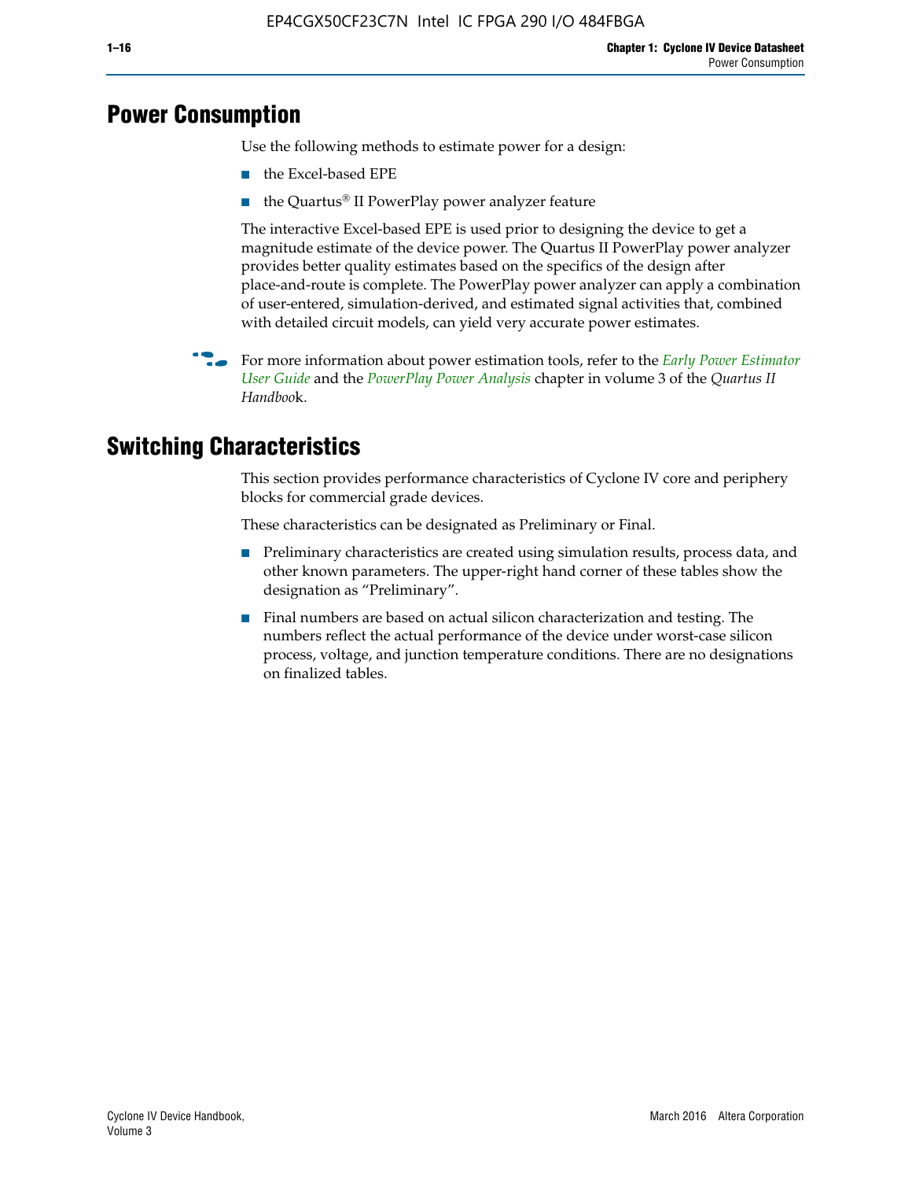# Power Consumption

Use the following methods to estimate power for a design:

- the Excel-based EPE
- the Quartus® II PowerPlay power analyzer feature

The interactive Excel-based EPE is used prior to designing the device to get a magnitude estimate of the device power. The Quartus II PowerPlay power analyzer provides better quality estimates based on the specifics of the design after place-and-route is complete. The PowerPlay power analyzer can apply a combination of user-entered, simulation-derived, and estimated signal activities that, combined with detailed circuit models, can yield very accurate power estimates.

For more information about power estimation tools, refer to the *Early Power Estimator User Guide* and the *PowerPlay Power Analysis* chapter in volume 3 of the *Quartus II Handboo*k.

# Switching Characteristics

This section provides performance characteristics of Cyclone IV core and periphery blocks for commercial grade devices.

These characteristics can be designated as Preliminary or Final.

- Preliminary characteristics are created using simulation results, process data, and other known parameters. The upper-right hand corner of these tables show the designation as "Preliminary".
- Final numbers are based on actual silicon characterization and testing. The numbers reflect the actual performance of the device under worst-case silicon process, voltage, and junction temperature conditions. There are no designations on finalized tables.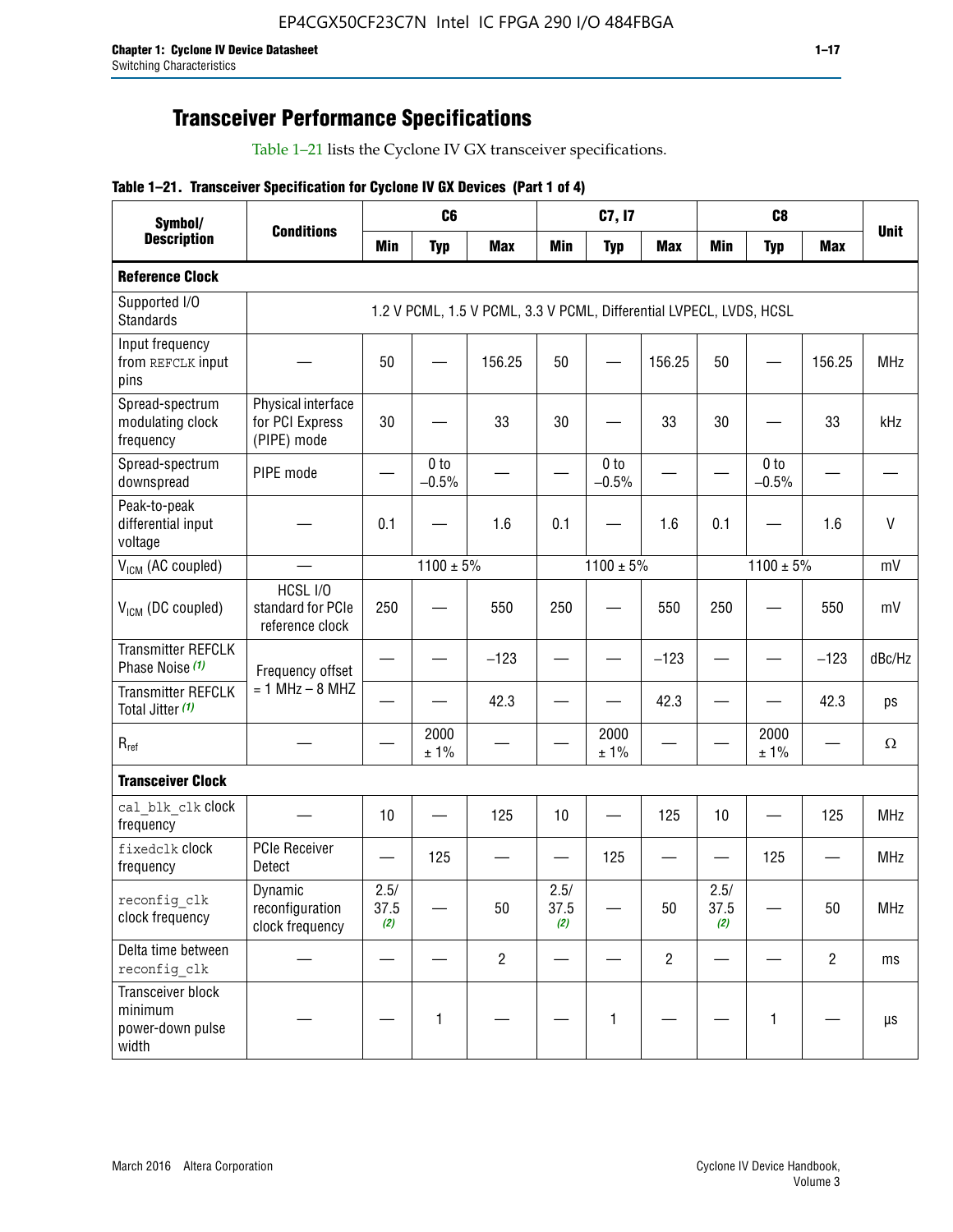# Transceiver Performance Specifications

Table 1–21 lists the Cyclone IV GX transceiver specifications.

**Table 1–21. Transceiver Specification for Cyclone IV GX Devices (Part 1 of 4)**

| Symbol/ Description | Conditions | C6 | | | C7, I7 | | | C8 | | | Unit |
|---|---|---|---|---|---|---|---|---|---|---|---|
| | | Min | Typ | Max | Min | Typ | Max | Min | Typ | Max | |
| **Reference Clock** | | | | | | | | | | | |
| Supported I/O Standards | 1.2 V PCML, 1.5 V PCML, 3.3 V PCML, Differential LVPECL, LVDS, HCSL | | | | | | | | | | |
| Input frequency from REFCLK input pins | — | 50 | — | 156.25 | 50 | — | 156.25 | 50 | — | 156.25 | MHz |
| Spread-spectrum modulating clock frequency | Physical interface for PCI Express (PIPE) mode | 30 | — | 33 | 30 | — | 33 | 30 | — | 33 | kHz |
| Spread-spectrum downspread | PIPE mode | — | 0 to −0.5% | — | — | 0 to −0.5% | — | — | 0 to −0.5% | — | — |
| Peak-to-peak differential input voltage | — | 0.1 | — | 1.6 | 0.1 | — | 1.6 | 0.1 | — | 1.6 | V |
| $V_{ICM}$ (AC coupled) | — | 1100 ± 5% | | | 1100 ± 5% | | | 1100 ± 5% | | | mV |
| $V_{ICM}$ (DC coupled) | HCSL I/O standard for PCIe reference clock | 250 | — | 550 | 250 | — | 550 | 250 | — | 550 | mV |
| Transmitter REFCLK Phase Noise *(1)* | Frequency offset = 1 MHz – 8 MHZ | — | — | −123 | — | — | −123 | — | — | −123 | dBc/Hz |
| Transmitter REFCLK Total Jitter *(1)* | | — | — | 42.3 | — | — | 42.3 | — | — | 42.3 | ps |
| $R_{ref}$ | — | — | 2000 ± 1% | — | — | 2000 ± 1% | — | — | 2000 ± 1% | — | Ω |
| **Transceiver Clock** | | | | | | | | | | | |
| cal_blk_clk clock frequency | — | 10 | — | 125 | 10 | — | 125 | 10 | — | 125 | MHz |
| fixedclk clock frequency | PCIe Receiver Detect | — | 125 | — | — | 125 | — | — | 125 | — | MHz |
| reconfig_clk clock frequency | Dynamic reconfiguration clock frequency | 2.5/ 37.5 *(2)* | — | 50 | 2.5/ 37.5 *(2)* | — | 50 | 2.5/ 37.5 *(2)* | — | 50 | MHz |
| Delta time between reconfig_clk | — | — | — | 2 | — | — | 2 | — | — | 2 | ms |
| Transceiver block minimum power-down pulse width | — | — | 1 | — | — | 1 | — | — | 1 | — | µs |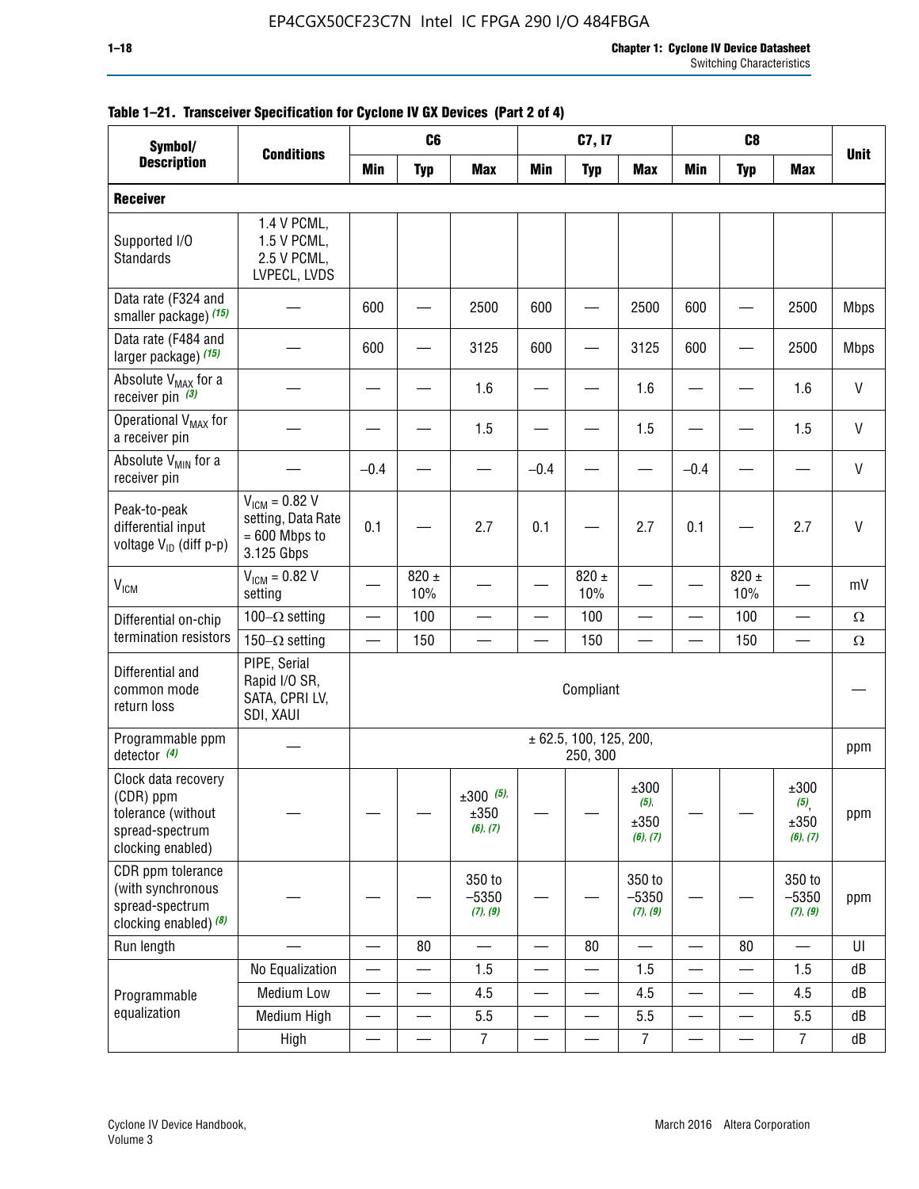**Table 1–21. Transceiver Specification for Cyclone IV GX Devices (Part 2 of 4)**

| Symbol/ Description | Conditions | C6 | | | C7, I7 | | | C8 | | | Unit |
|---|---|---|---|---|---|---|---|---|---|---|---|
| | | Min | Typ | Max | Min | Typ | Max | Min | Typ | Max | |
| **Receiver** | | | | | | | | | | | |
| Supported I/O Standards | 1.4 V PCML, 1.5 V PCML, 2.5 V PCML, LVPECL, LVDS | | | | | | | | | | |
| Data rate (F324 and smaller package) *(15)* | — | 600 | — | 2500 | 600 | — | 2500 | 600 | — | 2500 | Mbps |
| Data rate (F484 and larger package) *(15)* | — | 600 | — | 3125 | 600 | — | 3125 | 600 | — | 2500 | Mbps |
| Absolute $V_{MAX}$ for a receiver pin *(3)* | — | — | — | 1.6 | — | — | 1.6 | — | — | 1.6 | V |
| Operational $V_{MAX}$ for a receiver pin | — | — | — | 1.5 | — | — | 1.5 | — | — | 1.5 | V |
| Absolute $V_{MIN}$ for a receiver pin | — | –0.4 | — | — | –0.4 | — | — | –0.4 | — | — | V |
| Peak-to-peak differential input voltage $V_{ID}$ (diff p-p) | $V_{ICM}$ = 0.82 V setting, Data Rate = 600 Mbps to 3.125 Gbps | 0.1 | — | 2.7 | 0.1 | — | 2.7 | 0.1 | — | 2.7 | V |
| $V_{ICM}$ | $V_{ICM}$ = 0.82 V setting | — | 820 ± 10% | — | — | 820 ± 10% | — | — | 820 ± 10% | — | mV |
| Differential on-chip termination resistors | 100–Ω setting | — | 100 | — | — | 100 | — | — | 100 | — | Ω |
| | 150–Ω setting | — | 150 | — | — | 150 | — | — | 150 | — | Ω |
| Differential and common mode return loss | PIPE, Serial Rapid I/O SR, SATA, CPRI LV, SDI, XAUI | Compliant | | | | | | | | | — |
| Programmable ppm detector *(4)* | — | ± 62.5, 100, 125, 200, 250, 300 | | | | | | | | | ppm |
| Clock data recovery (CDR) ppm tolerance (without spread-spectrum clocking enabled) | — | — | — | ±300 *(5)*, ±350 *(6)*, *(7)* | — | — | ±300 *(5)*, ±350 *(6)*, *(7)* | — | — | ±300 *(5)*, ±350 *(6)*, *(7)* | ppm |
| CDR ppm tolerance (with synchronous spread-spectrum clocking enabled) *(8)* | — | — | — | 350 to –5350 *(7)*, *(9)* | — | — | 350 to –5350 *(7)*, *(9)* | — | — | 350 to –5350 *(7)*, *(9)* | ppm |
| Run length | — | — | 80 | — | — | 80 | — | — | 80 | — | UI |
| Programmable equalization | No Equalization | — | — | 1.5 | — | — | 1.5 | — | — | 1.5 | dB |
| | Medium Low | — | — | 4.5 | — | — | 4.5 | — | — | 4.5 | dB |
| | Medium High | — | — | 5.5 | — | — | 5.5 | — | — | 5.5 | dB |
| | High | — | — | 7 | — | — | 7 | — | — | 7 | dB |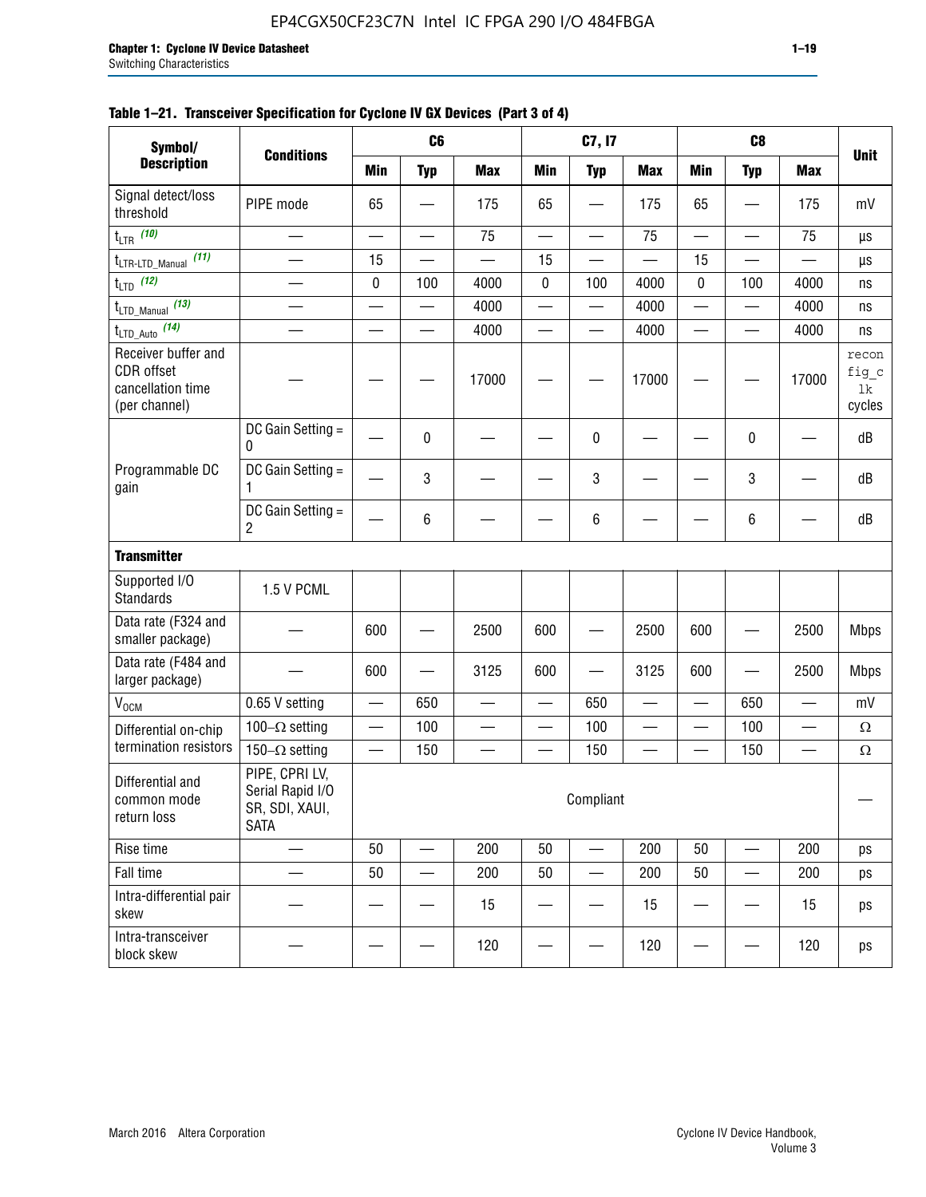**Table 1–21. Transceiver Specification for Cyclone IV GX Devices (Part 3 of 4)**

| Symbol/ Description | Conditions | C6 | | | C7, I7 | | | C8 | | | Unit |
|---|---|---|---|---|---|---|---|---|---|---|---|
| | | Min | Typ | Max | Min | Typ | Max | Min | Typ | Max | |
| Signal detect/loss threshold | PIPE mode | 65 | — | 175 | 65 | — | 175 | 65 | — | 175 | mV |
| $t_{LTR}$ *(10)* | — | — | — | 75 | — | — | 75 | — | — | 75 | µs |
| $t_{LTR\text{-}LTD\_Manual}$ *(11)* | — | 15 | — | — | 15 | — | — | 15 | — | — | µs |
| $t_{LTD}$ *(12)* | — | 0 | 100 | 4000 | 0 | 100 | 4000 | 0 | 100 | 4000 | ns |
| $t_{LTD\_Manual}$ *(13)* | — | — | — | 4000 | — | — | 4000 | — | — | 4000 | ns |
| $t_{LTD\_Auto}$ *(14)* | — | — | — | 4000 | — | — | 4000 | — | — | 4000 | ns |
| Receiver buffer and CDR offset cancellation time (per channel) | — | — | — | 17000 | — | — | 17000 | — | — | 17000 | reconfig_clk cycles |
| Programmable DC gain | DC Gain Setting = 0 | — | 0 | — | — | 0 | — | — | 0 | — | dB |
| | DC Gain Setting = 1 | — | 3 | — | — | 3 | — | — | 3 | — | dB |
| | DC Gain Setting = 2 | — | 6 | — | — | 6 | — | — | 6 | — | dB |
| **Transmitter** | | | | | | | | | | | |
| Supported I/O Standards | 1.5 V PCML | | | | | | | | | | |
| Data rate (F324 and smaller package) | — | 600 | — | 2500 | 600 | — | 2500 | 600 | — | 2500 | Mbps |
| Data rate (F484 and larger package) | — | 600 | — | 3125 | 600 | — | 3125 | 600 | — | 2500 | Mbps |
| $V_{OCM}$ | 0.65 V setting | — | 650 | — | — | 650 | — | — | 650 | — | mV |
| Differential on-chip termination resistors | 100–Ω setting | — | 100 | — | — | 100 | — | — | 100 | — | Ω |
| | 150–Ω setting | — | 150 | — | — | 150 | — | — | 150 | — | Ω |
| Differential and common mode return loss | PIPE, CPRI LV, Serial Rapid I/O SR, SDI, XAUI, SATA | Compliant | | | | | | | | | — |
| Rise time | — | 50 | — | 200 | 50 | — | 200 | 50 | — | 200 | ps |
| Fall time | — | 50 | — | 200 | 50 | — | 200 | 50 | — | 200 | ps |
| Intra-differential pair skew | — | — | — | 15 | — | — | 15 | — | — | 15 | ps |
| Intra-transceiver block skew | — | — | — | 120 | — | — | 120 | — | — | 120 | ps |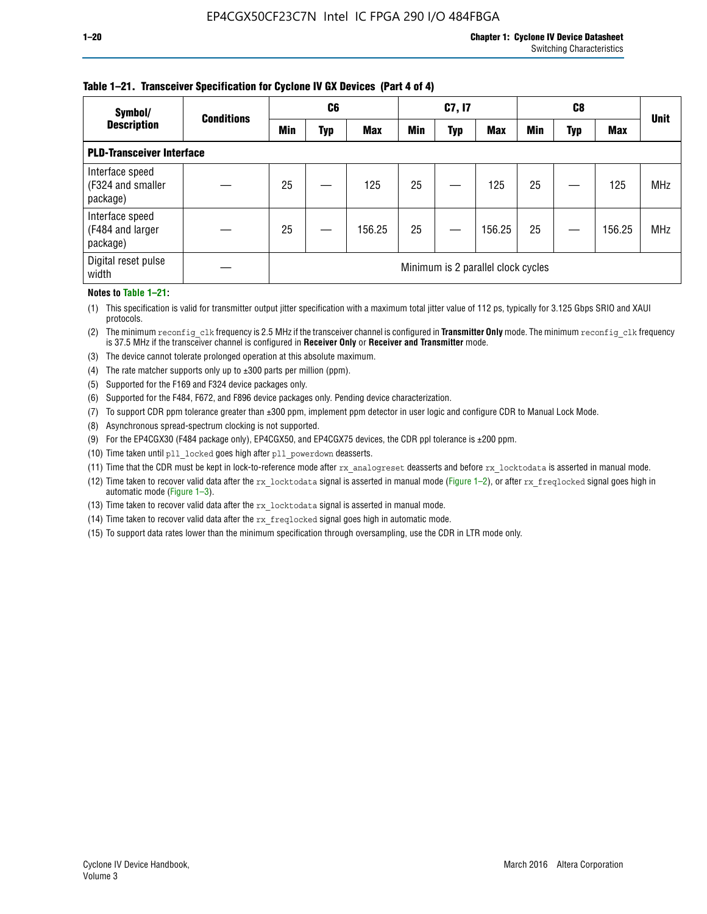**Table 1–21. Transceiver Specification for Cyclone IV GX Devices (Part 4 of 4)**

| Symbol/ Description | Conditions | C6 | | | C7, I7 | | | C8 | | | Unit |
|---|---|---|---|---|---|---|---|---|---|---|---|
| | | Min | Typ | Max | Min | Typ | Max | Min | Typ | Max | |
| **PLD-Transceiver Interface** | | | | | | | | | | | |
| Interface speed (F324 and smaller package) | — | 25 | — | 125 | 25 | — | 125 | 25 | — | 125 | MHz |
| Interface speed (F484 and larger package) | — | 25 | — | 156.25 | 25 | — | 156.25 | 25 | — | 156.25 | MHz |
| Digital reset pulse width | — | Minimum is 2 parallel clock cycles | | | | | | | | | |

**Notes to Table 1–21:**

(1) This specification is valid for transmitter output jitter specification with a maximum total jitter value of 112 ps, typically for 3.125 Gbps SRIO and XAUI protocols.

(2) The minimum `reconfig_clk` frequency is 2.5 MHz if the transceiver channel is configured in **Transmitter Only** mode. The minimum `reconfig_clk` frequency is 37.5 MHz if the transceiver channel is configured in **Receiver Only** or **Receiver and Transmitter** mode.

(3) The device cannot tolerate prolonged operation at this absolute maximum.

(4) The rate matcher supports only up to ±300 parts per million (ppm).

(5) Supported for the F169 and F324 device packages only.

(6) Supported for the F484, F672, and F896 device packages only. Pending device characterization.

(7) To support CDR ppm tolerance greater than ±300 ppm, implement ppm detector in user logic and configure CDR to Manual Lock Mode.

(8) Asynchronous spread-spectrum clocking is not supported.

(9) For the EP4CGX30 (F484 package only), EP4CGX50, and EP4CGX75 devices, the CDR ppl tolerance is ±200 ppm.

(10) Time taken until `pll_locked` goes high after `pll_powerdown` deasserts.

(11) Time that the CDR must be kept in lock-to-reference mode after `rx_analogreset` deasserts and before `rx_locktodata` is asserted in manual mode.

(12) Time taken to recover valid data after the `rx_locktodata` signal is asserted in manual mode (Figure 1–2), or after `rx_freqlocked` signal goes high in automatic mode (Figure 1–3).

(13) Time taken to recover valid data after the `rx_locktodata` signal is asserted in manual mode.

(14) Time taken to recover valid data after the `rx_freqlocked` signal goes high in automatic mode.

(15) To support data rates lower than the minimum specification through oversampling, use the CDR in LTR mode only.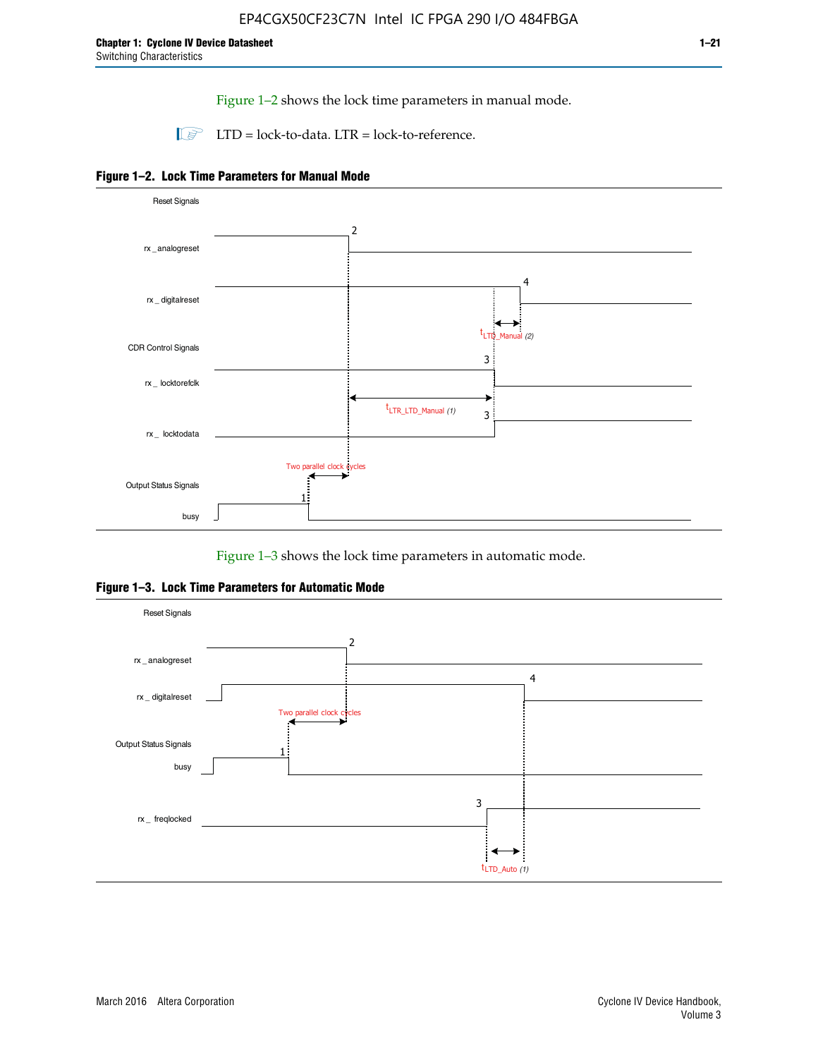Figure 1–2 shows the lock time parameters in manual mode.

LTD = lock-to-data. LTR = lock-to-reference.

**Figure 1–2. Lock Time Parameters for Manual Mode**

Reset Signals

rx_analogreset

rx_digitalreset

$t_{LTD\_Manual}$ (2)

CDR Control Signals

rx_locktorefclk

$t_{LTR\_LTD\_Manual}$ (1)

rx_locktodata

Two parallel clock cycles

Output Status Signals

busy

Figure 1–3 shows the lock time parameters in automatic mode.

**Figure 1–3. Lock Time Parameters for Automatic Mode**

Reset Signals

rx_analogreset

rx_digitalreset

Two parallel clock cycles

Output Status Signals

busy

rx_freqlocked

$t_{LTD\_Auto}$ (1)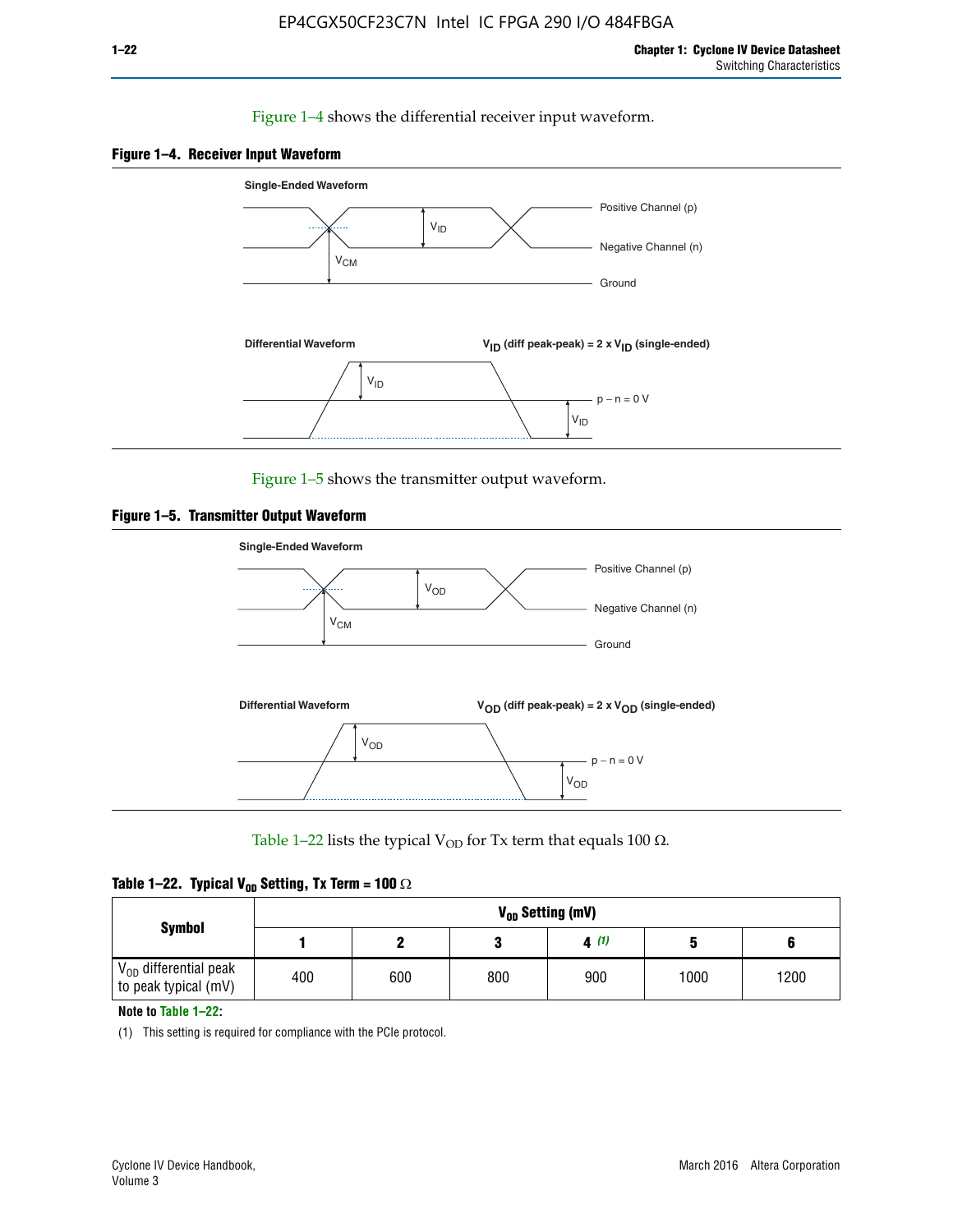Figure 1–4 shows the differential receiver input waveform.

**Figure 1–4. Receiver Input Waveform**

Figure 1–5 shows the transmitter output waveform.

**Figure 1–5. Transmitter Output Waveform**

Table 1–22 lists the typical $V_{OD}$ for Tx term that equals 100 Ω.

**Table 1–22. Typical $V_{OD}$ Setting, Tx Term = 100 Ω**

| Symbol | $V_{OD}$ Setting (mV) | | | | | |
|---|---|---|---|---|---|---|
| | 1 | 2 | 3 | 4 (1) | 5 | 6 |
| $V_{OD}$ differential peak to peak typical (mV) | 400 | 600 | 800 | 900 | 1000 | 1200 |

**Note to Table 1–22:**

(1) This setting is required for compliance with the PCIe protocol.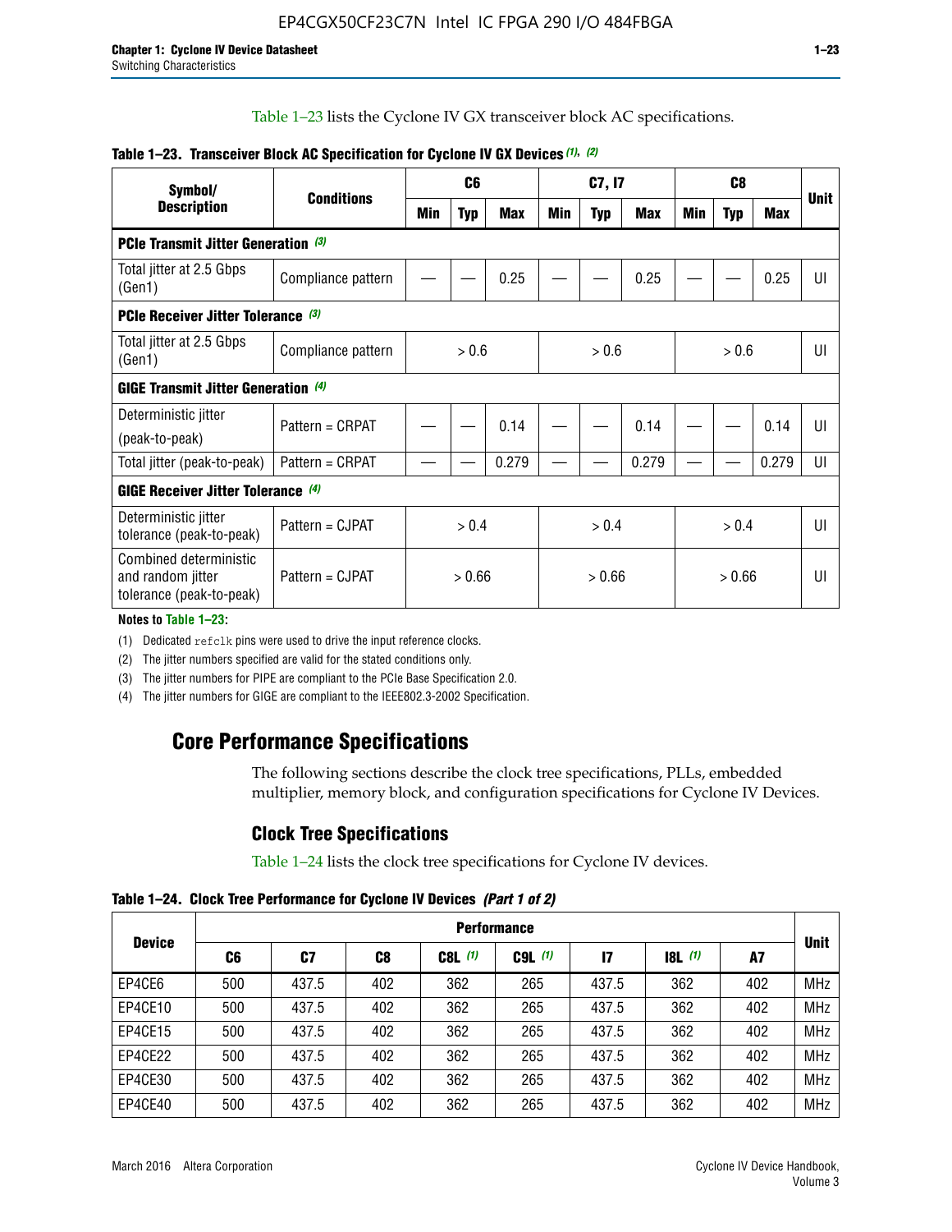Table 1–23 lists the Cyclone IV GX transceiver block AC specifications.

**Table 1–23. Transceiver Block AC Specification for Cyclone IV GX Devices (1), (2)**

| Symbol/ Description | Conditions | C6 | | | C7, I7 | | | C8 | | | Unit |
|---|---|---|---|---|---|---|---|---|---|---|---|
| | | Min | Typ | Max | Min | Typ | Max | Min | Typ | Max | |
| **PCIe Transmit Jitter Generation (3)** | | | | | | | | | | | |
| Total jitter at 2.5 Gbps (Gen1) | Compliance pattern | — | — | 0.25 | — | — | 0.25 | — | — | 0.25 | UI |
| **PCIe Receiver Jitter Tolerance (3)** | | | | | | | | | | | |
| Total jitter at 2.5 Gbps (Gen1) | Compliance pattern | > 0.6 | | | > 0.6 | | | > 0.6 | | | UI |
| **GIGE Transmit Jitter Generation (4)** | | | | | | | | | | | |
| Deterministic jitter (peak-to-peak) | Pattern = CRPAT | — | — | 0.14 | — | — | 0.14 | — | — | 0.14 | UI |
| Total jitter (peak-to-peak) | Pattern = CRPAT | — | — | 0.279 | — | — | 0.279 | — | — | 0.279 | UI |
| **GIGE Receiver Jitter Tolerance (4)** | | | | | | | | | | | |
| Deterministic jitter tolerance (peak-to-peak) | Pattern = CJPAT | > 0.4 | | | > 0.4 | | | > 0.4 | | | UI |
| Combined deterministic and random jitter tolerance (peak-to-peak) | Pattern = CJPAT | > 0.66 | | | > 0.66 | | | > 0.66 | | | UI |

**Notes to Table 1–23:**

(1) Dedicated refclk pins were used to drive the input reference clocks.

(2) The jitter numbers specified are valid for the stated conditions only.

(3) The jitter numbers for PIPE are compliant to the PCIe Base Specification 2.0.

(4) The jitter numbers for GIGE are compliant to the IEEE802.3-2002 Specification.

## Core Performance Specifications

The following sections describe the clock tree specifications, PLLs, embedded multiplier, memory block, and configuration specifications for Cyclone IV Devices.

### Clock Tree Specifications

Table 1–24 lists the clock tree specifications for Cyclone IV devices.

**Table 1–24. Clock Tree Performance for Cyclone IV Devices *(Part 1 of 2)***

| Device | Performance | | | | | | | | Unit |
|---|---|---|---|---|---|---|---|---|---|
| | C6 | C7 | C8 | C8L (1) | C9L (1) | I7 | I8L (1) | A7 | |
| EP4CE6 | 500 | 437.5 | 402 | 362 | 265 | 437.5 | 362 | 402 | MHz |
| EP4CE10 | 500 | 437.5 | 402 | 362 | 265 | 437.5 | 362 | 402 | MHz |
| EP4CE15 | 500 | 437.5 | 402 | 362 | 265 | 437.5 | 362 | 402 | MHz |
| EP4CE22 | 500 | 437.5 | 402 | 362 | 265 | 437.5 | 362 | 402 | MHz |
| EP4CE30 | 500 | 437.5 | 402 | 362 | 265 | 437.5 | 362 | 402 | MHz |
| EP4CE40 | 500 | 437.5 | 402 | 362 | 265 | 437.5 | 362 | 402 | MHz |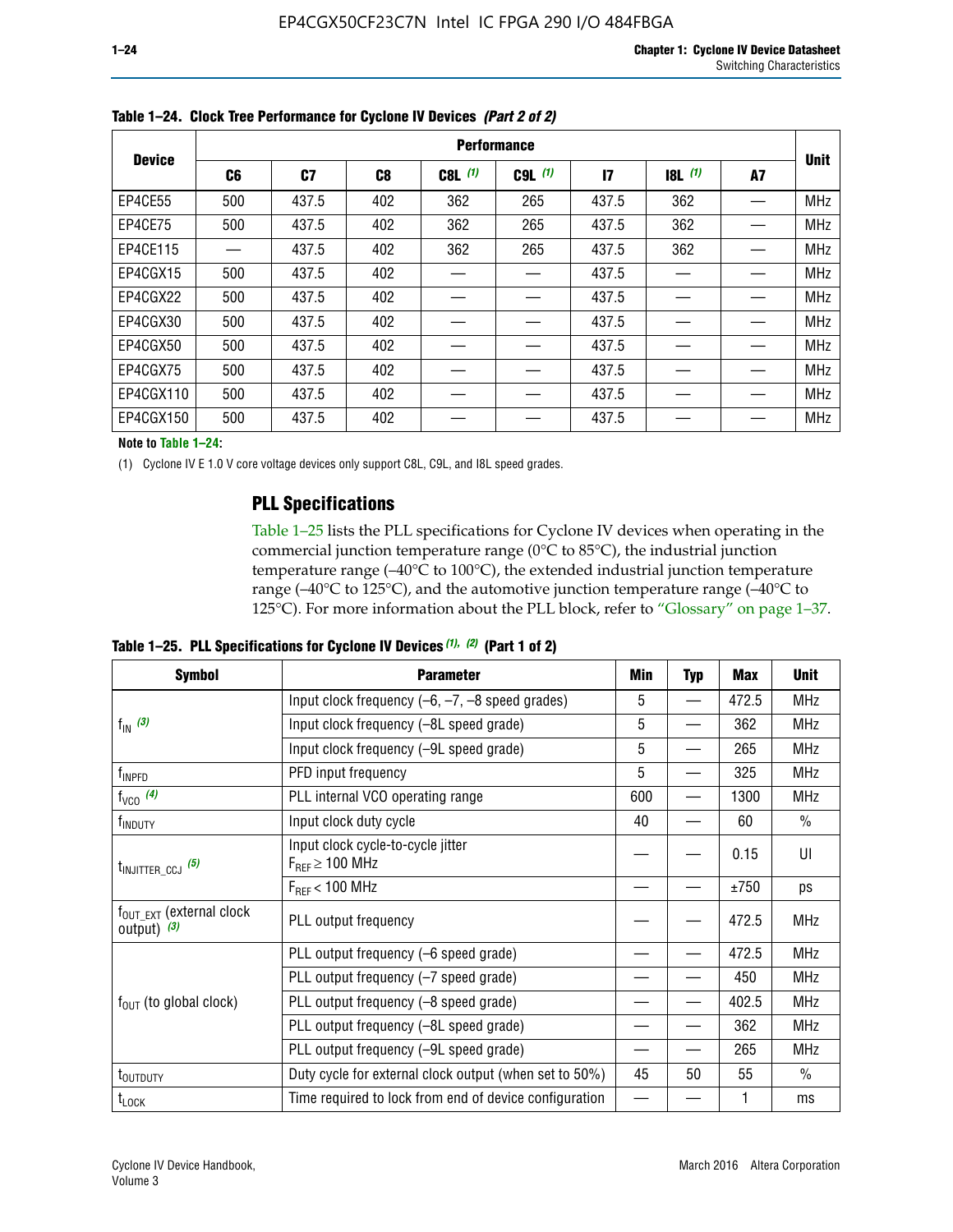**Table 1–24. Clock Tree Performance for Cyclone IV Devices *(Part 2 of 2)***

| Device | Performance | | | | | | | | Unit |
|---|---|---|---|---|---|---|---|---|---|
| | C6 | C7 | C8 | C8L (1) | C9L (1) | I7 | I8L (1) | A7 | |
| EP4CE55 | 500 | 437.5 | 402 | 362 | 265 | 437.5 | 362 | — | MHz |
| EP4CE75 | 500 | 437.5 | 402 | 362 | 265 | 437.5 | 362 | — | MHz |
| EP4CE115 | — | 437.5 | 402 | 362 | 265 | 437.5 | 362 | — | MHz |
| EP4CGX15 | 500 | 437.5 | 402 | — | — | 437.5 | — | — | MHz |
| EP4CGX22 | 500 | 437.5 | 402 | — | — | 437.5 | — | — | MHz |
| EP4CGX30 | 500 | 437.5 | 402 | — | — | 437.5 | — | — | MHz |
| EP4CGX50 | 500 | 437.5 | 402 | — | — | 437.5 | — | — | MHz |
| EP4CGX75 | 500 | 437.5 | 402 | — | — | 437.5 | — | — | MHz |
| EP4CGX110 | 500 | 437.5 | 402 | — | — | 437.5 | — | — | MHz |
| EP4CGX150 | 500 | 437.5 | 402 | — | — | 437.5 | — | — | MHz |

**Note to Table 1–24:**

(1) Cyclone IV E 1.0 V core voltage devices only support C8L, C9L, and I8L speed grades.

## PLL Specifications

Table 1–25 lists the PLL specifications for Cyclone IV devices when operating in the commercial junction temperature range (0°C to 85°C), the industrial junction temperature range (–40°C to 100°C), the extended industrial junction temperature range (–40°C to 125°C), and the automotive junction temperature range (–40°C to 125°C). For more information about the PLL block, refer to "Glossary" on page 1–37.

**Table 1–25. PLL Specifications for Cyclone IV Devices *(1), (2)* (Part 1 of 2)**

| Symbol | Parameter | Min | Typ | Max | Unit |
|---|---|---|---|---|---|
| $f_{IN}$ *(3)* | Input clock frequency (–6, –7, –8 speed grades) | 5 | — | 472.5 | MHz |
| | Input clock frequency (–8L speed grade) | 5 | — | 362 | MHz |
| | Input clock frequency (–9L speed grade) | 5 | — | 265 | MHz |
| $f_{INPFD}$ | PFD input frequency | 5 | — | 325 | MHz |
| $f_{VCO}$ *(4)* | PLL internal VCO operating range | 600 | — | 1300 | MHz |
| $f_{INDUTY}$ | Input clock duty cycle | 40 | — | 60 | % |
| $t_{INJITTER\_CCJ}$ *(5)* | Input clock cycle-to-cycle jitter $F_{REF} \geq 100$ MHz | — | — | 0.15 | UI |
| | $F_{REF} < 100$ MHz | — | — | ±750 | ps |
| $f_{OUT\_EXT}$ (external clock output) *(3)* | PLL output frequency | — | — | 472.5 | MHz |
| $f_{OUT}$ (to global clock) | PLL output frequency (–6 speed grade) | — | — | 472.5 | MHz |
| | PLL output frequency (–7 speed grade) | — | — | 450 | MHz |
| | PLL output frequency (–8 speed grade) | — | — | 402.5 | MHz |
| | PLL output frequency (–8L speed grade) | — | — | 362 | MHz |
| | PLL output frequency (–9L speed grade) | — | — | 265 | MHz |
| $t_{OUTDUTY}$ | Duty cycle for external clock output (when set to 50%) | 45 | 50 | 55 | % |
| $t_{LOCK}$ | Time required to lock from end of device configuration | — | — | 1 | ms |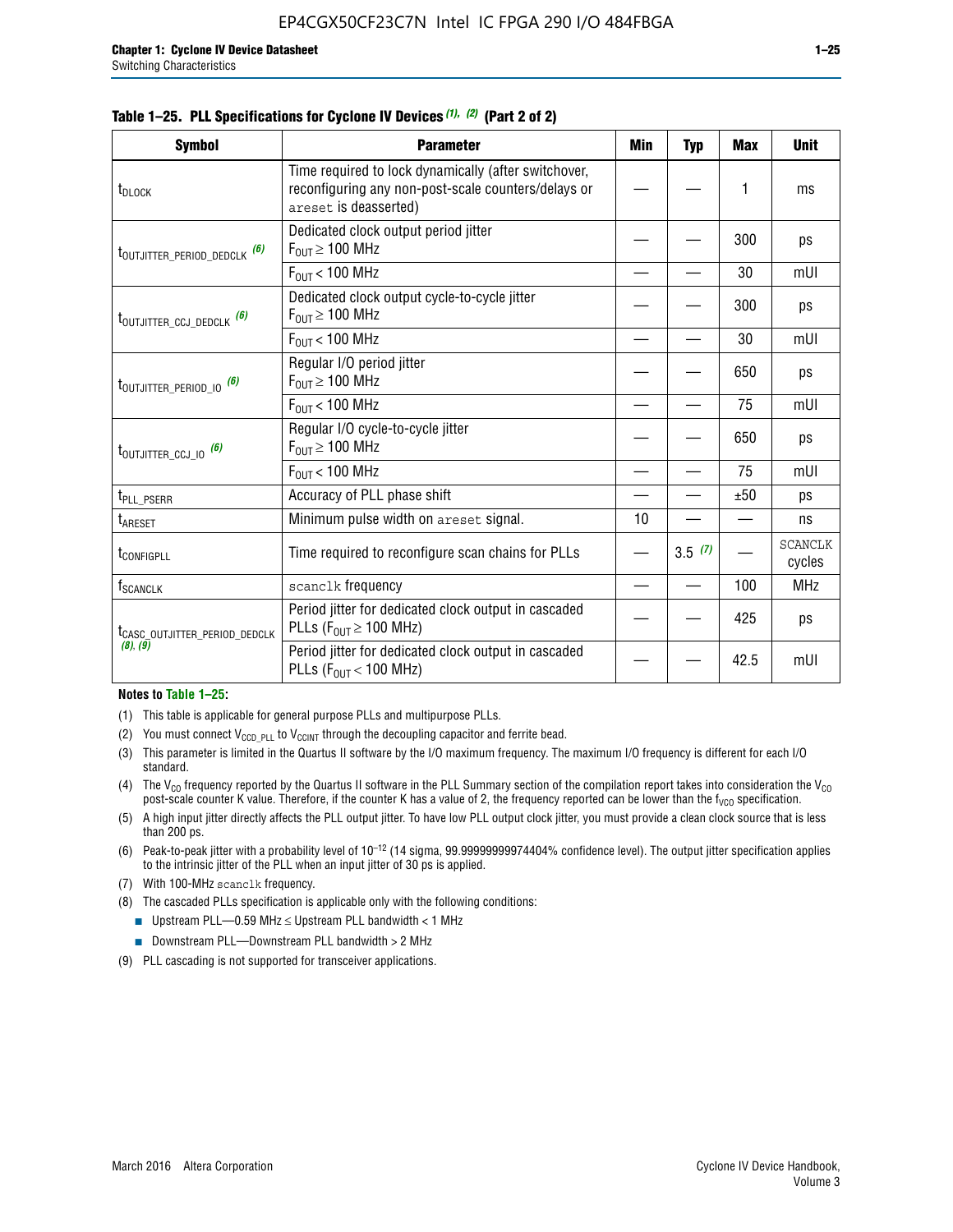**Table 1–25. PLL Specifications for Cyclone IV Devices (1), (2) (Part 2 of 2)**

| Symbol | Parameter | Min | Typ | Max | Unit |
|---|---|---|---|---|---|
| $t_{DLOCK}$ | Time required to lock dynamically (after switchover, reconfiguring any non-post-scale counters/delays or areset is deasserted) | — | — | 1 | ms |
| $t_{OUTJITTER\_PERIOD\_DEDCLK}$ (6) | Dedicated clock output period jitter $F_{OUT} \geq 100$ MHz | — | — | 300 | ps |
| | $F_{OUT} < 100$ MHz | — | — | 30 | mUI |
| $t_{OUTJITTER\_CCJ\_DEDCLK}$ (6) | Dedicated clock output cycle-to-cycle jitter $F_{OUT} \geq 100$ MHz | — | — | 300 | ps |
| | $F_{OUT} < 100$ MHz | — | — | 30 | mUI |
| $t_{OUTJITTER\_PERIOD\_IO}$ (6) | Regular I/O period jitter $F_{OUT} \geq 100$ MHz | — | — | 650 | ps |
| | $F_{OUT} < 100$ MHz | — | — | 75 | mUI |
| $t_{OUTJITTER\_CCJ\_IO}$ (6) | Regular I/O cycle-to-cycle jitter $F_{OUT} \geq 100$ MHz | — | — | 650 | ps |
| | $F_{OUT} < 100$ MHz | — | — | 75 | mUI |
| $t_{PLL\_PSERR}$ | Accuracy of PLL phase shift | — | — | ±50 | ps |
| $t_{ARESET}$ | Minimum pulse width on areset signal. | 10 | — | — | ns |
| $t_{CONFIGPLL}$ | Time required to reconfigure scan chains for PLLs | — | 3.5 (7) | — | SCANCLK cycles |
| $f_{SCANCLK}$ | scanclk frequency | — | — | 100 | MHz |
| $t_{CASC\_OUTJITTER\_PERIOD\_DEDCLK}$ (8), (9) | Period jitter for dedicated clock output in cascaded PLLs ($F_{OUT} \geq 100$ MHz) | — | — | 425 | ps |
| | Period jitter for dedicated clock output in cascaded PLLs ($F_{OUT} < 100$ MHz) | — | — | 42.5 | mUI |

**Notes to Table 1–25:**

(1) This table is applicable for general purpose PLLs and multipurpose PLLs.

(2) You must connect $V_{CCD\_PLL}$ to $V_{CCINT}$ through the decoupling capacitor and ferrite bead.

(3) This parameter is limited in the Quartus II software by the I/O maximum frequency. The maximum I/O frequency is different for each I/O standard.

(4) The $V_{CO}$ frequency reported by the Quartus II software in the PLL Summary section of the compilation report takes into consideration the $V_{CO}$ post-scale counter K value. Therefore, if the counter K has a value of 2, the frequency reported can be lower than the $f_{VCO}$ specification.

(5) A high input jitter directly affects the PLL output jitter. To have low PLL output clock jitter, you must provide a clean clock source that is less than 200 ps.

(6) Peak-to-peak jitter with a probability level of $10^{-12}$ (14 sigma, 99.99999999974404% confidence level). The output jitter specification applies to the intrinsic jitter of the PLL when an input jitter of 30 ps is applied.

(7) With 100-MHz scanclk frequency.

(8) The cascaded PLLs specification is applicable only with the following conditions:

- Upstream PLL—0.59 MHz ≤ Upstream PLL bandwidth < 1 MHz
- Downstream PLL—Downstream PLL bandwidth > 2 MHz

(9) PLL cascading is not supported for transceiver applications.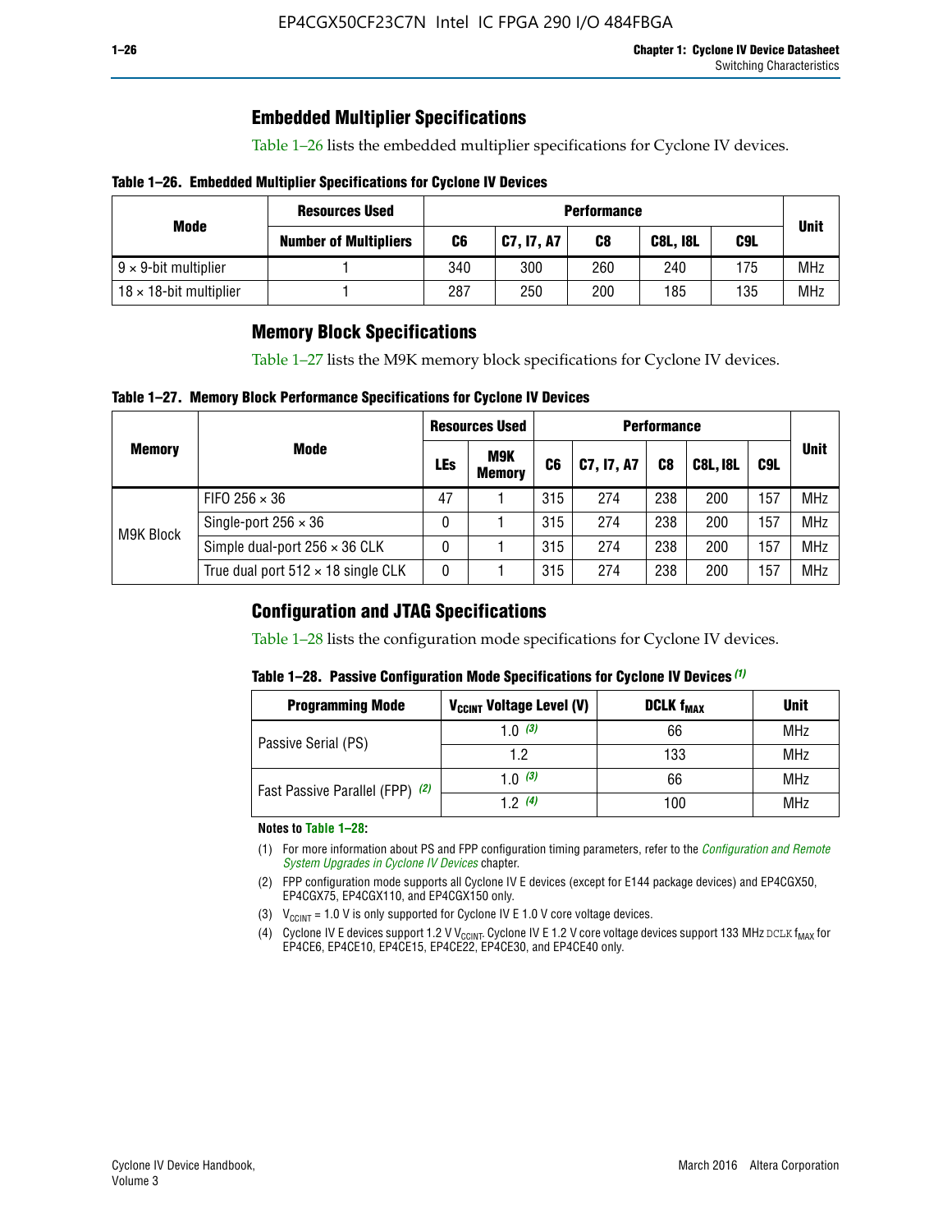## Embedded Multiplier Specifications

Table 1–26 lists the embedded multiplier specifications for Cyclone IV devices.

**Table 1–26. Embedded Multiplier Specifications for Cyclone IV Devices**

| Mode | Resources Used | Performance | | | | | Unit |
|---|---|---|---|---|---|---|---|
| | Number of Multipliers | C6 | C7, I7, A7 | C8 | C8L, I8L | C9L | |
| 9 × 9-bit multiplier | 1 | 340 | 300 | 260 | 240 | 175 | MHz |
| 18 × 18-bit multiplier | 1 | 287 | 250 | 200 | 185 | 135 | MHz |

## Memory Block Specifications

Table 1–27 lists the M9K memory block specifications for Cyclone IV devices.

**Table 1–27. Memory Block Performance Specifications for Cyclone IV Devices**

| Memory | Mode | Resources Used | | Performance | | | | | Unit |
|---|---|---|---|---|---|---|---|---|---|
| | | LEs | M9K Memory | C6 | C7, I7, A7 | C8 | C8L, I8L | C9L | |
| M9K Block | FIFO 256 × 36 | 47 | 1 | 315 | 274 | 238 | 200 | 157 | MHz |
| | Single-port 256 × 36 | 0 | 1 | 315 | 274 | 238 | 200 | 157 | MHz |
| | Simple dual-port 256 × 36 CLK | 0 | 1 | 315 | 274 | 238 | 200 | 157 | MHz |
| | True dual port 512 × 18 single CLK | 0 | 1 | 315 | 274 | 238 | 200 | 157 | MHz |

## Configuration and JTAG Specifications

Table 1–28 lists the configuration mode specifications for Cyclone IV devices.

**Table 1–28. Passive Configuration Mode Specifications for Cyclone IV Devices (1)**

| Programming Mode | $V_{CCINT}$ Voltage Level (V) | DCLK $f_{MAX}$ | Unit |
|---|---|---|---|
| Passive Serial (PS) | 1.0 (3) | 66 | MHz |
| | 1.2 | 133 | MHz |
| Fast Passive Parallel (FPP) (2) | 1.0 (3) | 66 | MHz |
| | 1.2 (4) | 100 | MHz |

**Notes to Table 1–28:**

(1) For more information about PS and FPP configuration timing parameters, refer to the *Configuration and Remote System Upgrades in Cyclone IV Devices* chapter.

(2) FPP configuration mode supports all Cyclone IV E devices (except for E144 package devices) and EP4CGX50, EP4CGX75, EP4CGX110, and EP4CGX150 only.

(3) $V_{CCINT}$ = 1.0 V is only supported for Cyclone IV E 1.0 V core voltage devices.

(4) Cyclone IV E devices support 1.2 V $V_{CCINT}$. Cyclone IV E 1.2 V core voltage devices support 133 MHz DCLK $f_{MAX}$ for EP4CE6, EP4CE10, EP4CE15, EP4CE22, EP4CE30, and EP4CE40 only.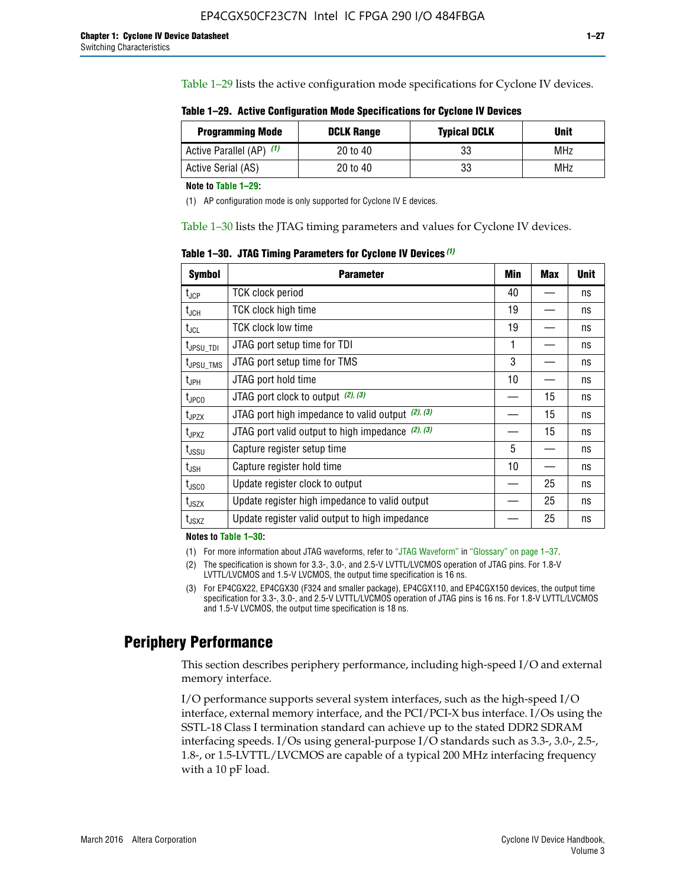Table 1–29 lists the active configuration mode specifications for Cyclone IV devices.

**Table 1–29. Active Configuration Mode Specifications for Cyclone IV Devices**

| Programming Mode | DCLK Range | Typical DCLK | Unit |
|---|---|---|---|
| Active Parallel (AP) (1) | 20 to 40 | 33 | MHz |
| Active Serial (AS) | 20 to 40 | 33 | MHz |

**Note to Table 1–29:**

(1) AP configuration mode is only supported for Cyclone IV E devices.

Table 1–30 lists the JTAG timing parameters and values for Cyclone IV devices.

**Table 1–30. JTAG Timing Parameters for Cyclone IV Devices (1)**

| Symbol | Parameter | Min | Max | Unit |
|---|---|---|---|---|
| $t_{JCP}$ | TCK clock period | 40 | — | ns |
| $t_{JCH}$ | TCK clock high time | 19 | — | ns |
| $t_{JCL}$ | TCK clock low time | 19 | — | ns |
| $t_{JPSU\_TDI}$ | JTAG port setup time for TDI | 1 | — | ns |
| $t_{JPSU\_TMS}$ | JTAG port setup time for TMS | 3 | — | ns |
| $t_{JPH}$ | JTAG port hold time | 10 | — | ns |
| $t_{JPCO}$ | JTAG port clock to output (2), (3) | — | 15 | ns |
| $t_{JPZX}$ | JTAG port high impedance to valid output (2), (3) | — | 15 | ns |
| $t_{JPXZ}$ | JTAG port valid output to high impedance (2), (3) | — | 15 | ns |
| $t_{JSSU}$ | Capture register setup time | 5 | — | ns |
| $t_{JSH}$ | Capture register hold time | 10 | — | ns |
| $t_{JSCO}$ | Update register clock to output | — | 25 | ns |
| $t_{JSZX}$ | Update register high impedance to valid output | — | 25 | ns |
| $t_{JSXZ}$ | Update register valid output to high impedance | — | 25 | ns |

**Notes to Table 1–30:**

(1) For more information about JTAG waveforms, refer to "JTAG Waveform" in "Glossary" on page 1–37.

(2) The specification is shown for 3.3-, 3.0-, and 2.5-V LVTTL/LVCMOS operation of JTAG pins. For 1.8-V LVTTL/LVCMOS and 1.5-V LVCMOS, the output time specification is 16 ns.

(3) For EP4CGX22, EP4CGX30 (F324 and smaller package), EP4CGX110, and EP4CGX150 devices, the output time specification for 3.3-, 3.0-, and 2.5-V LVTTL/LVCMOS operation of JTAG pins is 16 ns. For 1.8-V LVTTL/LVCMOS and 1.5-V LVCMOS, the output time specification is 18 ns.

# Periphery Performance

This section describes periphery performance, including high-speed I/O and external memory interface.

I/O performance supports several system interfaces, such as the high-speed I/O interface, external memory interface, and the PCI/PCI-X bus interface. I/Os using the SSTL-18 Class I termination standard can achieve up to the stated DDR2 SDRAM interfacing speeds. I/Os using general-purpose I/O standards such as 3.3-, 3.0-, 2.5-, 1.8-, or 1.5-LVTTL/LVCMOS are capable of a typical 200 MHz interfacing frequency with a 10 pF load.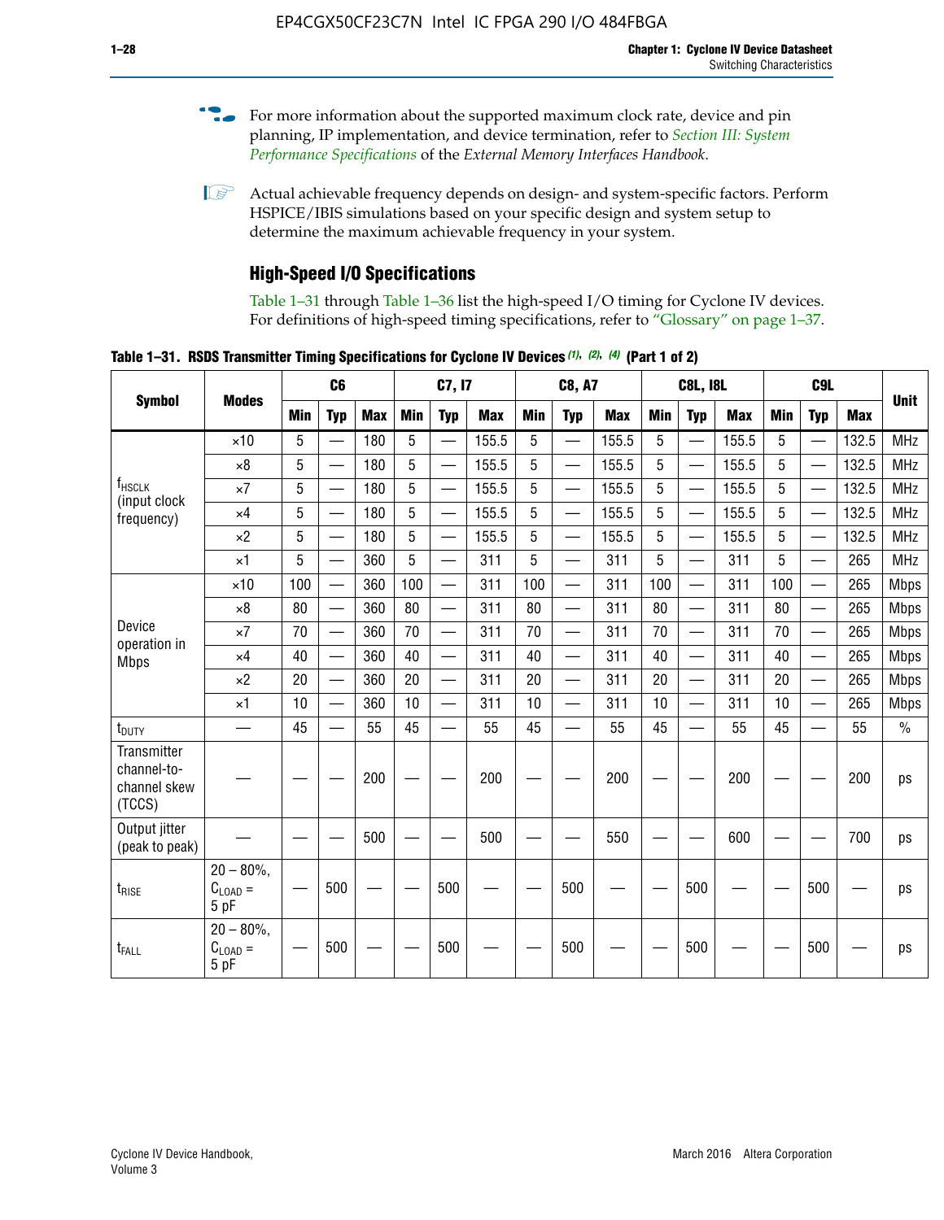For more information about the supported maximum clock rate, device and pin planning, IP implementation, and device termination, refer to *Section III: System Performance Specifications* of the *External Memory Interfaces Handbook*.

Actual achievable frequency depends on design- and system-specific factors. Perform HSPICE/IBIS simulations based on your specific design and system setup to determine the maximum achievable frequency in your system.

## High-Speed I/O Specifications

Table 1–31 through Table 1–36 list the high-speed I/O timing for Cyclone IV devices. For definitions of high-speed timing specifications, refer to "Glossary" on page 1–37.

**Table 1–31. RSDS Transmitter Timing Specifications for Cyclone IV Devices (1), (2), (4) (Part 1 of 2)**

| Symbol | Modes | C6 | | | C7, I7 | | | C8, A7 | | | C8L, I8L | | | C9L | | | Unit |
|---|---|---|---|---|---|---|---|---|---|---|---|---|---|---|---|---|---|
| | | Min | Typ | Max | Min | Typ | Max | Min | Typ | Max | Min | Typ | Max | Min | Typ | Max | |
| $f_{HSCLK}$ (input clock frequency) | ×10 | 5 | — | 180 | 5 | — | 155.5 | 5 | — | 155.5 | 5 | — | 155.5 | 5 | — | 132.5 | MHz |
| | ×8 | 5 | — | 180 | 5 | — | 155.5 | 5 | — | 155.5 | 5 | — | 155.5 | 5 | — | 132.5 | MHz |
| | ×7 | 5 | — | 180 | 5 | — | 155.5 | 5 | — | 155.5 | 5 | — | 155.5 | 5 | — | 132.5 | MHz |
| | ×4 | 5 | — | 180 | 5 | — | 155.5 | 5 | — | 155.5 | 5 | — | 155.5 | 5 | — | 132.5 | MHz |
| | ×2 | 5 | — | 180 | 5 | — | 155.5 | 5 | — | 155.5 | 5 | — | 155.5 | 5 | — | 132.5 | MHz |
| | ×1 | 5 | — | 360 | 5 | — | 311 | 5 | — | 311 | 5 | — | 311 | 5 | — | 265 | MHz |
| Device operation in Mbps | ×10 | 100 | — | 360 | 100 | — | 311 | 100 | — | 311 | 100 | — | 311 | 100 | — | 265 | Mbps |
| | ×8 | 80 | — | 360 | 80 | — | 311 | 80 | — | 311 | 80 | — | 311 | 80 | — | 265 | Mbps |
| | ×7 | 70 | — | 360 | 70 | — | 311 | 70 | — | 311 | 70 | — | 311 | 70 | — | 265 | Mbps |
| | ×4 | 40 | — | 360 | 40 | — | 311 | 40 | — | 311 | 40 | — | 311 | 40 | — | 265 | Mbps |
| | ×2 | 20 | — | 360 | 20 | — | 311 | 20 | — | 311 | 20 | — | 311 | 20 | — | 265 | Mbps |
| | ×1 | 10 | — | 360 | 10 | — | 311 | 10 | — | 311 | 10 | — | 311 | 10 | — | 265 | Mbps |
| $t_{DUTY}$ | — | 45 | — | 55 | 45 | — | 55 | 45 | — | 55 | 45 | — | 55 | 45 | — | 55 | % |
| Transmitter channel-to-channel skew (TCCS) | — | — | — | 200 | — | — | 200 | — | — | 200 | — | — | 200 | — | — | 200 | ps |
| Output jitter (peak to peak) | — | — | — | 500 | — | — | 500 | — | — | 550 | — | — | 600 | — | — | 700 | ps |
| $t_{RISE}$ | 20 – 80%, $C_{LOAD}$ = 5 pF | — | 500 | — | — | 500 | — | — | 500 | — | — | 500 | — | — | 500 | — | ps |
| $t_{FALL}$ | 20 – 80%, $C_{LOAD}$ = 5 pF | — | 500 | — | — | 500 | — | — | 500 | — | — | 500 | — | — | 500 | — | ps |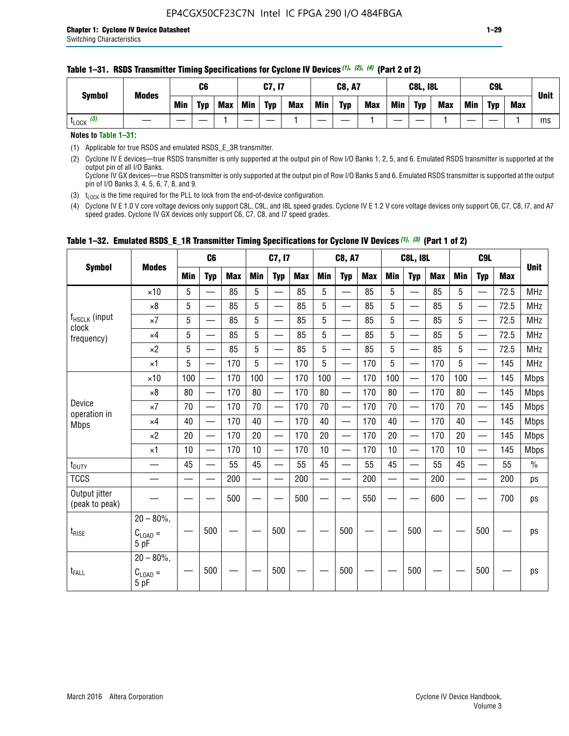**Table 1–31. RSDS Transmitter Timing Specifications for Cyclone IV Devices (1), (2), (4) (Part 2 of 2)**

| Symbol | Modes | C6 | | | C7, I7 | | | C8, A7 | | | C8L, I8L | | | C9L | | | Unit |
|---|---|---|---|---|---|---|---|---|---|---|---|---|---|---|---|---|---|
| | | Min | Typ | Max | Min | Typ | Max | Min | Typ | Max | Min | Typ | Max | Min | Typ | Max | |
| $t_{LOCK}$ (3) | — | — | — | 1 | — | — | 1 | — | — | 1 | — | — | 1 | — | — | 1 | ms |

**Notes to Table 1–31:**

(1) Applicable for true RSDS and emulated RSDS_E_3R transmitter.

(2) Cyclone IV E devices—true RSDS transmitter is only supported at the output pin of Row I/O Banks 1, 2, 5, and 6. Emulated RSDS transmitter is supported at the output pin of all I/O Banks.
Cyclone IV GX devices—true RSDS transmitter is only supported at the output pin of Row I/O Banks 5 and 6. Emulated RSDS transmitter is supported at the output pin of I/O Banks 3, 4, 5, 6, 7, 8, and 9.

(3) $t_{LOCK}$ is the time required for the PLL to lock from the end-of-device configuration.

(4) Cyclone IV E 1.0 V core voltage devices only support C8L, C9L, and I8L speed grades. Cyclone IV E 1.2 V core voltage devices only support C6, C7, C8, I7, and A7 speed grades. Cyclone IV GX devices only support C6, C7, C8, and I7 speed grades.

**Table 1–32. Emulated RSDS_E_1R Transmitter Timing Specifications for Cyclone IV Devices (1), (3) (Part 1 of 2)**

| Symbol | Modes | C6 | | | C7, I7 | | | C8, A7 | | | C8L, I8L | | | C9L | | | Unit |
|---|---|---|---|---|---|---|---|---|---|---|---|---|---|---|---|---|---|
| | | Min | Typ | Max | Min | Typ | Max | Min | Typ | Max | Min | Typ | Max | Min | Typ | Max | |
| $f_{HSCLK}$ (input clock frequency) | ×10 | 5 | — | 85 | 5 | — | 85 | 5 | — | 85 | 5 | — | 85 | 5 | — | 72.5 | MHz |
| | ×8 | 5 | — | 85 | 5 | — | 85 | 5 | — | 85 | 5 | — | 85 | 5 | — | 72.5 | MHz |
| | ×7 | 5 | — | 85 | 5 | — | 85 | 5 | — | 85 | 5 | — | 85 | 5 | — | 72.5 | MHz |
| | ×4 | 5 | — | 85 | 5 | — | 85 | 5 | — | 85 | 5 | — | 85 | 5 | — | 72.5 | MHz |
| | ×2 | 5 | — | 85 | 5 | — | 85 | 5 | — | 85 | 5 | — | 85 | 5 | — | 72.5 | MHz |
| | ×1 | 5 | — | 170 | 5 | — | 170 | 5 | — | 170 | 5 | — | 170 | 5 | — | 145 | MHz |
| Device operation in Mbps | ×10 | 100 | — | 170 | 100 | — | 170 | 100 | — | 170 | 100 | — | 170 | 100 | — | 145 | Mbps |
| | ×8 | 80 | — | 170 | 80 | — | 170 | 80 | — | 170 | 80 | — | 170 | 80 | — | 145 | Mbps |
| | ×7 | 70 | — | 170 | 70 | — | 170 | 70 | — | 170 | 70 | — | 170 | 70 | — | 145 | Mbps |
| | ×4 | 40 | — | 170 | 40 | — | 170 | 40 | — | 170 | 40 | — | 170 | 40 | — | 145 | Mbps |
| | ×2 | 20 | — | 170 | 20 | — | 170 | 20 | — | 170 | 20 | — | 170 | 20 | — | 145 | Mbps |
| | ×1 | 10 | — | 170 | 10 | — | 170 | 10 | — | 170 | 10 | — | 170 | 10 | — | 145 | Mbps |
| $t_{DUTY}$ | — | 45 | — | 55 | 45 | — | 55 | 45 | — | 55 | 45 | — | 55 | 45 | — | 55 | % |
| TCCS | — | — | — | 200 | — | — | 200 | — | — | 200 | — | — | 200 | — | — | 200 | ps |
| Output jitter (peak to peak) | — | — | — | 500 | — | — | 500 | — | — | 550 | — | — | 600 | — | — | 700 | ps |
| $t_{RISE}$ | 20 – 80%, $C_{LOAD}$ = 5 pF | — | 500 | — | — | 500 | — | — | 500 | — | — | 500 | — | — | 500 | — | ps |
| $t_{FALL}$ | 20 – 80%, $C_{LOAD}$ = 5 pF | — | 500 | — | — | 500 | — | — | 500 | — | — | 500 | — | — | 500 | — | ps |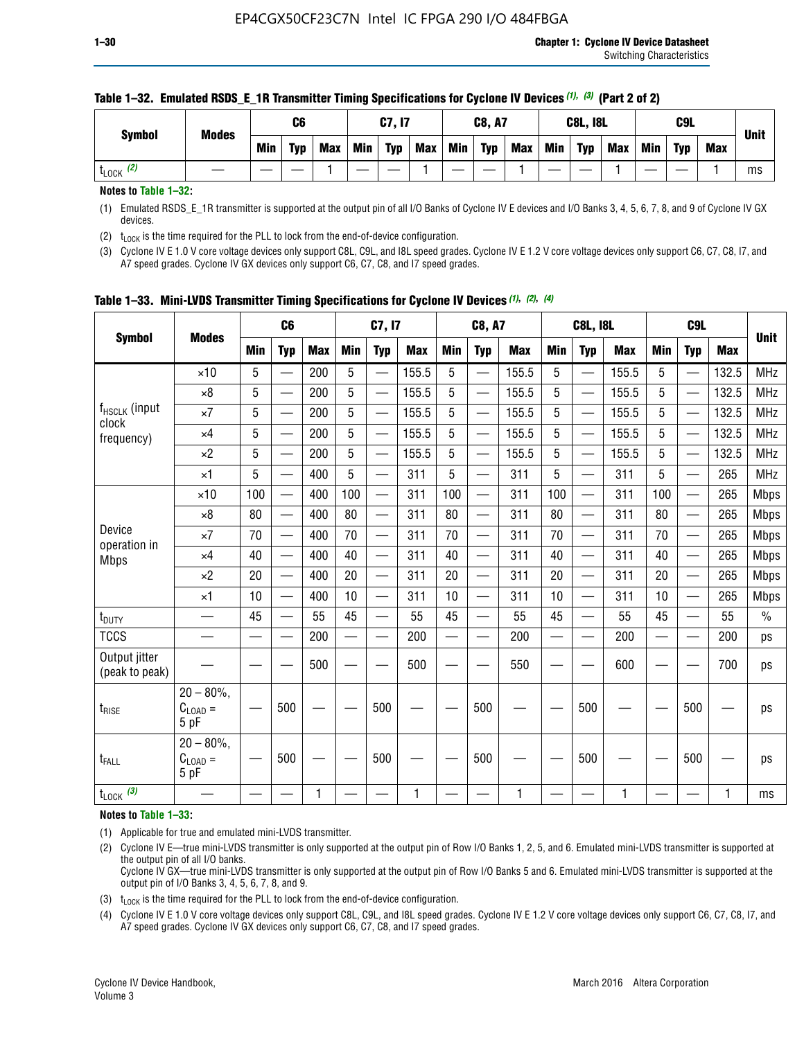**Table 1–32. Emulated RSDS_E_1R Transmitter Timing Specifications for Cyclone IV Devices (1), (3) (Part 2 of 2)**

| Symbol | Modes | C6 | | | C7, I7 | | | C8, A7 | | | C8L, I8L | | | C9L | | | Unit |
|---|---|---|---|---|---|---|---|---|---|---|---|---|---|---|---|---|---|
| | | Min | Typ | Max | Min | Typ | Max | Min | Typ | Max | Min | Typ | Max | Min | Typ | Max | |
| $t_{LOCK}$ (2) | — | — | — | 1 | — | — | 1 | — | — | 1 | — | — | 1 | — | — | 1 | ms |

**Notes to Table 1–32:**

(1) Emulated RSDS_E_1R transmitter is supported at the output pin of all I/O Banks of Cyclone IV E devices and I/O Banks 3, 4, 5, 6, 7, 8, and 9 of Cyclone IV GX devices.

(2) $t_{LOCK}$ is the time required for the PLL to lock from the end-of-device configuration.

(3) Cyclone IV E 1.0 V core voltage devices only support C8L, C9L, and I8L speed grades. Cyclone IV E 1.2 V core voltage devices only support C6, C7, C8, I7, and A7 speed grades. Cyclone IV GX devices only support C6, C7, C8, and I7 speed grades.

**Table 1–33. Mini-LVDS Transmitter Timing Specifications for Cyclone IV Devices (1), (2), (4)**

| Symbol | Modes | C6 | | | C7, I7 | | | C8, A7 | | | C8L, I8L | | | C9L | | | Unit |
|---|---|---|---|---|---|---|---|---|---|---|---|---|---|---|---|---|---|
| | | Min | Typ | Max | Min | Typ | Max | Min | Typ | Max | Min | Typ | Max | Min | Typ | Max | |
| $f_{HSCLK}$ (input clock frequency) | ×10 | 5 | — | 200 | 5 | — | 155.5 | 5 | — | 155.5 | 5 | — | 155.5 | 5 | — | 132.5 | MHz |
| | ×8 | 5 | — | 200 | 5 | — | 155.5 | 5 | — | 155.5 | 5 | — | 155.5 | 5 | — | 132.5 | MHz |
| | ×7 | 5 | — | 200 | 5 | — | 155.5 | 5 | — | 155.5 | 5 | — | 155.5 | 5 | — | 132.5 | MHz |
| | ×4 | 5 | — | 200 | 5 | — | 155.5 | 5 | — | 155.5 | 5 | — | 155.5 | 5 | — | 132.5 | MHz |
| | ×2 | 5 | — | 200 | 5 | — | 155.5 | 5 | — | 155.5 | 5 | — | 155.5 | 5 | — | 132.5 | MHz |
| | ×1 | 5 | — | 400 | 5 | — | 311 | 5 | — | 311 | 5 | — | 311 | 5 | — | 265 | MHz |
| Device operation in Mbps | ×10 | 100 | — | 400 | 100 | — | 311 | 100 | — | 311 | 100 | — | 311 | 100 | — | 265 | Mbps |
| | ×8 | 80 | — | 400 | 80 | — | 311 | 80 | — | 311 | 80 | — | 311 | 80 | — | 265 | Mbps |
| | ×7 | 70 | — | 400 | 70 | — | 311 | 70 | — | 311 | 70 | — | 311 | 70 | — | 265 | Mbps |
| | ×4 | 40 | — | 400 | 40 | — | 311 | 40 | — | 311 | 40 | — | 311 | 40 | — | 265 | Mbps |
| | ×2 | 20 | — | 400 | 20 | — | 311 | 20 | — | 311 | 20 | — | 311 | 20 | — | 265 | Mbps |
| | ×1 | 10 | — | 400 | 10 | — | 311 | 10 | — | 311 | 10 | — | 311 | 10 | — | 265 | Mbps |
| $t_{DUTY}$ | — | 45 | — | 55 | 45 | — | 55 | 45 | — | 55 | 45 | — | 55 | 45 | — | 55 | % |
| TCCS | — | — | — | 200 | — | — | 200 | — | — | 200 | — | — | 200 | — | — | 200 | ps |
| Output jitter (peak to peak) | — | — | — | 500 | — | — | 500 | — | — | 550 | — | — | 600 | — | — | 700 | ps |
| $t_{RISE}$ | 20 – 80%, $C_{LOAD}$ = 5 pF | — | 500 | — | — | 500 | — | — | 500 | — | — | 500 | — | — | 500 | — | ps |
| $t_{FALL}$ | 20 – 80%, $C_{LOAD}$ = 5 pF | — | 500 | — | — | 500 | — | — | 500 | — | — | 500 | — | — | 500 | — | ps |
| $t_{LOCK}$ (3) | — | — | — | 1 | — | — | 1 | — | — | 1 | — | — | 1 | — | — | 1 | ms |

**Notes to Table 1–33:**

(1) Applicable for true and emulated mini-LVDS transmitter.

(2) Cyclone IV E—true mini-LVDS transmitter is only supported at the output pin of Row I/O Banks 1, 2, 5, and 6. Emulated mini-LVDS transmitter is supported at the output pin of all I/O banks.
Cyclone IV GX—true mini-LVDS transmitter is only supported at the output pin of Row I/O Banks 5 and 6. Emulated mini-LVDS transmitter is supported at the output pin of I/O Banks 3, 4, 5, 6, 7, 8, and 9.

(3) $t_{LOCK}$ is the time required for the PLL to lock from the end-of-device configuration.

(4) Cyclone IV E 1.0 V core voltage devices only support C8L, C9L, and I8L speed grades. Cyclone IV E 1.2 V core voltage devices only support C6, C7, C8, I7, and A7 speed grades. Cyclone IV GX devices only support C6, C7, C8, and I7 speed grades.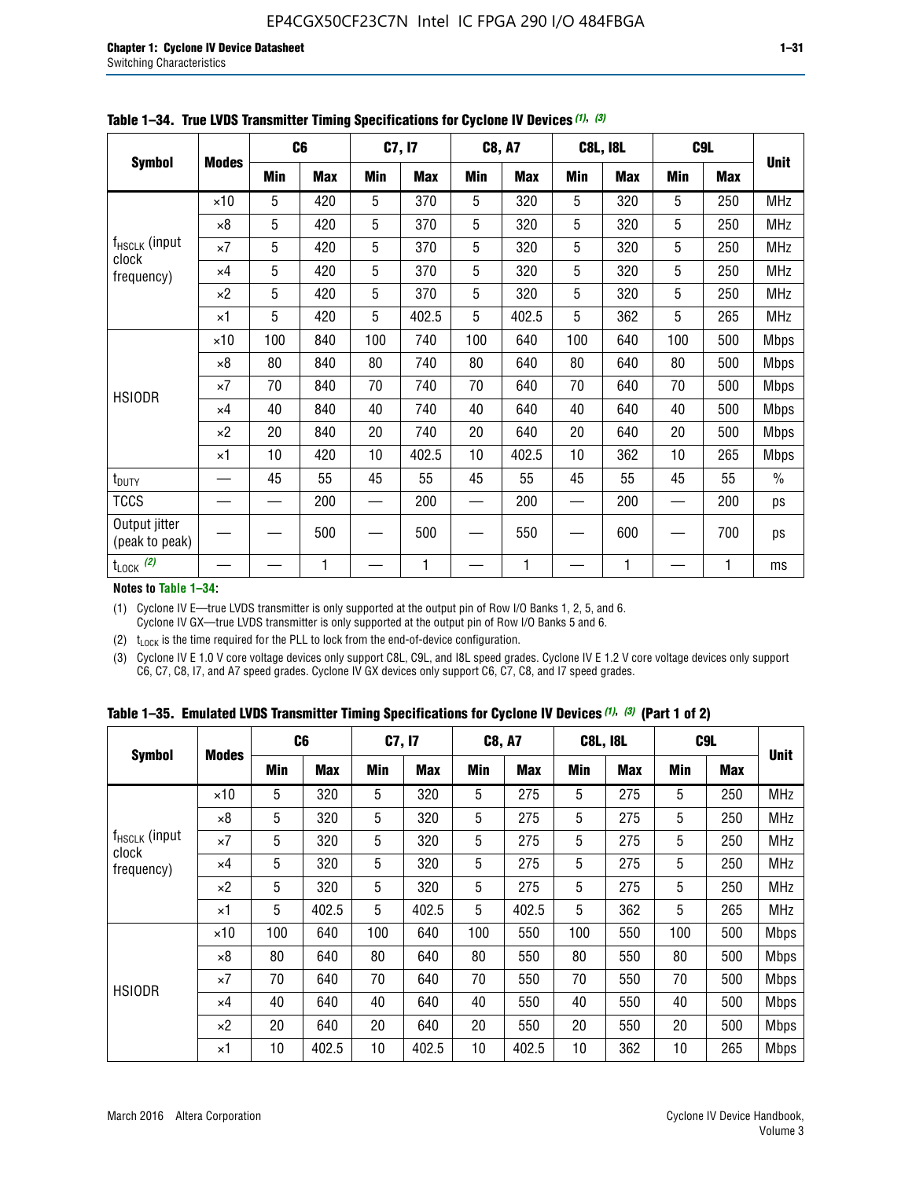**Table 1–34. True LVDS Transmitter Timing Specifications for Cyclone IV Devices (1), (3)**

| Symbol | Modes | C6 | | C7, I7 | | C8, A7 | | C8L, I8L | | C9L | | Unit |
|---|---|---|---|---|---|---|---|---|---|---|---|---|
| | | Min | Max | Min | Max | Min | Max | Min | Max | Min | Max | |
| $f_{HSCLK}$ (input clock frequency) | ×10 | 5 | 420 | 5 | 370 | 5 | 320 | 5 | 320 | 5 | 250 | MHz |
| | ×8 | 5 | 420 | 5 | 370 | 5 | 320 | 5 | 320 | 5 | 250 | MHz |
| | ×7 | 5 | 420 | 5 | 370 | 5 | 320 | 5 | 320 | 5 | 250 | MHz |
| | ×4 | 5 | 420 | 5 | 370 | 5 | 320 | 5 | 320 | 5 | 250 | MHz |
| | ×2 | 5 | 420 | 5 | 370 | 5 | 320 | 5 | 320 | 5 | 250 | MHz |
| | ×1 | 5 | 420 | 5 | 402.5 | 5 | 402.5 | 5 | 362 | 5 | 265 | MHz |
| HSIODR | ×10 | 100 | 840 | 100 | 740 | 100 | 640 | 100 | 640 | 100 | 500 | Mbps |
| | ×8 | 80 | 840 | 80 | 740 | 80 | 640 | 80 | 640 | 80 | 500 | Mbps |
| | ×7 | 70 | 840 | 70 | 740 | 70 | 640 | 70 | 640 | 70 | 500 | Mbps |
| | ×4 | 40 | 840 | 40 | 740 | 40 | 640 | 40 | 640 | 40 | 500 | Mbps |
| | ×2 | 20 | 840 | 20 | 740 | 20 | 640 | 20 | 640 | 20 | 500 | Mbps |
| | ×1 | 10 | 420 | 10 | 402.5 | 10 | 402.5 | 10 | 362 | 10 | 265 | Mbps |
| $t_{DUTY}$ | — | 45 | 55 | 45 | 55 | 45 | 55 | 45 | 55 | 45 | 55 | % |
| TCCS | — | — | 200 | — | 200 | — | 200 | — | 200 | — | 200 | ps |
| Output jitter (peak to peak) | — | — | 500 | — | 500 | — | 550 | — | 600 | — | 700 | ps |
| $t_{LOCK}$ (2) | — | — | 1 | — | 1 | — | 1 | — | 1 | — | 1 | ms |

**Notes to Table 1–34:**

(1) Cyclone IV E—true LVDS transmitter is only supported at the output pin of Row I/O Banks 1, 2, 5, and 6. Cyclone IV GX—true LVDS transmitter is only supported at the output pin of Row I/O Banks 5 and 6.

(2) $t_{LOCK}$ is the time required for the PLL to lock from the end-of-device configuration.

(3) Cyclone IV E 1.0 V core voltage devices only support C8L, C9L, and I8L speed grades. Cyclone IV E 1.2 V core voltage devices only support C6, C7, C8, I7, and A7 speed grades. Cyclone IV GX devices only support C6, C7, C8, and I7 speed grades.

**Table 1–35. Emulated LVDS Transmitter Timing Specifications for Cyclone IV Devices (1), (3) (Part 1 of 2)**

| Symbol | Modes | C6 | | C7, I7 | | C8, A7 | | C8L, I8L | | C9L | | Unit |
|---|---|---|---|---|---|---|---|---|---|---|---|---|
| | | Min | Max | Min | Max | Min | Max | Min | Max | Min | Max | |
| $f_{HSCLK}$ (input clock frequency) | ×10 | 5 | 320 | 5 | 320 | 5 | 275 | 5 | 275 | 5 | 250 | MHz |
| | ×8 | 5 | 320 | 5 | 320 | 5 | 275 | 5 | 275 | 5 | 250 | MHz |
| | ×7 | 5 | 320 | 5 | 320 | 5 | 275 | 5 | 275 | 5 | 250 | MHz |
| | ×4 | 5 | 320 | 5 | 320 | 5 | 275 | 5 | 275 | 5 | 250 | MHz |
| | ×2 | 5 | 320 | 5 | 320 | 5 | 275 | 5 | 275 | 5 | 250 | MHz |
| | ×1 | 5 | 402.5 | 5 | 402.5 | 5 | 402.5 | 5 | 362 | 5 | 265 | MHz |
| HSIODR | ×10 | 100 | 640 | 100 | 640 | 100 | 550 | 100 | 550 | 100 | 500 | Mbps |
| | ×8 | 80 | 640 | 80 | 640 | 80 | 550 | 80 | 550 | 80 | 500 | Mbps |
| | ×7 | 70 | 640 | 70 | 640 | 70 | 550 | 70 | 550 | 70 | 500 | Mbps |
| | ×4 | 40 | 640 | 40 | 640 | 40 | 550 | 40 | 550 | 40 | 500 | Mbps |
| | ×2 | 20 | 640 | 20 | 640 | 20 | 550 | 20 | 550 | 20 | 500 | Mbps |
| | ×1 | 10 | 402.5 | 10 | 402.5 | 10 | 402.5 | 10 | 362 | 10 | 265 | Mbps |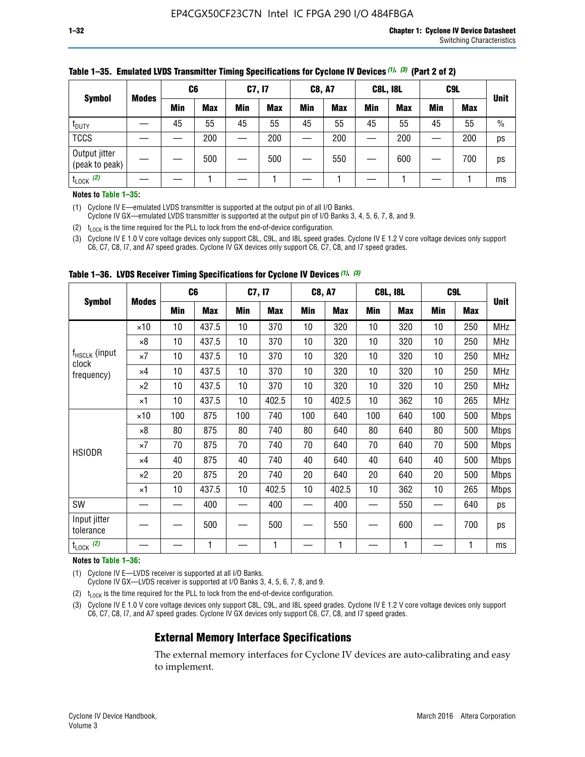**Table 1–35. Emulated LVDS Transmitter Timing Specifications for Cyclone IV Devices (1), (3) (Part 2 of 2)**

| Symbol | Modes | C6 | | C7, I7 | | C8, A7 | | C8L, I8L | | C9L | | Unit |
|---|---|---|---|---|---|---|---|---|---|---|---|---|
| | | Min | Max | Min | Max | Min | Max | Min | Max | Min | Max | |
| $t_{DUTY}$ | — | 45 | 55 | 45 | 55 | 45 | 55 | 45 | 55 | 45 | 55 | % |
| TCCS | — | — | 200 | — | 200 | — | 200 | — | 200 | — | 200 | ps |
| Output jitter (peak to peak) | — | — | 500 | — | 500 | — | 550 | — | 600 | — | 700 | ps |
| $t_{LOCK}$ (2) | — | — | 1 | — | 1 | — | 1 | — | 1 | — | 1 | ms |

**Notes to Table 1–35:**

(1) Cyclone IV E—emulated LVDS transmitter is supported at the output pin of all I/O Banks.
Cyclone IV GX—emulated LVDS transmitter is supported at the output pin of I/O Banks 3, 4, 5, 6, 7, 8, and 9.

(2) $t_{LOCK}$ is the time required for the PLL to lock from the end-of-device configuration.

(3) Cyclone IV E 1.0 V core voltage devices only support C8L, C9L, and I8L speed grades. Cyclone IV E 1.2 V core voltage devices only support C6, C7, C8, I7, and A7 speed grades. Cyclone IV GX devices only support C6, C7, C8, and I7 speed grades.

**Table 1–36. LVDS Receiver Timing Specifications for Cyclone IV Devices (1), (3)**

| Symbol | Modes | C6 | | C7, I7 | | C8, A7 | | C8L, I8L | | C9L | | Unit |
|---|---|---|---|---|---|---|---|---|---|---|---|---|
| | | Min | Max | Min | Max | Min | Max | Min | Max | Min | Max | |
| $f_{HSCLK}$ (input clock frequency) | ×10 | 10 | 437.5 | 10 | 370 | 10 | 320 | 10 | 320 | 10 | 250 | MHz |
| | ×8 | 10 | 437.5 | 10 | 370 | 10 | 320 | 10 | 320 | 10 | 250 | MHz |
| | ×7 | 10 | 437.5 | 10 | 370 | 10 | 320 | 10 | 320 | 10 | 250 | MHz |
| | ×4 | 10 | 437.5 | 10 | 370 | 10 | 320 | 10 | 320 | 10 | 250 | MHz |
| | ×2 | 10 | 437.5 | 10 | 370 | 10 | 320 | 10 | 320 | 10 | 250 | MHz |
| | ×1 | 10 | 437.5 | 10 | 402.5 | 10 | 402.5 | 10 | 362 | 10 | 265 | MHz |
| HSIODR | ×10 | 100 | 875 | 100 | 740 | 100 | 640 | 100 | 640 | 100 | 500 | Mbps |
| | ×8 | 80 | 875 | 80 | 740 | 80 | 640 | 80 | 640 | 80 | 500 | Mbps |
| | ×7 | 70 | 875 | 70 | 740 | 70 | 640 | 70 | 640 | 70 | 500 | Mbps |
| | ×4 | 40 | 875 | 40 | 740 | 40 | 640 | 40 | 640 | 40 | 500 | Mbps |
| | ×2 | 20 | 875 | 20 | 740 | 20 | 640 | 20 | 640 | 20 | 500 | Mbps |
| | ×1 | 10 | 437.5 | 10 | 402.5 | 10 | 402.5 | 10 | 362 | 10 | 265 | Mbps |
| SW | — | — | 400 | — | 400 | — | 400 | — | 550 | — | 640 | ps |
| Input jitter tolerance | — | — | 500 | — | 500 | — | 550 | — | 600 | — | 700 | ps |
| $t_{LOCK}$ (2) | — | — | 1 | — | 1 | — | 1 | — | 1 | — | 1 | ms |

**Notes to Table 1–36:**

(1) Cyclone IV E—LVDS receiver is supported at all I/O Banks.
Cyclone IV GX—LVDS receiver is supported at I/O Banks 3, 4, 5, 6, 7, 8, and 9.

(2) $t_{LOCK}$ is the time required for the PLL to lock from the end-of-device configuration.

(3) Cyclone IV E 1.0 V core voltage devices only support C8L, C9L, and I8L speed grades. Cyclone IV E 1.2 V core voltage devices only support C6, C7, C8, I7, and A7 speed grades. Cyclone IV GX devices only support C6, C7, C8, and I7 speed grades.

## External Memory Interface Specifications

The external memory interfaces for Cyclone IV devices are auto-calibrating and easy to implement.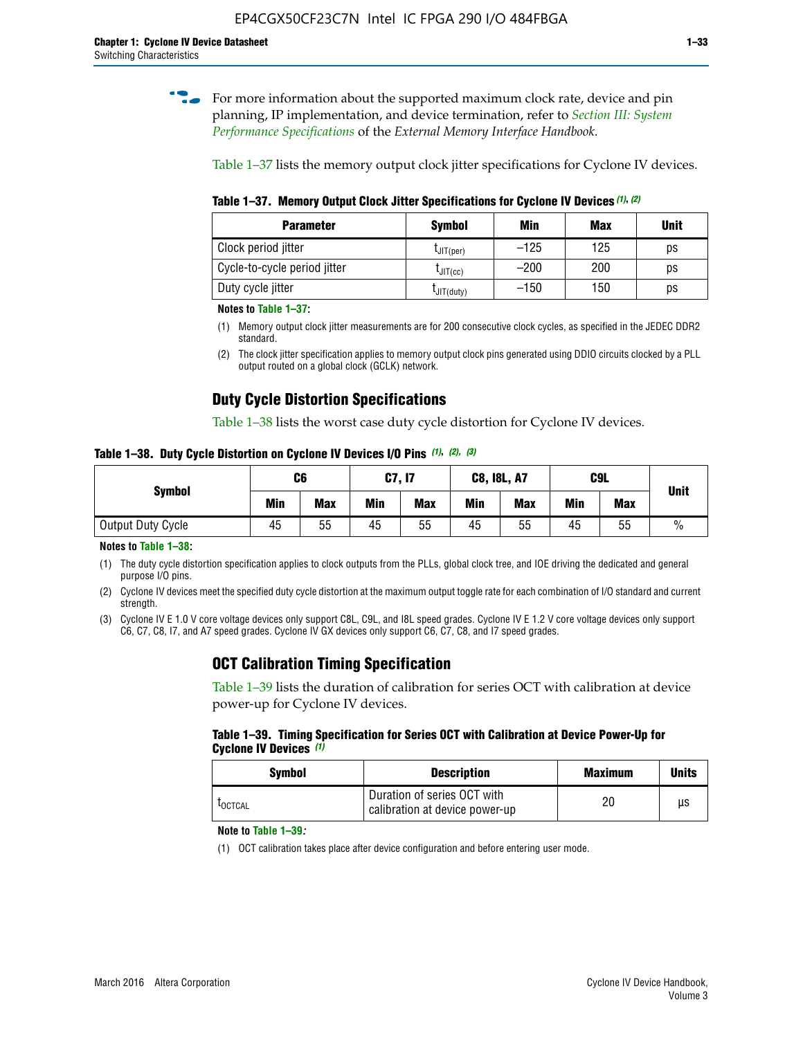For more information about the supported maximum clock rate, device and pin planning, IP implementation, and device termination, refer to *Section III: System Performance Specifications* of the *External Memory Interface Handbook*.

Table 1–37 lists the memory output clock jitter specifications for Cyclone IV devices.

**Table 1–37. Memory Output Clock Jitter Specifications for Cyclone IV Devices (1), (2)**

| Parameter | Symbol | Min | Max | Unit |
|---|---|---|---|---|
| Clock period jitter | $t_{JIT(per)}$ | –125 | 125 | ps |
| Cycle-to-cycle period jitter | $t_{JIT(cc)}$ | –200 | 200 | ps |
| Duty cycle jitter | $t_{JIT(duty)}$ | –150 | 150 | ps |

**Notes to Table 1–37:**

(1) Memory output clock jitter measurements are for 200 consecutive clock cycles, as specified in the JEDEC DDR2 standard.

(2) The clock jitter specification applies to memory output clock pins generated using DDIO circuits clocked by a PLL output routed on a global clock (GCLK) network.

## Duty Cycle Distortion Specifications

Table 1–38 lists the worst case duty cycle distortion for Cyclone IV devices.

**Table 1–38. Duty Cycle Distortion on Cyclone IV Devices I/O Pins (1), (2), (3)**

| Symbol | C6 | | C7, I7 | | C8, I8L, A7 | | C9L | | Unit |
|---|---|---|---|---|---|---|---|---|---|
| | Min | Max | Min | Max | Min | Max | Min | Max | |
| Output Duty Cycle | 45 | 55 | 45 | 55 | 45 | 55 | 45 | 55 | % |

**Notes to Table 1–38:**

(1) The duty cycle distortion specification applies to clock outputs from the PLLs, global clock tree, and IOE driving the dedicated and general purpose I/O pins.

(2) Cyclone IV devices meet the specified duty cycle distortion at the maximum output toggle rate for each combination of I/O standard and current strength.

(3) Cyclone IV E 1.0 V core voltage devices only support C8L, C9L, and I8L speed grades. Cyclone IV E 1.2 V core voltage devices only support C6, C7, C8, I7, and A7 speed grades. Cyclone IV GX devices only support C6, C7, C8, and I7 speed grades.

## OCT Calibration Timing Specification

Table 1–39 lists the duration of calibration for series OCT with calibration at device power-up for Cyclone IV devices.

**Table 1–39. Timing Specification for Series OCT with Calibration at Device Power-Up for Cyclone IV Devices (1)**

| Symbol | Description | Maximum | Units |
|---|---|---|---|
| $t_{OCTCAL}$ | Duration of series OCT with calibration at device power-up | 20 | µs |

**Note to Table 1–39:**

(1) OCT calibration takes place after device configuration and before entering user mode.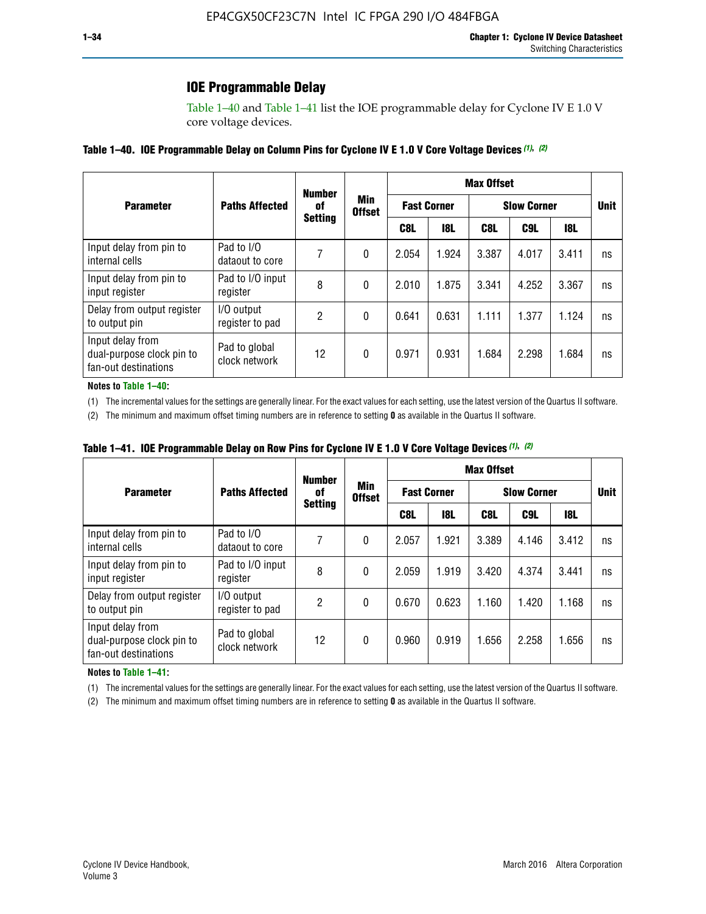## IOE Programmable Delay

Table 1–40 and Table 1–41 list the IOE programmable delay for Cyclone IV E 1.0 V core voltage devices.

**Table 1–40. IOE Programmable Delay on Column Pins for Cyclone IV E 1.0 V Core Voltage Devices (1), (2)**

| Parameter | Paths Affected | Number of Setting | Min Offset | Max Offset | | | | | Unit |
|---|---|---|---|---|---|---|---|---|---|
| | | | | Fast Corner | | Slow Corner | | | |
| | | | | C8L | I8L | C8L | C9L | I8L | |
| Input delay from pin to internal cells | Pad to I/O dataout to core | 7 | 0 | 2.054 | 1.924 | 3.387 | 4.017 | 3.411 | ns |
| Input delay from pin to input register | Pad to I/O input register | 8 | 0 | 2.010 | 1.875 | 3.341 | 4.252 | 3.367 | ns |
| Delay from output register to output pin | I/O output register to pad | 2 | 0 | 0.641 | 0.631 | 1.111 | 1.377 | 1.124 | ns |
| Input delay from dual-purpose clock pin to fan-out destinations | Pad to global clock network | 12 | 0 | 0.971 | 0.931 | 1.684 | 2.298 | 1.684 | ns |

**Notes to Table 1–40:**

(1) The incremental values for the settings are generally linear. For the exact values for each setting, use the latest version of the Quartus II software.

(2) The minimum and maximum offset timing numbers are in reference to setting **0** as available in the Quartus II software.

**Table 1–41. IOE Programmable Delay on Row Pins for Cyclone IV E 1.0 V Core Voltage Devices (1), (2)**

| Parameter | Paths Affected | Number of Setting | Min Offset | Max Offset | | | | | Unit |
|---|---|---|---|---|---|---|---|---|---|
| | | | | Fast Corner | | Slow Corner | | | |
| | | | | C8L | I8L | C8L | C9L | I8L | |
| Input delay from pin to internal cells | Pad to I/O dataout to core | 7 | 0 | 2.057 | 1.921 | 3.389 | 4.146 | 3.412 | ns |
| Input delay from pin to input register | Pad to I/O input register | 8 | 0 | 2.059 | 1.919 | 3.420 | 4.374 | 3.441 | ns |
| Delay from output register to output pin | I/O output register to pad | 2 | 0 | 0.670 | 0.623 | 1.160 | 1.420 | 1.168 | ns |
| Input delay from dual-purpose clock pin to fan-out destinations | Pad to global clock network | 12 | 0 | 0.960 | 0.919 | 1.656 | 2.258 | 1.656 | ns |

**Notes to Table 1–41:**

(1) The incremental values for the settings are generally linear. For the exact values for each setting, use the latest version of the Quartus II software.

(2) The minimum and maximum offset timing numbers are in reference to setting **0** as available in the Quartus II software.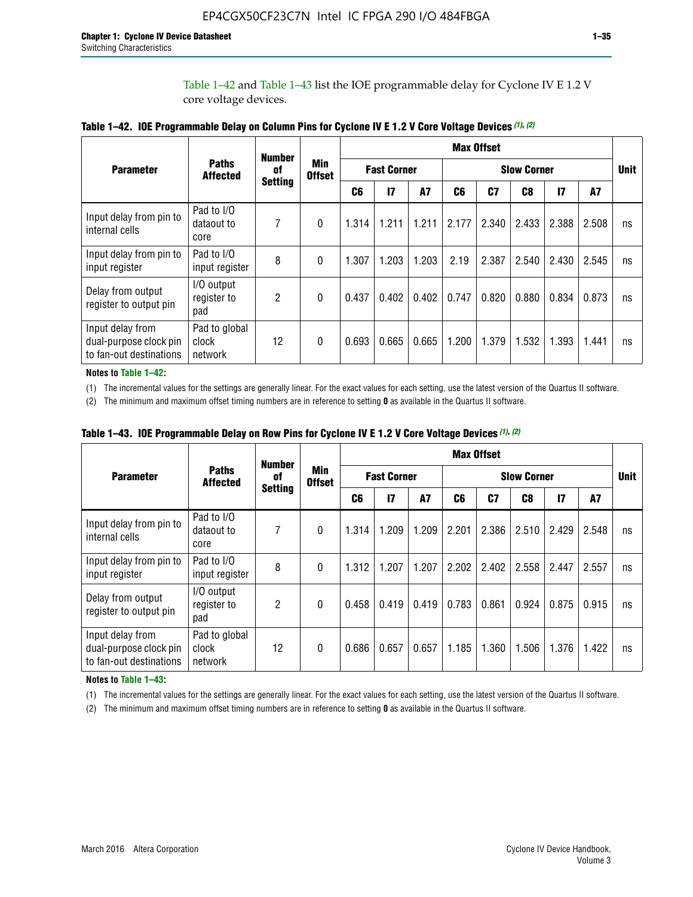Table 1–42 and Table 1–43 list the IOE programmable delay for Cyclone IV E 1.2 V core voltage devices.

**Table 1–42. IOE Programmable Delay on Column Pins for Cyclone IV E 1.2 V Core Voltage Devices (1), (2)**

| Parameter | Paths Affected | Number of Setting | Min Offset | Max Offset | | | | | | | | | Unit |
|---|---|---|---|---|---|---|---|---|---|---|---|---|---|
| | | | | Fast Corner | | | Slow Corner | | | | | | |
| | | | | C6 | I7 | A7 | C6 | C7 | C8 | I7 | A7 | | |
| Input delay from pin to internal cells | Pad to I/O dataout to core | 7 | 0 | 1.314 | 1.211 | 1.211 | 2.177 | 2.340 | 2.433 | 2.388 | 2.508 | ns | |
| Input delay from pin to input register | Pad to I/O input register | 8 | 0 | 1.307 | 1.203 | 1.203 | 2.19 | 2.387 | 2.540 | 2.430 | 2.545 | ns | |
| Delay from output register to output pin | I/O output register to pad | 2 | 0 | 0.437 | 0.402 | 0.402 | 0.747 | 0.820 | 0.880 | 0.834 | 0.873 | ns | |
| Input delay from dual-purpose clock pin to fan-out destinations | Pad to global clock network | 12 | 0 | 0.693 | 0.665 | 0.665 | 1.200 | 1.379 | 1.532 | 1.393 | 1.441 | ns | |

**Notes to Table 1–42:**

(1) The incremental values for the settings are generally linear. For the exact values for each setting, use the latest version of the Quartus II software.

(2) The minimum and maximum offset timing numbers are in reference to setting **0** as available in the Quartus II software.

**Table 1–43. IOE Programmable Delay on Row Pins for Cyclone IV E 1.2 V Core Voltage Devices (1), (2)**

| Parameter | Paths Affected | Number of Setting | Min Offset | Max Offset | | | | | | | | | Unit |
|---|---|---|---|---|---|---|---|---|---|---|---|---|---|
| | | | | Fast Corner | | | Slow Corner | | | | | | |
| | | | | C6 | I7 | A7 | C6 | C7 | C8 | I7 | A7 | | |
| Input delay from pin to internal cells | Pad to I/O dataout to core | 7 | 0 | 1.314 | 1.209 | 1.209 | 2.201 | 2.386 | 2.510 | 2.429 | 2.548 | ns | |
| Input delay from pin to input register | Pad to I/O input register | 8 | 0 | 1.312 | 1.207 | 1.207 | 2.202 | 2.402 | 2.558 | 2.447 | 2.557 | ns | |
| Delay from output register to output pin | I/O output register to pad | 2 | 0 | 0.458 | 0.419 | 0.419 | 0.783 | 0.861 | 0.924 | 0.875 | 0.915 | ns | |
| Input delay from dual-purpose clock pin to fan-out destinations | Pad to global clock network | 12 | 0 | 0.686 | 0.657 | 0.657 | 1.185 | 1.360 | 1.506 | 1.376 | 1.422 | ns | |

**Notes to Table 1–43:**

(1) The incremental values for the settings are generally linear. For the exact values for each setting, use the latest version of the Quartus II software.

(2) The minimum and maximum offset timing numbers are in reference to setting **0** as available in the Quartus II software.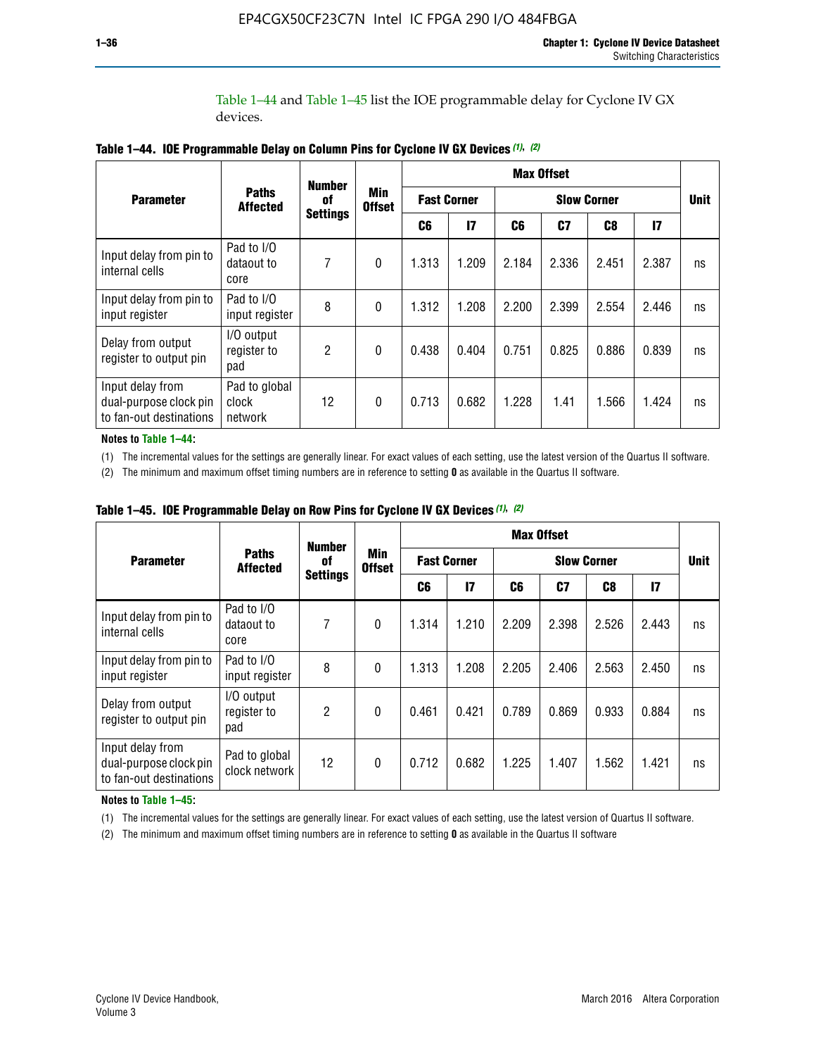Table 1–44 and Table 1–45 list the IOE programmable delay for Cyclone IV GX devices.

**Table 1–44. IOE Programmable Delay on Column Pins for Cyclone IV GX Devices (1), (2)**

| Parameter | Paths Affected | Number of Settings | Min Offset | Max Offset | | | | | | Unit |
|---|---|---|---|---|---|---|---|---|---|---|
| | | | | Fast Corner | | Slow Corner | | | | |
| | | | | C6 | I7 | C6 | C7 | C8 | I7 | |
| Input delay from pin to internal cells | Pad to I/O dataout to core | 7 | 0 | 1.313 | 1.209 | 2.184 | 2.336 | 2.451 | 2.387 | ns |
| Input delay from pin to input register | Pad to I/O input register | 8 | 0 | 1.312 | 1.208 | 2.200 | 2.399 | 2.554 | 2.446 | ns |
| Delay from output register to output pin | I/O output register to pad | 2 | 0 | 0.438 | 0.404 | 0.751 | 0.825 | 0.886 | 0.839 | ns |
| Input delay from dual-purpose clock pin to fan-out destinations | Pad to global clock network | 12 | 0 | 0.713 | 0.682 | 1.228 | 1.41 | 1.566 | 1.424 | ns |

**Notes to Table 1–44:**

(1) The incremental values for the settings are generally linear. For exact values of each setting, use the latest version of the Quartus II software.

(2) The minimum and maximum offset timing numbers are in reference to setting **0** as available in the Quartus II software.

**Table 1–45. IOE Programmable Delay on Row Pins for Cyclone IV GX Devices (1), (2)**

| Parameter | Paths Affected | Number of Settings | Min Offset | Max Offset | | | | | | Unit |
|---|---|---|---|---|---|---|---|---|---|---|
| | | | | Fast Corner | | Slow Corner | | | | |
| | | | | C6 | I7 | C6 | C7 | C8 | I7 | |
| Input delay from pin to internal cells | Pad to I/O dataout to core | 7 | 0 | 1.314 | 1.210 | 2.209 | 2.398 | 2.526 | 2.443 | ns |
| Input delay from pin to input register | Pad to I/O input register | 8 | 0 | 1.313 | 1.208 | 2.205 | 2.406 | 2.563 | 2.450 | ns |
| Delay from output register to output pin | I/O output register to pad | 2 | 0 | 0.461 | 0.421 | 0.789 | 0.869 | 0.933 | 0.884 | ns |
| Input delay from dual-purpose clock pin to fan-out destinations | Pad to global clock network | 12 | 0 | 0.712 | 0.682 | 1.225 | 1.407 | 1.562 | 1.421 | ns |

**Notes to Table 1–45:**

(1) The incremental values for the settings are generally linear. For exact values of each setting, use the latest version of Quartus II software.

(2) The minimum and maximum offset timing numbers are in reference to setting **0** as available in the Quartus II software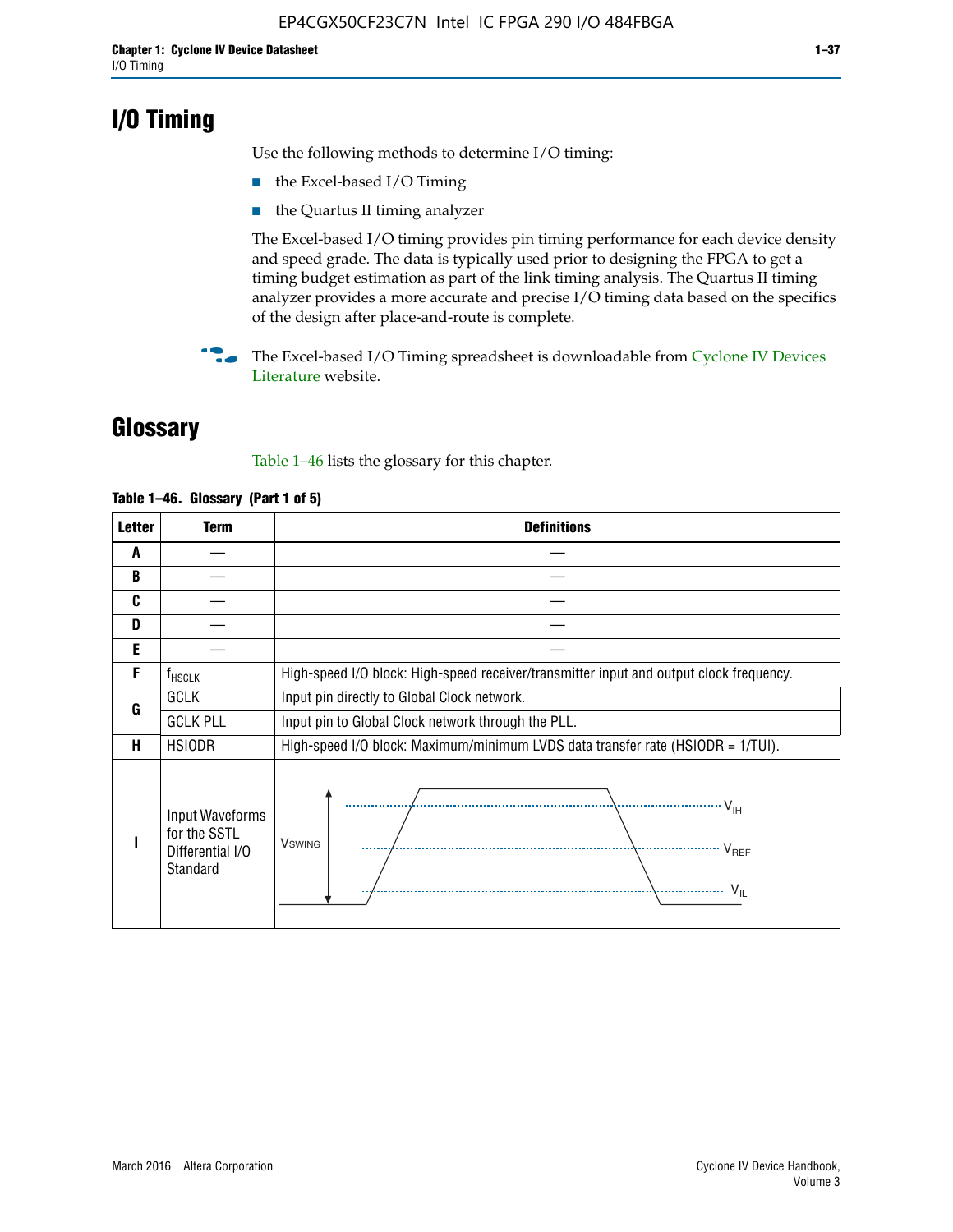# I/O Timing

Use the following methods to determine I/O timing:

- the Excel-based I/O Timing
- the Quartus II timing analyzer

The Excel-based I/O timing provides pin timing performance for each device density and speed grade. The data is typically used prior to designing the FPGA to get a timing budget estimation as part of the link timing analysis. The Quartus II timing analyzer provides a more accurate and precise I/O timing data based on the specifics of the design after place-and-route is complete.

The Excel-based I/O Timing spreadsheet is downloadable from Cyclone IV Devices Literature website.

# Glossary

Table 1–46 lists the glossary for this chapter.

**Table 1–46. Glossary (Part 1 of 5)**

| Letter | Term | Definitions |
|---|---|---|
| A | — | — |
| B | — | — |
| C | — | — |
| D | — | — |
| E | — | — |
| F | $f_{HSCLK}$ | High-speed I/O block: High-speed receiver/transmitter input and output clock frequency. |
| G | GCLK | Input pin directly to Global Clock network. |
| | GCLK PLL | Input pin to Global Clock network through the PLL. |
| H | HSIODR | High-speed I/O block: Maximum/minimum LVDS data transfer rate (HSIODR = 1/TUI). |
| I | Input Waveforms for the SSTL Differential I/O Standard | $V_{SWING}$, $V_{IH}$, $V_{REF}$, $V_{IL}$ |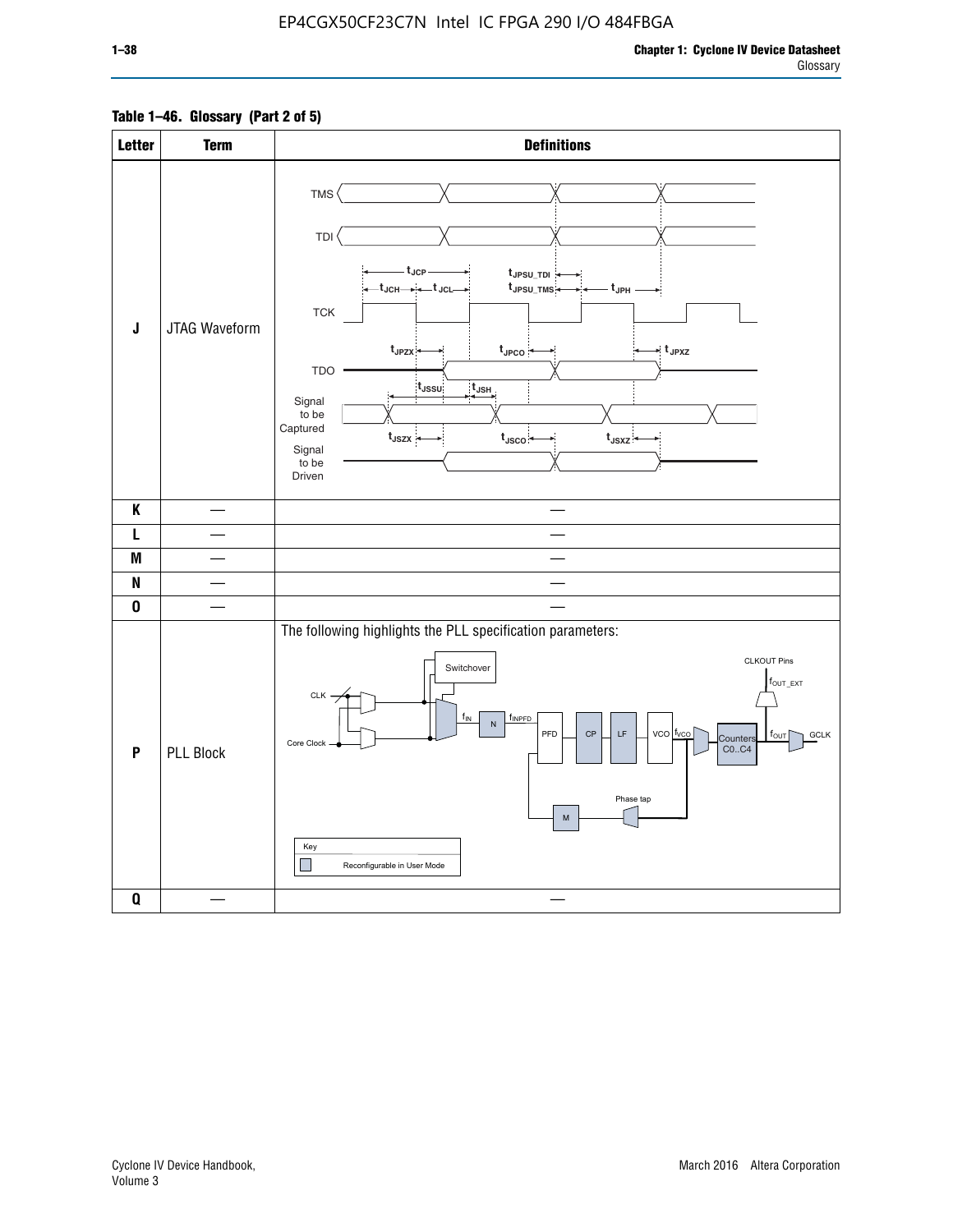**Table 1–46. Glossary (Part 2 of 5)**

| Letter | Term | Definitions |
|---|---|---|
| J | JTAG Waveform | TMS, TDI, TCK, TDO, Signal to be Captured, Signal to be Driven; $t_{JCP}$, $t_{JCH}$, $t_{JCL}$, $t_{JPSU\_TDI}$, $t_{JPSU\_TMS}$, $t_{JPH}$, $t_{JPZX}$, $t_{JPCO}$, $t_{JPXZ}$, $t_{JSSU}$, $t_{JSH}$, $t_{JSZX}$, $t_{JSCO}$, $t_{JSXZ}$ |
| K | — | — |
| L | — | — |
| M | — | — |
| N | — | — |
| O | — | — |
| P | PLL Block | The following highlights the PLL specification parameters: CLK, Core Clock, Switchover, $f_{IN}$, N, $f_{INPFD}$, PFD, CP, LF, VCO, $f_{VCO}$, Counters C0..C4, $f_{OUT}$, GCLK, CLKOUT Pins, $f_{OUT\_EXT}$, Phase tap, M. Key: Reconfigurable in User Mode |
| Q | — | — |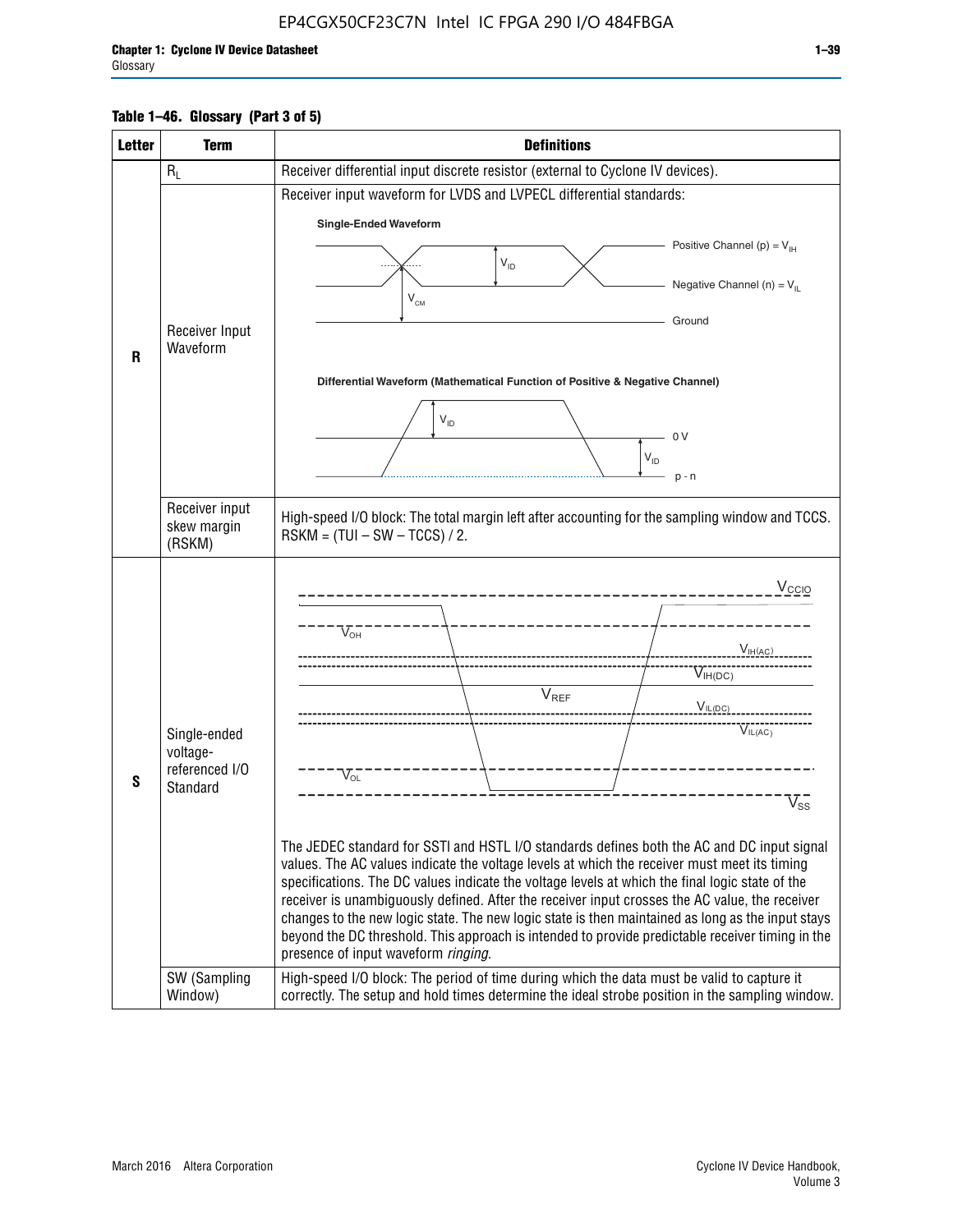**Table 1–46. Glossary (Part 3 of 5)**

| Letter | Term | Definitions |
|---|---|---|
| R | $R_L$ | Receiver differential input discrete resistor (external to Cyclone IV devices). |
| | Receiver Input Waveform | Receiver input waveform for LVDS and LVPECL differential standards:<br>**Single-Ended Waveform**<br>Positive Channel (p) = $V_{IH}$<br>Negative Channel (n) = $V_{IL}$<br>Ground<br>$V_{ID}$, $V_{CM}$<br>**Differential Waveform (Mathematical Function of Positive & Negative Channel)**<br>$V_{ID}$<br>0 V<br>$V_{ID}$<br>p - n |
| | Receiver input skew margin (RSKM) | High-speed I/O block: The total margin left after accounting for the sampling window and TCCS. RSKM = (TUI – SW – TCCS) / 2. |
| S | Single-ended voltage-referenced I/O Standard | $V_{CCIO}$, $V_{OH}$, $V_{IH(AC)}$, $V_{IH(DC)}$, $V_{REF}$, $V_{IL(DC)}$, $V_{IL(AC)}$, $V_{OL}$, $V_{SS}$<br><br>The JEDEC standard for SSTl and HSTL I/O standards defines both the AC and DC input signal values. The AC values indicate the voltage levels at which the receiver must meet its timing specifications. The DC values indicate the voltage levels at which the final logic state of the receiver is unambiguously defined. After the receiver input crosses the AC value, the receiver changes to the new logic state. The new logic state is then maintained as long as the input stays beyond the DC threshold. This approach is intended to provide predictable receiver timing in the presence of input waveform *ringing*. |
| | SW (Sampling Window) | High-speed I/O block: The period of time during which the data must be valid to capture it correctly. The setup and hold times determine the ideal strobe position in the sampling window. |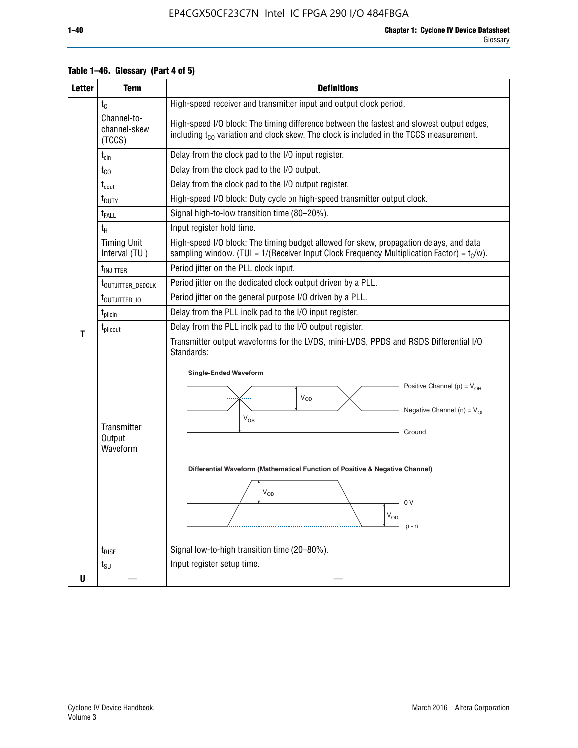**Table 1–46. Glossary (Part 4 of 5)**

| Letter | Term | Definitions |
|---|---|---|
| T | $t_C$ | High-speed receiver and transmitter input and output clock period. |
| | Channel-to-channel-skew (TCCS) | High-speed I/O block: The timing difference between the fastest and slowest output edges, including $t_{CO}$ variation and clock skew. The clock is included in the TCCS measurement. |
| | $t_{cin}$ | Delay from the clock pad to the I/O input register. |
| | $t_{CO}$ | Delay from the clock pad to the I/O output. |
| | $t_{cout}$ | Delay from the clock pad to the I/O output register. |
| | $t_{DUTY}$ | High-speed I/O block: Duty cycle on high-speed transmitter output clock. |
| | $t_{FALL}$ | Signal high-to-low transition time (80–20%). |
| | $t_H$ | Input register hold time. |
| | Timing Unit Interval (TUI) | High-speed I/O block: The timing budget allowed for skew, propagation delays, and data sampling window. (TUI = 1/(Receiver Input Clock Frequency Multiplication Factor) = $t_C$/w). |
| | $t_{INJITTER}$ | Period jitter on the PLL clock input. |
| | $t_{OUTJITTER\_DEDCLK}$ | Period jitter on the dedicated clock output driven by a PLL. |
| | $t_{OUTJITTER\_IO}$ | Period jitter on the general purpose I/O driven by a PLL. |
| | $t_{pllcin}$ | Delay from the PLL inclk pad to the I/O input register. |
| | $t_{pllcout}$ | Delay from the PLL inclk pad to the I/O output register. |
| | Transmitter Output Waveform | Transmitter output waveforms for the LVDS, mini-LVDS, PPDS and RSDS Differential I/O Standards: Single-Ended Waveform (Positive Channel (p) = $V_{OH}$; Negative Channel (n) = $V_{OL}$; $V_{OD}$; $V_{OS}$; Ground). Differential Waveform (Mathematical Function of Positive & Negative Channel) ($V_{OD}$; 0 V; p - n) |
| | $t_{RISE}$ | Signal low-to-high transition time (20–80%). |
| | $t_{SU}$ | Input register setup time. |
| U | — | — |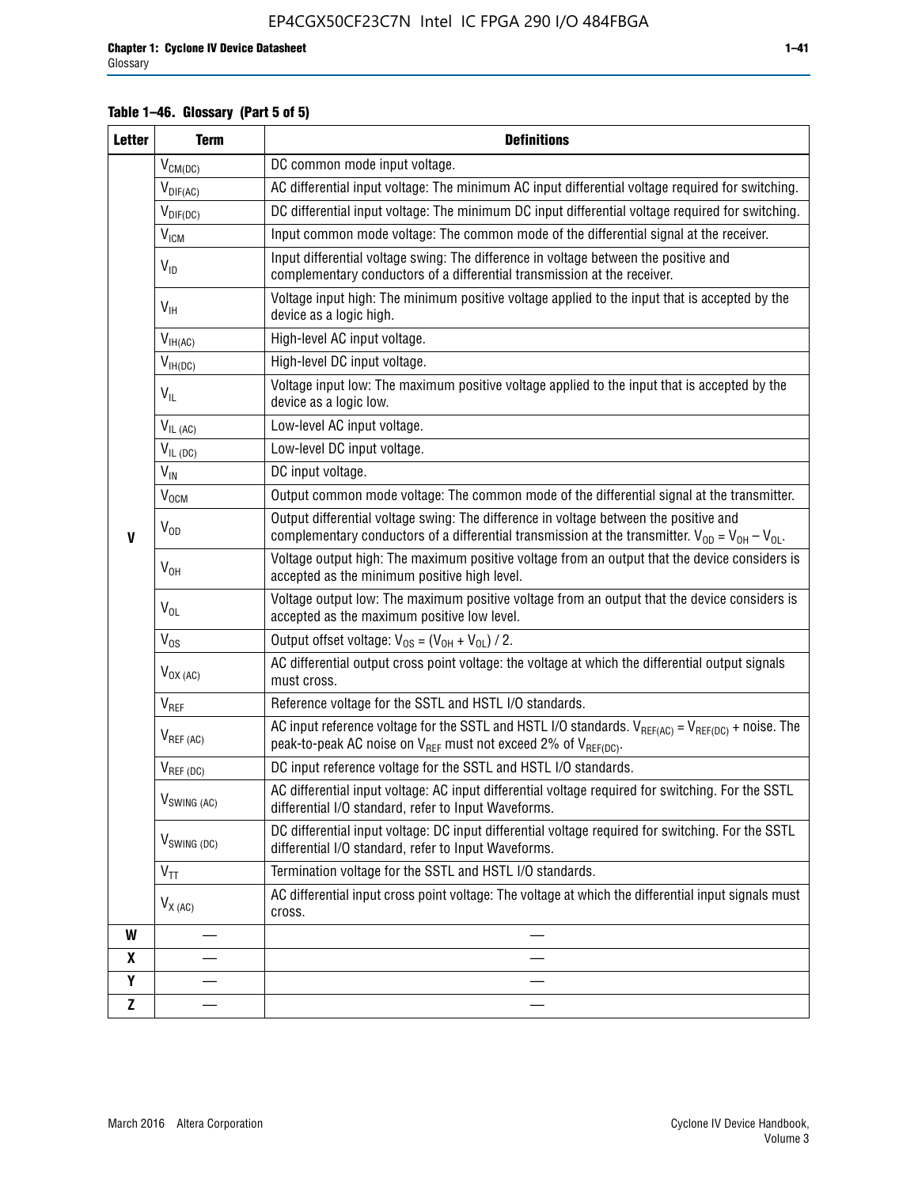**Table 1–46. Glossary (Part 5 of 5)**

| Letter | Term | Definitions |
|---|---|---|
| V | $V_{CM(DC)}$ | DC common mode input voltage. |
| | $V_{DIF(AC)}$ | AC differential input voltage: The minimum AC input differential voltage required for switching. |
| | $V_{DIF(DC)}$ | DC differential input voltage: The minimum DC input differential voltage required for switching. |
| | $V_{ICM}$ | Input common mode voltage: The common mode of the differential signal at the receiver. |
| | $V_{ID}$ | Input differential voltage swing: The difference in voltage between the positive and complementary conductors of a differential transmission at the receiver. |
| | $V_{IH}$ | Voltage input high: The minimum positive voltage applied to the input that is accepted by the device as a logic high. |
| | $V_{IH(AC)}$ | High-level AC input voltage. |
| | $V_{IH(DC)}$ | High-level DC input voltage. |
| | $V_{IL}$ | Voltage input low: The maximum positive voltage applied to the input that is accepted by the device as a logic low. |
| | $V_{IL (AC)}$ | Low-level AC input voltage. |
| | $V_{IL (DC)}$ | Low-level DC input voltage. |
| | $V_{IN}$ | DC input voltage. |
| | $V_{OCM}$ | Output common mode voltage: The common mode of the differential signal at the transmitter. |
| | $V_{OD}$ | Output differential voltage swing: The difference in voltage between the positive and complementary conductors of a differential transmission at the transmitter. $V_{OD} = V_{OH} - V_{OL}$. |
| | $V_{OH}$ | Voltage output high: The maximum positive voltage from an output that the device considers is accepted as the minimum positive high level. |
| | $V_{OL}$ | Voltage output low: The maximum positive voltage from an output that the device considers is accepted as the maximum positive low level. |
| | $V_{OS}$ | Output offset voltage: $V_{OS} = (V_{OH} + V_{OL}) / 2$. |
| | $V_{OX (AC)}$ | AC differential output cross point voltage: the voltage at which the differential output signals must cross. |
| | $V_{REF}$ | Reference voltage for the SSTL and HSTL I/O standards. |
| | $V_{REF (AC)}$ | AC input reference voltage for the SSTL and HSTL I/O standards. $V_{REF(AC)} = V_{REF(DC)}$ + noise. The peak-to-peak AC noise on $V_{REF}$ must not exceed 2% of $V_{REF(DC)}$. |
| | $V_{REF (DC)}$ | DC input reference voltage for the SSTL and HSTL I/O standards. |
| | $V_{SWING (AC)}$ | AC differential input voltage: AC input differential voltage required for switching. For the SSTL differential I/O standard, refer to Input Waveforms. |
| | $V_{SWING (DC)}$ | DC differential input voltage: DC input differential voltage required for switching. For the SSTL differential I/O standard, refer to Input Waveforms. |
| | $V_{TT}$ | Termination voltage for the SSTL and HSTL I/O standards. |
| | $V_{X (AC)}$ | AC differential input cross point voltage: The voltage at which the differential input signals must cross. |
| W | — | — |
| X | — | — |
| Y | — | — |
| Z | — | — |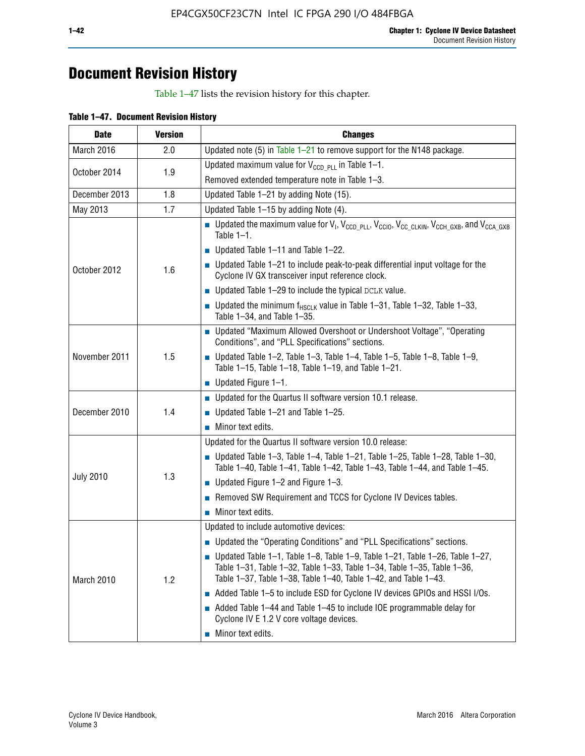# Document Revision History

Table 1–47 lists the revision history for this chapter.

**Table 1–47. Document Revision History**

| Date | Version | Changes |
|---|---|---|
| March 2016 | 2.0 | Updated note (5) in Table 1–21 to remove support for the N148 package. |
| October 2014 | 1.9 | Updated maximum value for $V_{CCD\_PLL}$ in Table 1–1.<br>Removed extended temperature note in Table 1–3. |
| December 2013 | 1.8 | Updated Table 1–21 by adding Note (15). |
| May 2013 | 1.7 | Updated Table 1–15 by adding Note (4). |
| October 2012 | 1.6 | ■ Updated the maximum value for $V_I$, $V_{CCD\_PLL}$, $V_{CCIO}$, $V_{CC\_CLKIN}$, $V_{CCH\_GXB}$, and $V_{CCA\_GXB}$ Table 1–1.<br>■ Updated Table 1–11 and Table 1–22.<br>■ Updated Table 1–21 to include peak-to-peak differential input voltage for the Cyclone IV GX transceiver input reference clock.<br>■ Updated Table 1–29 to include the typical DCLK value.<br>■ Updated the minimum $f_{HSCLK}$ value in Table 1–31, Table 1–32, Table 1–33, Table 1–34, and Table 1–35. |
| November 2011 | 1.5 | ■ Updated "Maximum Allowed Overshoot or Undershoot Voltage", "Operating Conditions", and "PLL Specifications" sections.<br>■ Updated Table 1–2, Table 1–3, Table 1–4, Table 1–5, Table 1–8, Table 1–9, Table 1–15, Table 1–18, Table 1–19, and Table 1–21.<br>■ Updated Figure 1–1. |
| December 2010 | 1.4 | ■ Updated for the Quartus II software version 10.1 release.<br>■ Updated Table 1–21 and Table 1–25.<br>■ Minor text edits. |
| July 2010 | 1.3 | Updated for the Quartus II software version 10.0 release:<br>■ Updated Table 1–3, Table 1–4, Table 1–21, Table 1–25, Table 1–28, Table 1–30, Table 1–40, Table 1–41, Table 1–42, Table 1–43, Table 1–44, and Table 1–45.<br>■ Updated Figure 1–2 and Figure 1–3.<br>■ Removed SW Requirement and TCCS for Cyclone IV Devices tables.<br>■ Minor text edits. |
| March 2010 | 1.2 | Updated to include automotive devices:<br>■ Updated the "Operating Conditions" and "PLL Specifications" sections.<br>■ Updated Table 1–1, Table 1–8, Table 1–9, Table 1–21, Table 1–26, Table 1–27, Table 1–31, Table 1–32, Table 1–33, Table 1–34, Table 1–35, Table 1–36, Table 1–37, Table 1–38, Table 1–40, Table 1–42, and Table 1–43.<br>■ Added Table 1–5 to include ESD for Cyclone IV devices GPIOs and HSSI I/Os.<br>■ Added Table 1–44 and Table 1–45 to include IOE programmable delay for Cyclone IV E 1.2 V core voltage devices.<br>■ Minor text edits. |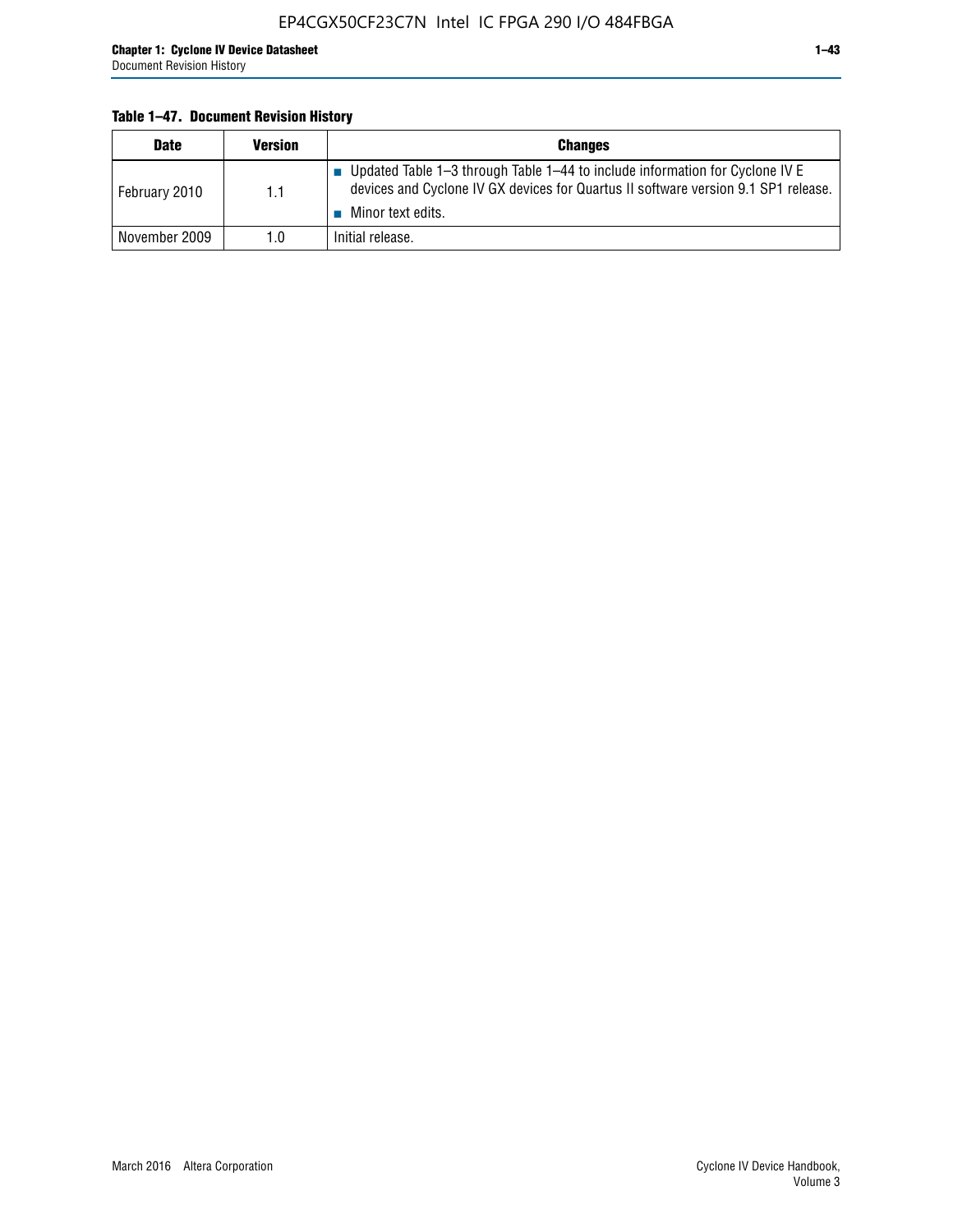**Table 1–47. Document Revision History**

| Date | Version | Changes |
|---|---|---|
| February 2010 | 1.1 | ■ Updated Table 1–3 through Table 1–44 to include information for Cyclone IV E devices and Cyclone IV GX devices for Quartus II software version 9.1 SP1 release.<br>■ Minor text edits. |
| November 2009 | 1.0 | Initial release. |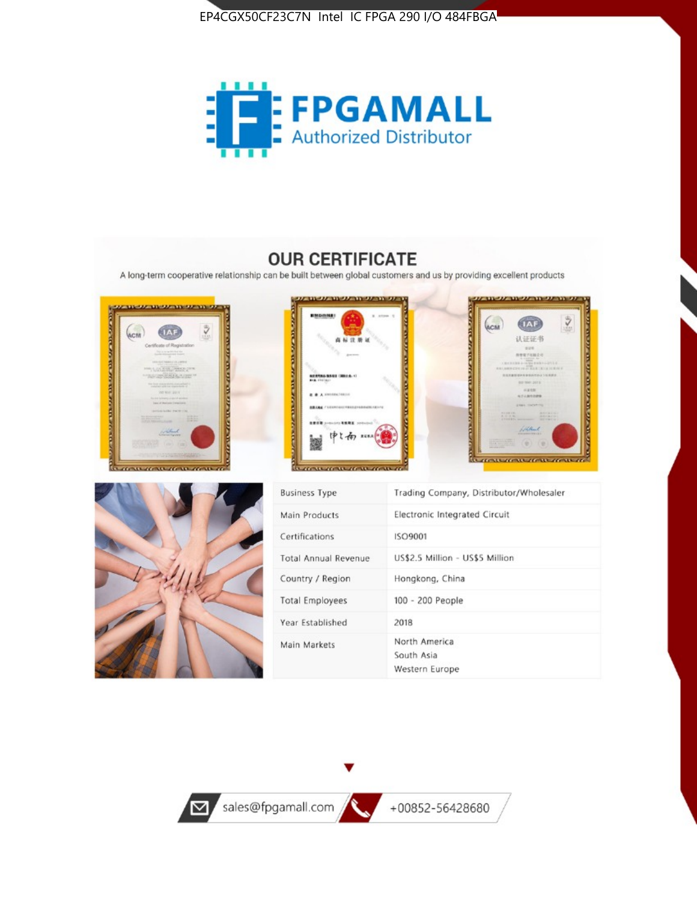FPGAMALL
Authorized Distributor

## OUR CERTIFICATE

A long-term cooperative relationship can be built between global customers and us by providing excellent products

| | |
|---|---|
| Business Type | Trading Company, Distributor/Wholesaler |
| Main Products | Electronic Integrated Circuit |
| Certifications | ISO9001 |
| Total Annual Revenue | US$2.5 Million - US$5 Million |
| Country / Region | Hongkong, China |
| Total Employees | 100 - 200 People |
| Year Established | 2018 |
| Main Markets | North America<br>South Asia<br>Western Europe |

sales@fpgamall.com

+00852-56428680